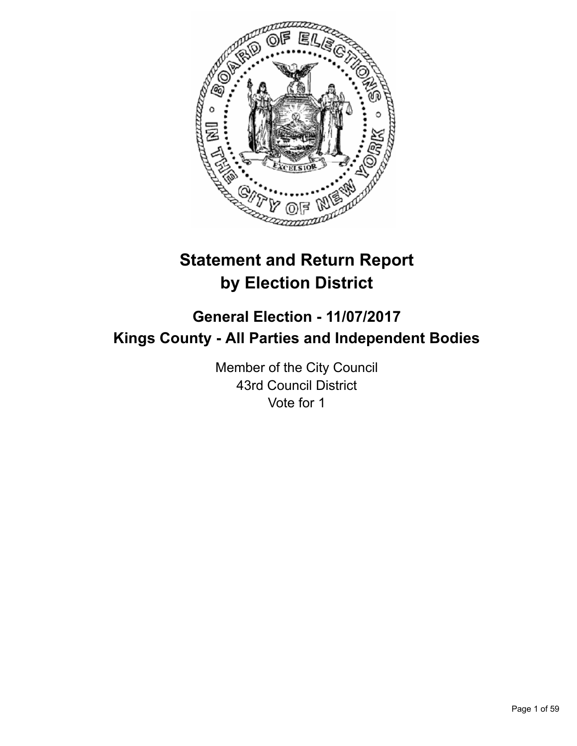# Statement and Return Report by Election District

## General Election - 11/07/2017
## Kings County - All Parties and Independent Bodies

Member of the City Council
43rd Council District
Vote for 1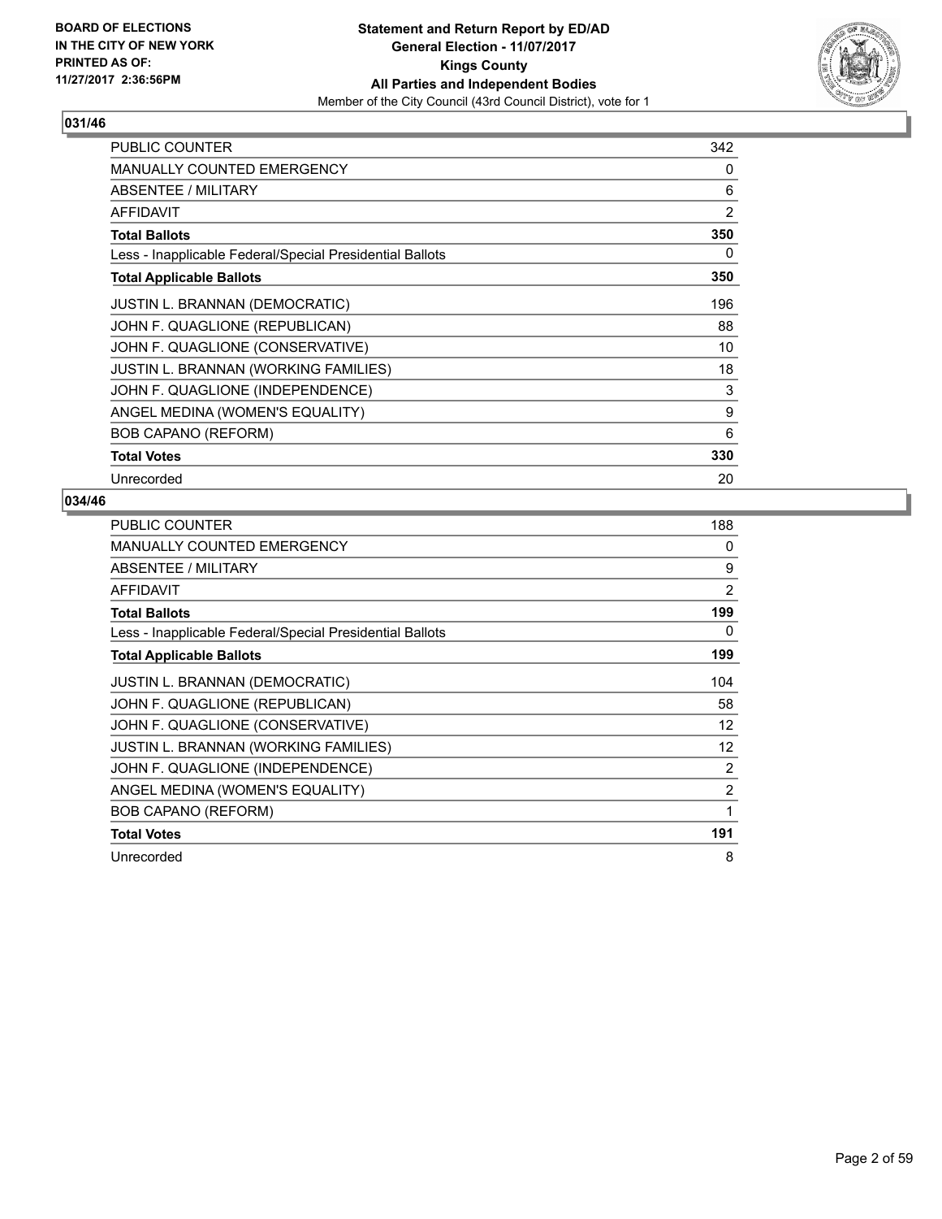BOARD OF ELECTIONS
IN THE CITY OF NEW YORK
PRINTED AS OF:
11/27/2017 2:36:56PM

**Statement and Return Report by ED/AD**
**General Election - 11/07/2017**
**Kings County**
**All Parties and Independent Bodies**
Member of the City Council (43rd Council District), vote for 1

### 031/46

| | |
|---|---|
| PUBLIC COUNTER | 342 |
| MANUALLY COUNTED EMERGENCY | 0 |
| ABSENTEE / MILITARY | 6 |
| AFFIDAVIT | 2 |
| **Total Ballots** | **350** |
| Less - Inapplicable Federal/Special Presidential Ballots | 0 |
| **Total Applicable Ballots** | **350** |
| JUSTIN L. BRANNAN (DEMOCRATIC) | 196 |
| JOHN F. QUAGLIONE (REPUBLICAN) | 88 |
| JOHN F. QUAGLIONE (CONSERVATIVE) | 10 |
| JUSTIN L. BRANNAN (WORKING FAMILIES) | 18 |
| JOHN F. QUAGLIONE (INDEPENDENCE) | 3 |
| ANGEL MEDINA (WOMEN'S EQUALITY) | 9 |
| BOB CAPANO (REFORM) | 6 |
| **Total Votes** | **330** |
| Unrecorded | 20 |

### 034/46

| | |
|---|---|
| PUBLIC COUNTER | 188 |
| MANUALLY COUNTED EMERGENCY | 0 |
| ABSENTEE / MILITARY | 9 |
| AFFIDAVIT | 2 |
| **Total Ballots** | **199** |
| Less - Inapplicable Federal/Special Presidential Ballots | 0 |
| **Total Applicable Ballots** | **199** |
| JUSTIN L. BRANNAN (DEMOCRATIC) | 104 |
| JOHN F. QUAGLIONE (REPUBLICAN) | 58 |
| JOHN F. QUAGLIONE (CONSERVATIVE) | 12 |
| JUSTIN L. BRANNAN (WORKING FAMILIES) | 12 |
| JOHN F. QUAGLIONE (INDEPENDENCE) | 2 |
| ANGEL MEDINA (WOMEN'S EQUALITY) | 2 |
| BOB CAPANO (REFORM) | 1 |
| **Total Votes** | **191** |
| Unrecorded | 8 |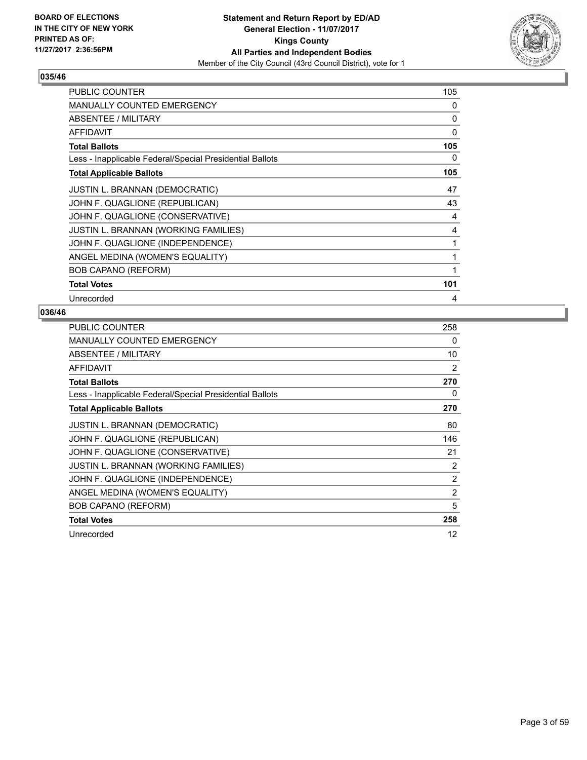## 035/46

| | |
|---|---|
| PUBLIC COUNTER | 105 |
| MANUALLY COUNTED EMERGENCY | 0 |
| ABSENTEE / MILITARY | 0 |
| AFFIDAVIT | 0 |
| **Total Ballots** | **105** |
| Less - Inapplicable Federal/Special Presidential Ballots | 0 |
| **Total Applicable Ballots** | **105** |
| JUSTIN L. BRANNAN (DEMOCRATIC) | 47 |
| JOHN F. QUAGLIONE (REPUBLICAN) | 43 |
| JOHN F. QUAGLIONE (CONSERVATIVE) | 4 |
| JUSTIN L. BRANNAN (WORKING FAMILIES) | 4 |
| JOHN F. QUAGLIONE (INDEPENDENCE) | 1 |
| ANGEL MEDINA (WOMEN'S EQUALITY) | 1 |
| BOB CAPANO (REFORM) | 1 |
| **Total Votes** | **101** |
| Unrecorded | 4 |

## 036/46

| | |
|---|---|
| PUBLIC COUNTER | 258 |
| MANUALLY COUNTED EMERGENCY | 0 |
| ABSENTEE / MILITARY | 10 |
| AFFIDAVIT | 2 |
| **Total Ballots** | **270** |
| Less - Inapplicable Federal/Special Presidential Ballots | 0 |
| **Total Applicable Ballots** | **270** |
| JUSTIN L. BRANNAN (DEMOCRATIC) | 80 |
| JOHN F. QUAGLIONE (REPUBLICAN) | 146 |
| JOHN F. QUAGLIONE (CONSERVATIVE) | 21 |
| JUSTIN L. BRANNAN (WORKING FAMILIES) | 2 |
| JOHN F. QUAGLIONE (INDEPENDENCE) | 2 |
| ANGEL MEDINA (WOMEN'S EQUALITY) | 2 |
| BOB CAPANO (REFORM) | 5 |
| **Total Votes** | **258** |
| Unrecorded | 12 |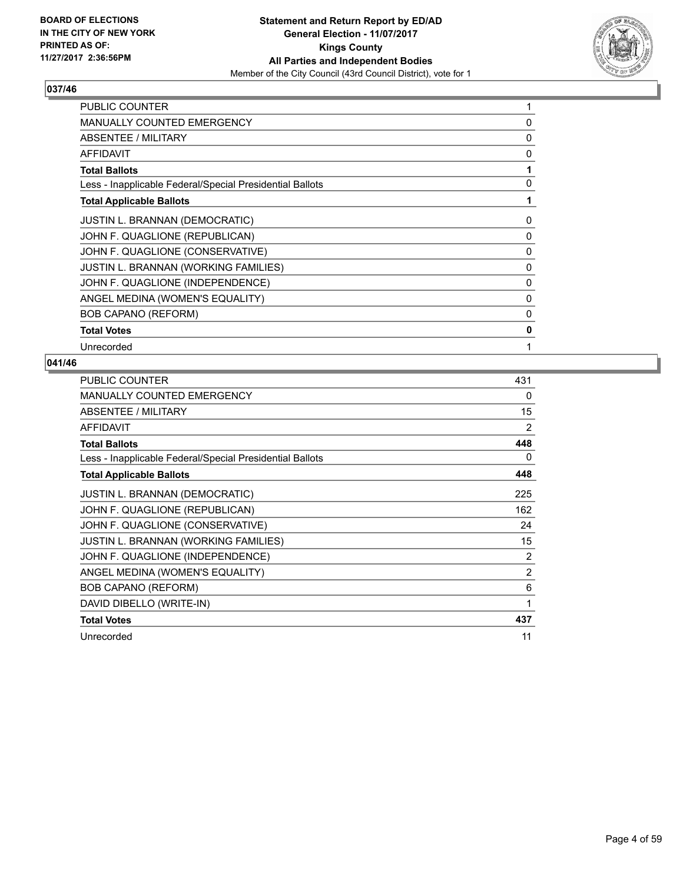**BOARD OF ELECTIONS IN THE CITY OF NEW YORK PRINTED AS OF: 11/27/2017 2:36:56PM**

**Statement and Return Report by ED/AD General Election - 11/07/2017 Kings County All Parties and Independent Bodies**

Member of the City Council (43rd Council District), vote for 1

### 037/46

| | |
|---|---|
| PUBLIC COUNTER | 1 |
| MANUALLY COUNTED EMERGENCY | 0 |
| ABSENTEE / MILITARY | 0 |
| AFFIDAVIT | 0 |
| **Total Ballots** | **1** |
| Less - Inapplicable Federal/Special Presidential Ballots | 0 |
| **Total Applicable Ballots** | **1** |
| JUSTIN L. BRANNAN (DEMOCRATIC) | 0 |
| JOHN F. QUAGLIONE (REPUBLICAN) | 0 |
| JOHN F. QUAGLIONE (CONSERVATIVE) | 0 |
| JUSTIN L. BRANNAN (WORKING FAMILIES) | 0 |
| JOHN F. QUAGLIONE (INDEPENDENCE) | 0 |
| ANGEL MEDINA (WOMEN'S EQUALITY) | 0 |
| BOB CAPANO (REFORM) | 0 |
| **Total Votes** | **0** |
| Unrecorded | 1 |

### 041/46

| | |
|---|---|
| PUBLIC COUNTER | 431 |
| MANUALLY COUNTED EMERGENCY | 0 |
| ABSENTEE / MILITARY | 15 |
| AFFIDAVIT | 2 |
| **Total Ballots** | **448** |
| Less - Inapplicable Federal/Special Presidential Ballots | 0 |
| **Total Applicable Ballots** | **448** |
| JUSTIN L. BRANNAN (DEMOCRATIC) | 225 |
| JOHN F. QUAGLIONE (REPUBLICAN) | 162 |
| JOHN F. QUAGLIONE (CONSERVATIVE) | 24 |
| JUSTIN L. BRANNAN (WORKING FAMILIES) | 15 |
| JOHN F. QUAGLIONE (INDEPENDENCE) | 2 |
| ANGEL MEDINA (WOMEN'S EQUALITY) | 2 |
| BOB CAPANO (REFORM) | 6 |
| DAVID DIBELLO (WRITE-IN) | 1 |
| **Total Votes** | **437** |
| Unrecorded | 11 |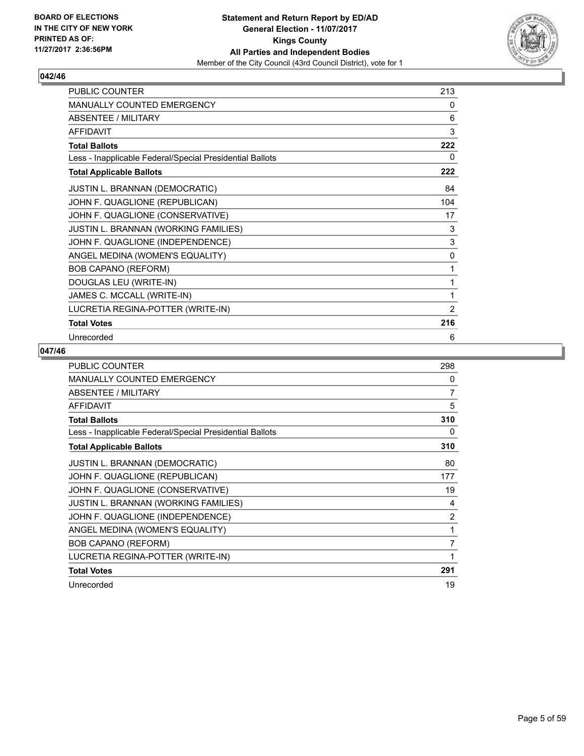**BOARD OF ELECTIONS IN THE CITY OF NEW YORK PRINTED AS OF: 11/27/2017 2:36:56PM**

**Statement and Return Report by ED/AD**
**General Election - 11/07/2017**
**Kings County**
**All Parties and Independent Bodies**
Member of the City Council (43rd Council District), vote for 1

### 042/46

| | |
|---|---|
| PUBLIC COUNTER | 213 |
| MANUALLY COUNTED EMERGENCY | 0 |
| ABSENTEE / MILITARY | 6 |
| AFFIDAVIT | 3 |
| **Total Ballots** | **222** |
| Less - Inapplicable Federal/Special Presidential Ballots | 0 |
| **Total Applicable Ballots** | **222** |
| JUSTIN L. BRANNAN (DEMOCRATIC) | 84 |
| JOHN F. QUAGLIONE (REPUBLICAN) | 104 |
| JOHN F. QUAGLIONE (CONSERVATIVE) | 17 |
| JUSTIN L. BRANNAN (WORKING FAMILIES) | 3 |
| JOHN F. QUAGLIONE (INDEPENDENCE) | 3 |
| ANGEL MEDINA (WOMEN'S EQUALITY) | 0 |
| BOB CAPANO (REFORM) | 1 |
| DOUGLAS LEU (WRITE-IN) | 1 |
| JAMES C. MCCALL (WRITE-IN) | 1 |
| LUCRETIA REGINA-POTTER (WRITE-IN) | 2 |
| **Total Votes** | **216** |
| Unrecorded | 6 |

### 047/46

| | |
|---|---|
| PUBLIC COUNTER | 298 |
| MANUALLY COUNTED EMERGENCY | 0 |
| ABSENTEE / MILITARY | 7 |
| AFFIDAVIT | 5 |
| **Total Ballots** | **310** |
| Less - Inapplicable Federal/Special Presidential Ballots | 0 |
| **Total Applicable Ballots** | **310** |
| JUSTIN L. BRANNAN (DEMOCRATIC) | 80 |
| JOHN F. QUAGLIONE (REPUBLICAN) | 177 |
| JOHN F. QUAGLIONE (CONSERVATIVE) | 19 |
| JUSTIN L. BRANNAN (WORKING FAMILIES) | 4 |
| JOHN F. QUAGLIONE (INDEPENDENCE) | 2 |
| ANGEL MEDINA (WOMEN'S EQUALITY) | 1 |
| BOB CAPANO (REFORM) | 7 |
| LUCRETIA REGINA-POTTER (WRITE-IN) | 1 |
| **Total Votes** | **291** |
| Unrecorded | 19 |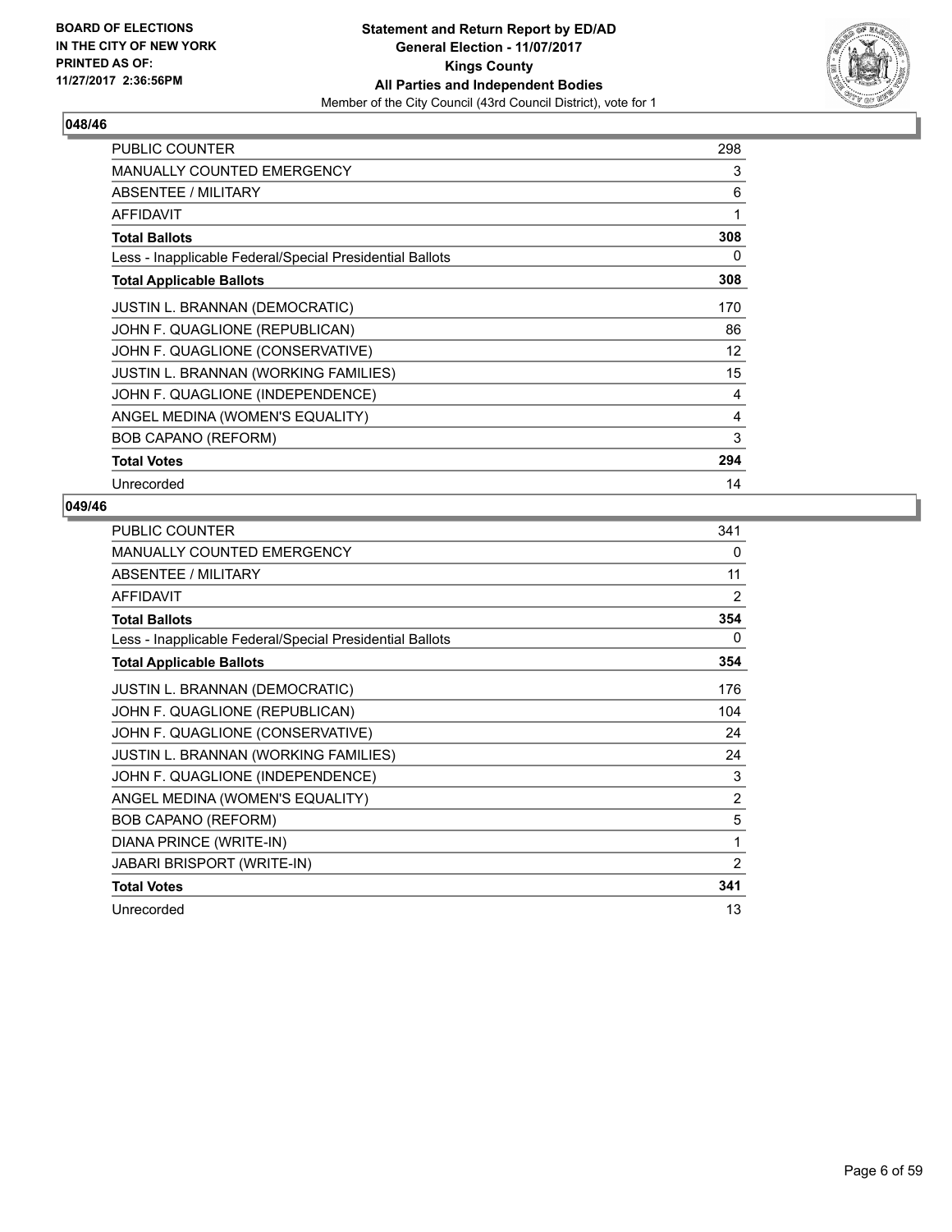**BOARD OF ELECTIONS IN THE CITY OF NEW YORK PRINTED AS OF: 11/27/2017 2:36:56PM**

**Statement and Return Report by ED/AD General Election - 11/07/2017 Kings County All Parties and Independent Bodies**

Member of the City Council (43rd Council District), vote for 1

### 048/46

| | |
|---|---|
| PUBLIC COUNTER | 298 |
| MANUALLY COUNTED EMERGENCY | 3 |
| ABSENTEE / MILITARY | 6 |
| AFFIDAVIT | 1 |
| **Total Ballots** | **308** |
| Less - Inapplicable Federal/Special Presidential Ballots | 0 |
| **Total Applicable Ballots** | **308** |
| JUSTIN L. BRANNAN (DEMOCRATIC) | 170 |
| JOHN F. QUAGLIONE (REPUBLICAN) | 86 |
| JOHN F. QUAGLIONE (CONSERVATIVE) | 12 |
| JUSTIN L. BRANNAN (WORKING FAMILIES) | 15 |
| JOHN F. QUAGLIONE (INDEPENDENCE) | 4 |
| ANGEL MEDINA (WOMEN'S EQUALITY) | 4 |
| BOB CAPANO (REFORM) | 3 |
| **Total Votes** | **294** |
| Unrecorded | 14 |

### 049/46

| | |
|---|---|
| PUBLIC COUNTER | 341 |
| MANUALLY COUNTED EMERGENCY | 0 |
| ABSENTEE / MILITARY | 11 |
| AFFIDAVIT | 2 |
| **Total Ballots** | **354** |
| Less - Inapplicable Federal/Special Presidential Ballots | 0 |
| **Total Applicable Ballots** | **354** |
| JUSTIN L. BRANNAN (DEMOCRATIC) | 176 |
| JOHN F. QUAGLIONE (REPUBLICAN) | 104 |
| JOHN F. QUAGLIONE (CONSERVATIVE) | 24 |
| JUSTIN L. BRANNAN (WORKING FAMILIES) | 24 |
| JOHN F. QUAGLIONE (INDEPENDENCE) | 3 |
| ANGEL MEDINA (WOMEN'S EQUALITY) | 2 |
| BOB CAPANO (REFORM) | 5 |
| DIANA PRINCE (WRITE-IN) | 1 |
| JABARI BRISPORT (WRITE-IN) | 2 |
| **Total Votes** | **341** |
| Unrecorded | 13 |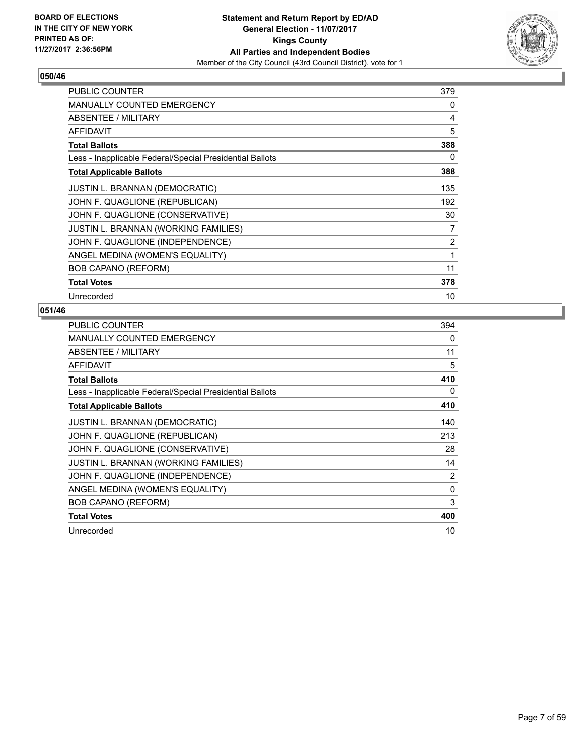**BOARD OF ELECTIONS IN THE CITY OF NEW YORK PRINTED AS OF: 11/27/2017 2:36:56PM**

**Statement and Return Report by ED/AD**
**General Election - 11/07/2017**
**Kings County**
**All Parties and Independent Bodies**
Member of the City Council (43rd Council District), vote for 1

### 050/46

| | |
|---|---|
| PUBLIC COUNTER | 379 |
| MANUALLY COUNTED EMERGENCY | 0 |
| ABSENTEE / MILITARY | 4 |
| AFFIDAVIT | 5 |
| **Total Ballots** | **388** |
| Less - Inapplicable Federal/Special Presidential Ballots | 0 |
| **Total Applicable Ballots** | **388** |
| JUSTIN L. BRANNAN (DEMOCRATIC) | 135 |
| JOHN F. QUAGLIONE (REPUBLICAN) | 192 |
| JOHN F. QUAGLIONE (CONSERVATIVE) | 30 |
| JUSTIN L. BRANNAN (WORKING FAMILIES) | 7 |
| JOHN F. QUAGLIONE (INDEPENDENCE) | 2 |
| ANGEL MEDINA (WOMEN'S EQUALITY) | 1 |
| BOB CAPANO (REFORM) | 11 |
| **Total Votes** | **378** |
| Unrecorded | 10 |

### 051/46

| | |
|---|---|
| PUBLIC COUNTER | 394 |
| MANUALLY COUNTED EMERGENCY | 0 |
| ABSENTEE / MILITARY | 11 |
| AFFIDAVIT | 5 |
| **Total Ballots** | **410** |
| Less - Inapplicable Federal/Special Presidential Ballots | 0 |
| **Total Applicable Ballots** | **410** |
| JUSTIN L. BRANNAN (DEMOCRATIC) | 140 |
| JOHN F. QUAGLIONE (REPUBLICAN) | 213 |
| JOHN F. QUAGLIONE (CONSERVATIVE) | 28 |
| JUSTIN L. BRANNAN (WORKING FAMILIES) | 14 |
| JOHN F. QUAGLIONE (INDEPENDENCE) | 2 |
| ANGEL MEDINA (WOMEN'S EQUALITY) | 0 |
| BOB CAPANO (REFORM) | 3 |
| **Total Votes** | **400** |
| Unrecorded | 10 |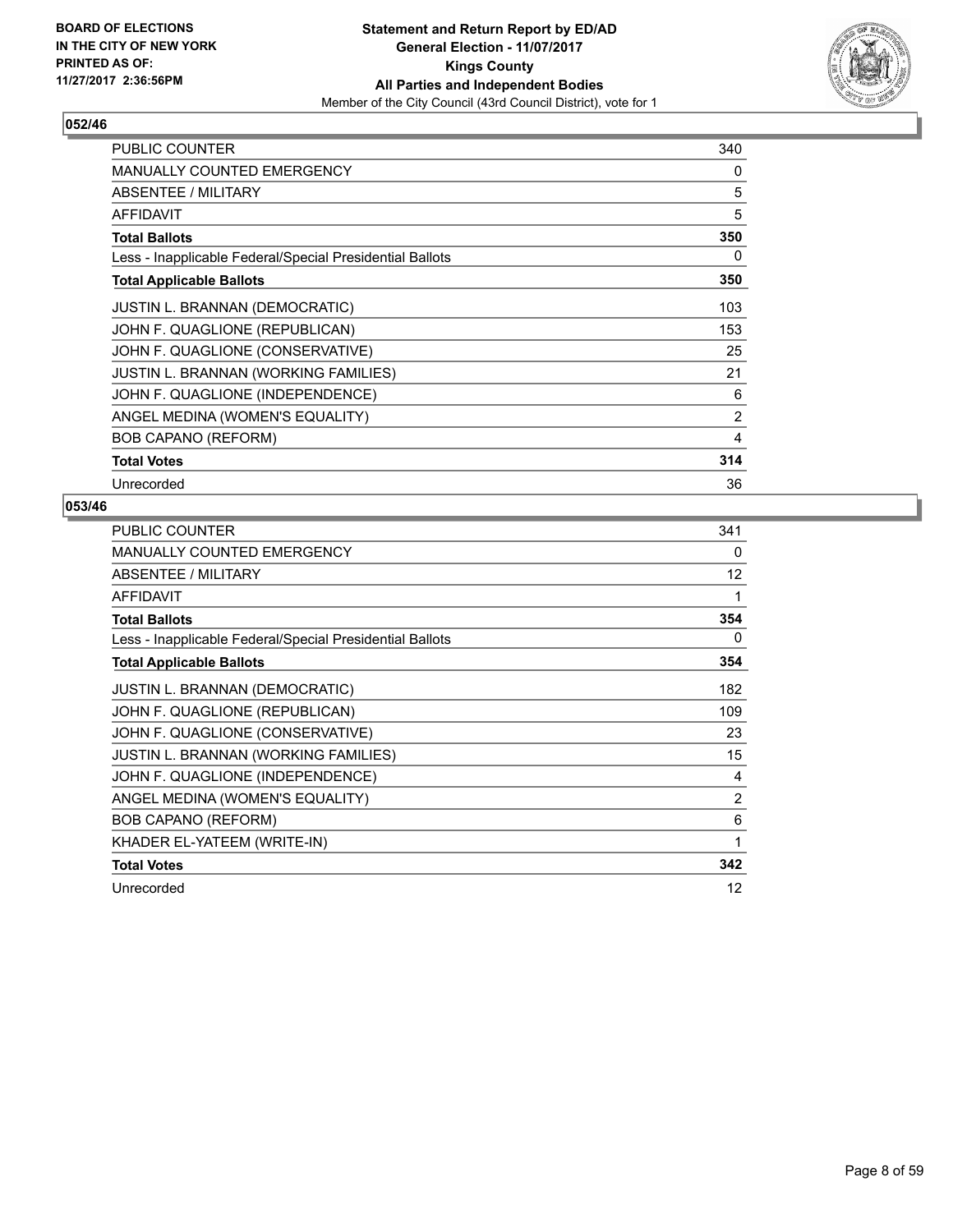**Statement and Return Report by ED/AD**
**General Election - 11/07/2017**
**Kings County**
**All Parties and Independent Bodies**
Member of the City Council (43rd Council District), vote for 1

BOARD OF ELECTIONS IN THE CITY OF NEW YORK PRINTED AS OF: 11/27/2017 2:36:56PM

## 052/46

| | |
|---|---|
| PUBLIC COUNTER | 340 |
| MANUALLY COUNTED EMERGENCY | 0 |
| ABSENTEE / MILITARY | 5 |
| AFFIDAVIT | 5 |
| **Total Ballots** | **350** |
| Less - Inapplicable Federal/Special Presidential Ballots | 0 |
| **Total Applicable Ballots** | **350** |
| JUSTIN L. BRANNAN (DEMOCRATIC) | 103 |
| JOHN F. QUAGLIONE (REPUBLICAN) | 153 |
| JOHN F. QUAGLIONE (CONSERVATIVE) | 25 |
| JUSTIN L. BRANNAN (WORKING FAMILIES) | 21 |
| JOHN F. QUAGLIONE (INDEPENDENCE) | 6 |
| ANGEL MEDINA (WOMEN'S EQUALITY) | 2 |
| BOB CAPANO (REFORM) | 4 |
| **Total Votes** | **314** |
| Unrecorded | 36 |

## 053/46

| | |
|---|---|
| PUBLIC COUNTER | 341 |
| MANUALLY COUNTED EMERGENCY | 0 |
| ABSENTEE / MILITARY | 12 |
| AFFIDAVIT | 1 |
| **Total Ballots** | **354** |
| Less - Inapplicable Federal/Special Presidential Ballots | 0 |
| **Total Applicable Ballots** | **354** |
| JUSTIN L. BRANNAN (DEMOCRATIC) | 182 |
| JOHN F. QUAGLIONE (REPUBLICAN) | 109 |
| JOHN F. QUAGLIONE (CONSERVATIVE) | 23 |
| JUSTIN L. BRANNAN (WORKING FAMILIES) | 15 |
| JOHN F. QUAGLIONE (INDEPENDENCE) | 4 |
| ANGEL MEDINA (WOMEN'S EQUALITY) | 2 |
| BOB CAPANO (REFORM) | 6 |
| KHADER EL-YATEEM (WRITE-IN) | 1 |
| **Total Votes** | **342** |
| Unrecorded | 12 |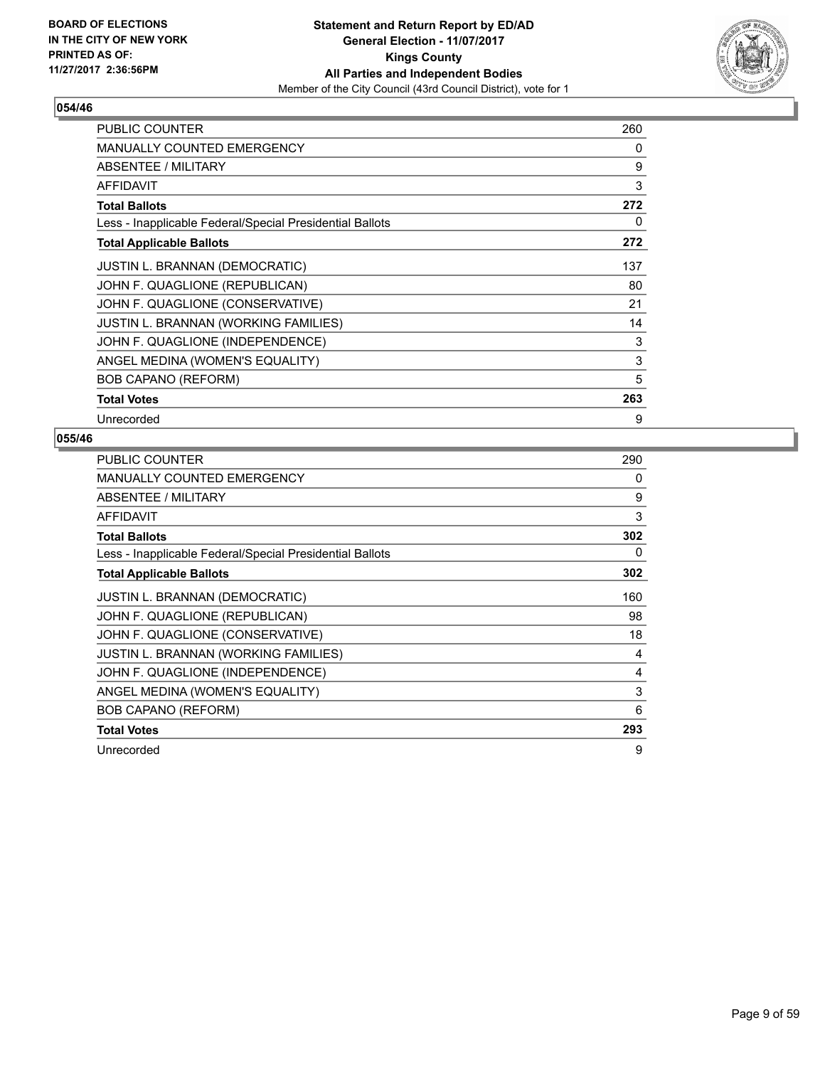**BOARD OF ELECTIONS IN THE CITY OF NEW YORK PRINTED AS OF: 11/27/2017 2:36:56PM**

**Statement and Return Report by ED/AD General Election - 11/07/2017 Kings County All Parties and Independent Bodies**

Member of the City Council (43rd Council District), vote for 1

## 054/46

| | |
|---|---|
| PUBLIC COUNTER | 260 |
| MANUALLY COUNTED EMERGENCY | 0 |
| ABSENTEE / MILITARY | 9 |
| AFFIDAVIT | 3 |
| **Total Ballots** | **272** |
| Less - Inapplicable Federal/Special Presidential Ballots | 0 |
| **Total Applicable Ballots** | **272** |
| JUSTIN L. BRANNAN (DEMOCRATIC) | 137 |
| JOHN F. QUAGLIONE (REPUBLICAN) | 80 |
| JOHN F. QUAGLIONE (CONSERVATIVE) | 21 |
| JUSTIN L. BRANNAN (WORKING FAMILIES) | 14 |
| JOHN F. QUAGLIONE (INDEPENDENCE) | 3 |
| ANGEL MEDINA (WOMEN'S EQUALITY) | 3 |
| BOB CAPANO (REFORM) | 5 |
| **Total Votes** | **263** |
| Unrecorded | 9 |

## 055/46

| | |
|---|---|
| PUBLIC COUNTER | 290 |
| MANUALLY COUNTED EMERGENCY | 0 |
| ABSENTEE / MILITARY | 9 |
| AFFIDAVIT | 3 |
| **Total Ballots** | **302** |
| Less - Inapplicable Federal/Special Presidential Ballots | 0 |
| **Total Applicable Ballots** | **302** |
| JUSTIN L. BRANNAN (DEMOCRATIC) | 160 |
| JOHN F. QUAGLIONE (REPUBLICAN) | 98 |
| JOHN F. QUAGLIONE (CONSERVATIVE) | 18 |
| JUSTIN L. BRANNAN (WORKING FAMILIES) | 4 |
| JOHN F. QUAGLIONE (INDEPENDENCE) | 4 |
| ANGEL MEDINA (WOMEN'S EQUALITY) | 3 |
| BOB CAPANO (REFORM) | 6 |
| **Total Votes** | **293** |
| Unrecorded | 9 |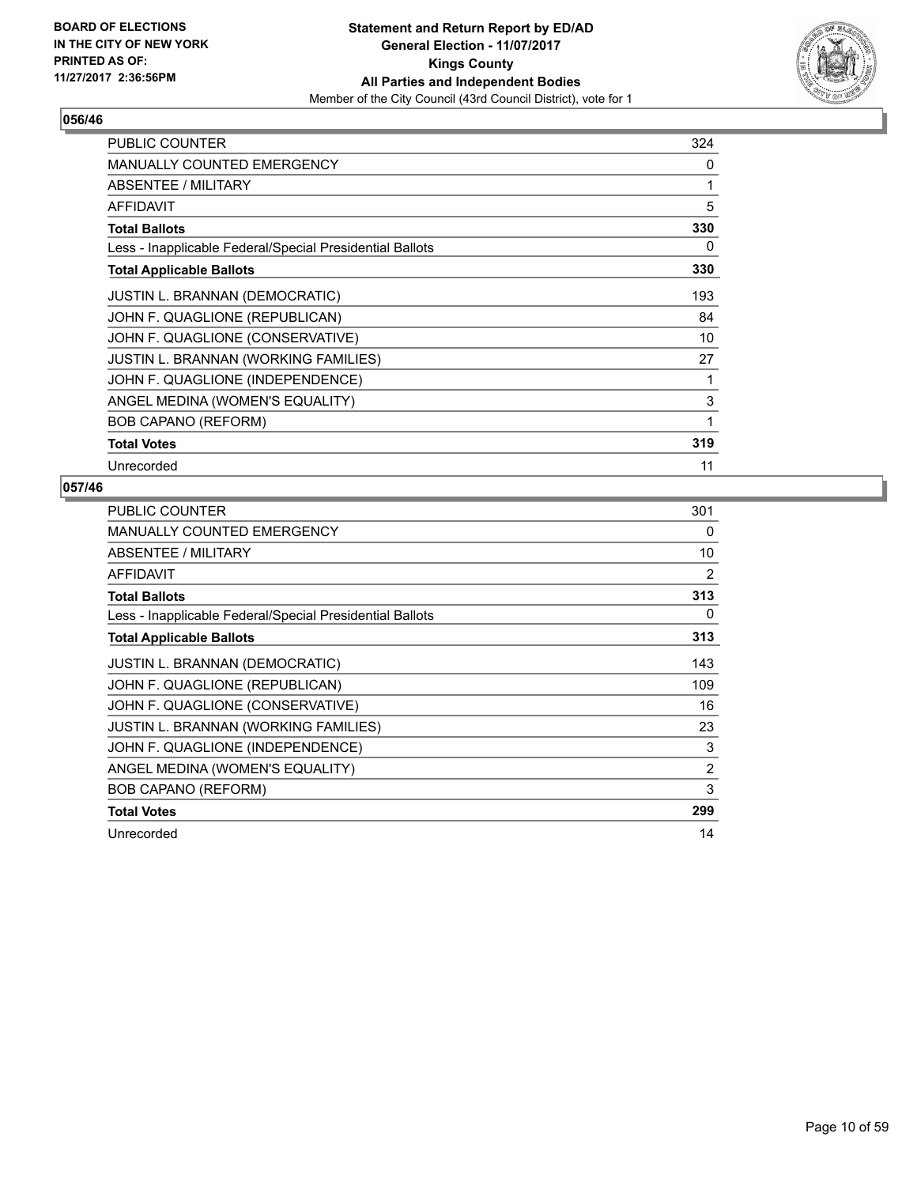**BOARD OF ELECTIONS IN THE CITY OF NEW YORK PRINTED AS OF: 11/27/2017 2:36:56PM**

**Statement and Return Report by ED/AD**
**General Election - 11/07/2017**
**Kings County**
**All Parties and Independent Bodies**
Member of the City Council (43rd Council District), vote for 1

## 056/46

| | |
|---|---|
| PUBLIC COUNTER | 324 |
| MANUALLY COUNTED EMERGENCY | 0 |
| ABSENTEE / MILITARY | 1 |
| AFFIDAVIT | 5 |
| **Total Ballots** | **330** |
| Less - Inapplicable Federal/Special Presidential Ballots | 0 |
| **Total Applicable Ballots** | **330** |
| JUSTIN L. BRANNAN (DEMOCRATIC) | 193 |
| JOHN F. QUAGLIONE (REPUBLICAN) | 84 |
| JOHN F. QUAGLIONE (CONSERVATIVE) | 10 |
| JUSTIN L. BRANNAN (WORKING FAMILIES) | 27 |
| JOHN F. QUAGLIONE (INDEPENDENCE) | 1 |
| ANGEL MEDINA (WOMEN'S EQUALITY) | 3 |
| BOB CAPANO (REFORM) | 1 |
| **Total Votes** | **319** |
| Unrecorded | 11 |

## 057/46

| | |
|---|---|
| PUBLIC COUNTER | 301 |
| MANUALLY COUNTED EMERGENCY | 0 |
| ABSENTEE / MILITARY | 10 |
| AFFIDAVIT | 2 |
| **Total Ballots** | **313** |
| Less - Inapplicable Federal/Special Presidential Ballots | 0 |
| **Total Applicable Ballots** | **313** |
| JUSTIN L. BRANNAN (DEMOCRATIC) | 143 |
| JOHN F. QUAGLIONE (REPUBLICAN) | 109 |
| JOHN F. QUAGLIONE (CONSERVATIVE) | 16 |
| JUSTIN L. BRANNAN (WORKING FAMILIES) | 23 |
| JOHN F. QUAGLIONE (INDEPENDENCE) | 3 |
| ANGEL MEDINA (WOMEN'S EQUALITY) | 2 |
| BOB CAPANO (REFORM) | 3 |
| **Total Votes** | **299** |
| Unrecorded | 14 |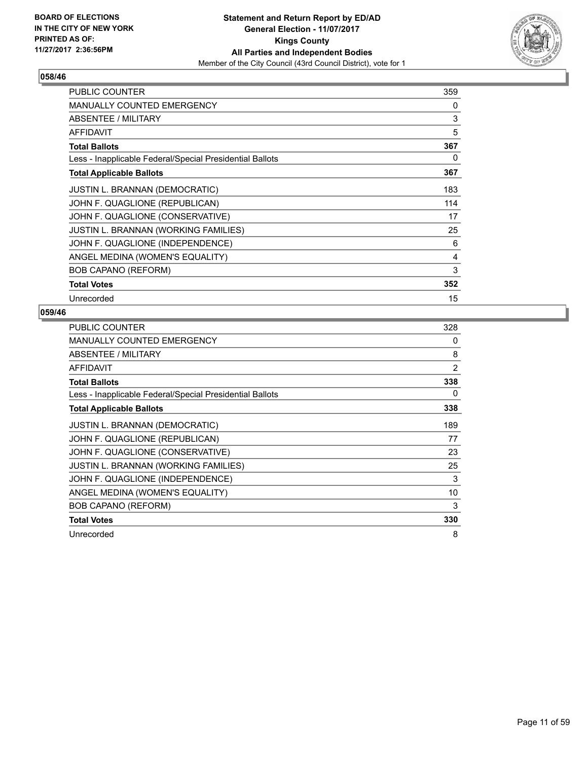BOARD OF ELECTIONS
IN THE CITY OF NEW YORK
PRINTED AS OF:
11/27/2017 2:36:56PM

**Statement and Return Report by ED/AD**
**General Election - 11/07/2017**
**Kings County**
**All Parties and Independent Bodies**
Member of the City Council (43rd Council District), vote for 1

## 058/46

| | |
|---|---|
| PUBLIC COUNTER | 359 |
| MANUALLY COUNTED EMERGENCY | 0 |
| ABSENTEE / MILITARY | 3 |
| AFFIDAVIT | 5 |
| **Total Ballots** | **367** |
| Less - Inapplicable Federal/Special Presidential Ballots | 0 |
| **Total Applicable Ballots** | **367** |
| JUSTIN L. BRANNAN (DEMOCRATIC) | 183 |
| JOHN F. QUAGLIONE (REPUBLICAN) | 114 |
| JOHN F. QUAGLIONE (CONSERVATIVE) | 17 |
| JUSTIN L. BRANNAN (WORKING FAMILIES) | 25 |
| JOHN F. QUAGLIONE (INDEPENDENCE) | 6 |
| ANGEL MEDINA (WOMEN'S EQUALITY) | 4 |
| BOB CAPANO (REFORM) | 3 |
| **Total Votes** | **352** |
| Unrecorded | 15 |

## 059/46

| | |
|---|---|
| PUBLIC COUNTER | 328 |
| MANUALLY COUNTED EMERGENCY | 0 |
| ABSENTEE / MILITARY | 8 |
| AFFIDAVIT | 2 |
| **Total Ballots** | **338** |
| Less - Inapplicable Federal/Special Presidential Ballots | 0 |
| **Total Applicable Ballots** | **338** |
| JUSTIN L. BRANNAN (DEMOCRATIC) | 189 |
| JOHN F. QUAGLIONE (REPUBLICAN) | 77 |
| JOHN F. QUAGLIONE (CONSERVATIVE) | 23 |
| JUSTIN L. BRANNAN (WORKING FAMILIES) | 25 |
| JOHN F. QUAGLIONE (INDEPENDENCE) | 3 |
| ANGEL MEDINA (WOMEN'S EQUALITY) | 10 |
| BOB CAPANO (REFORM) | 3 |
| **Total Votes** | **330** |
| Unrecorded | 8 |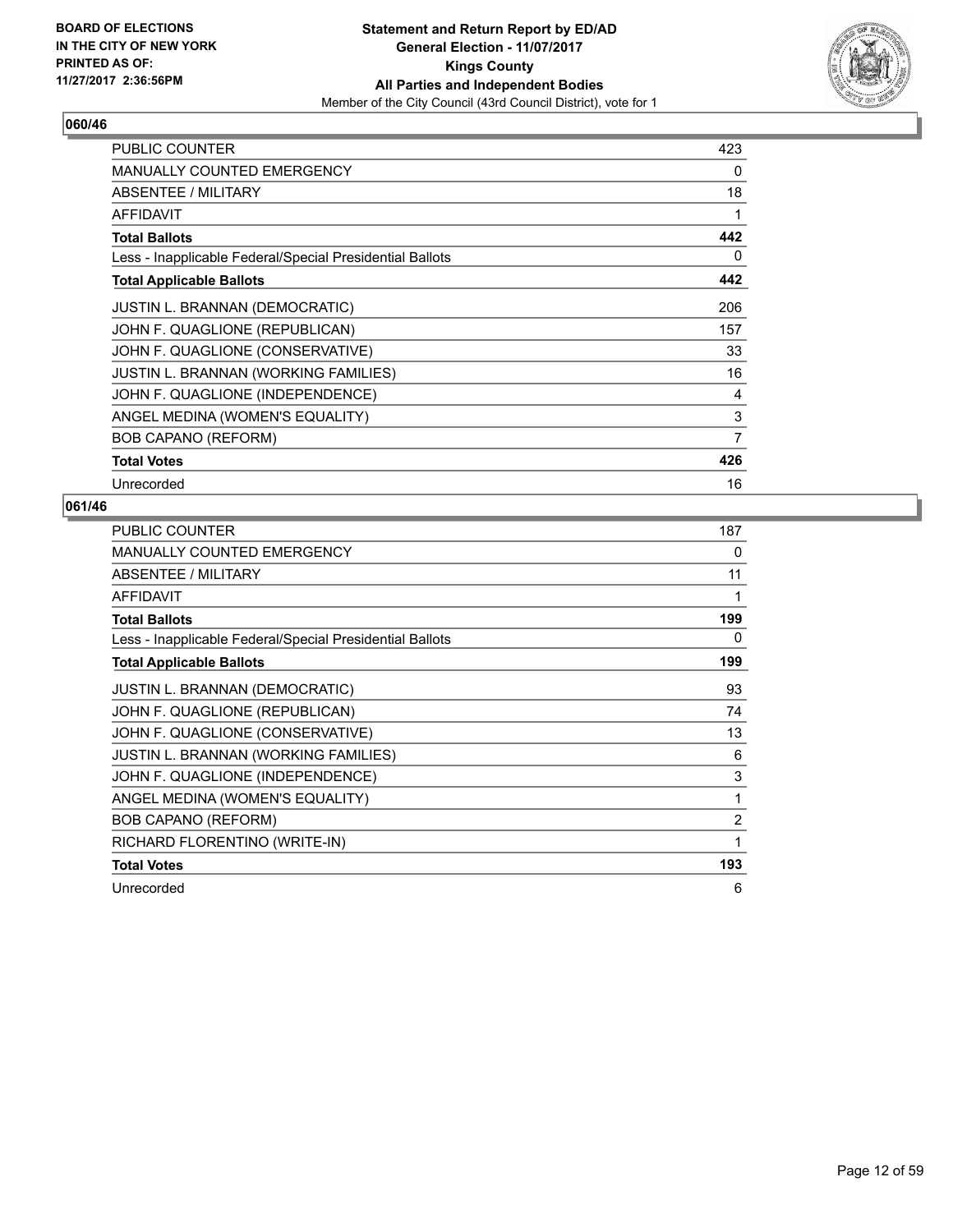BOARD OF ELECTIONS
IN THE CITY OF NEW YORK
PRINTED AS OF:
11/27/2017 2:36:56PM

**Statement and Return Report by ED/AD**
**General Election - 11/07/2017**
**Kings County**
**All Parties and Independent Bodies**
Member of the City Council (43rd Council District), vote for 1

### 060/46

| | |
|---|---|
| PUBLIC COUNTER | 423 |
| MANUALLY COUNTED EMERGENCY | 0 |
| ABSENTEE / MILITARY | 18 |
| AFFIDAVIT | 1 |
| **Total Ballots** | **442** |
| Less - Inapplicable Federal/Special Presidential Ballots | 0 |
| **Total Applicable Ballots** | **442** |
| JUSTIN L. BRANNAN (DEMOCRATIC) | 206 |
| JOHN F. QUAGLIONE (REPUBLICAN) | 157 |
| JOHN F. QUAGLIONE (CONSERVATIVE) | 33 |
| JUSTIN L. BRANNAN (WORKING FAMILIES) | 16 |
| JOHN F. QUAGLIONE (INDEPENDENCE) | 4 |
| ANGEL MEDINA (WOMEN'S EQUALITY) | 3 |
| BOB CAPANO (REFORM) | 7 |
| **Total Votes** | **426** |
| Unrecorded | 16 |

### 061/46

| | |
|---|---|
| PUBLIC COUNTER | 187 |
| MANUALLY COUNTED EMERGENCY | 0 |
| ABSENTEE / MILITARY | 11 |
| AFFIDAVIT | 1 |
| **Total Ballots** | **199** |
| Less - Inapplicable Federal/Special Presidential Ballots | 0 |
| **Total Applicable Ballots** | **199** |
| JUSTIN L. BRANNAN (DEMOCRATIC) | 93 |
| JOHN F. QUAGLIONE (REPUBLICAN) | 74 |
| JOHN F. QUAGLIONE (CONSERVATIVE) | 13 |
| JUSTIN L. BRANNAN (WORKING FAMILIES) | 6 |
| JOHN F. QUAGLIONE (INDEPENDENCE) | 3 |
| ANGEL MEDINA (WOMEN'S EQUALITY) | 1 |
| BOB CAPANO (REFORM) | 2 |
| RICHARD FLORENTINO (WRITE-IN) | 1 |
| **Total Votes** | **193** |
| Unrecorded | 6 |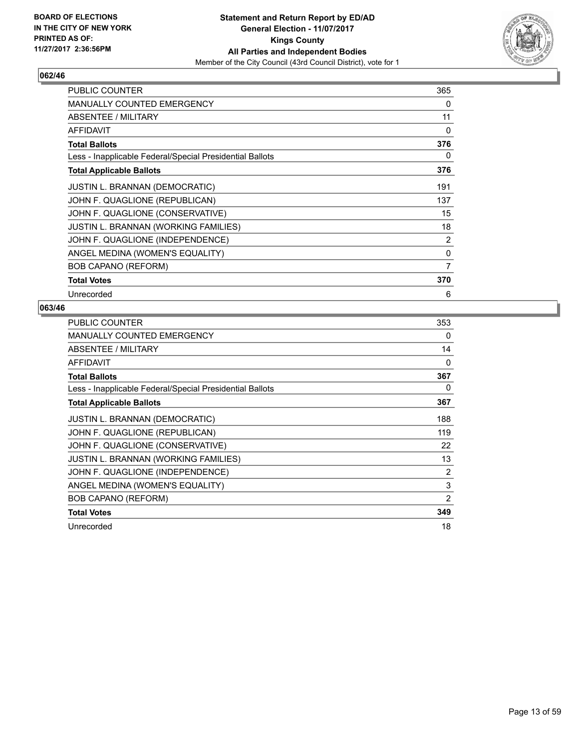## 062/46

| | |
|---|---|
| PUBLIC COUNTER | 365 |
| MANUALLY COUNTED EMERGENCY | 0 |
| ABSENTEE / MILITARY | 11 |
| AFFIDAVIT | 0 |
| **Total Ballots** | **376** |
| Less - Inapplicable Federal/Special Presidential Ballots | 0 |
| **Total Applicable Ballots** | **376** |
| JUSTIN L. BRANNAN (DEMOCRATIC) | 191 |
| JOHN F. QUAGLIONE (REPUBLICAN) | 137 |
| JOHN F. QUAGLIONE (CONSERVATIVE) | 15 |
| JUSTIN L. BRANNAN (WORKING FAMILIES) | 18 |
| JOHN F. QUAGLIONE (INDEPENDENCE) | 2 |
| ANGEL MEDINA (WOMEN'S EQUALITY) | 0 |
| BOB CAPANO (REFORM) | 7 |
| **Total Votes** | **370** |
| Unrecorded | 6 |

## 063/46

| | |
|---|---|
| PUBLIC COUNTER | 353 |
| MANUALLY COUNTED EMERGENCY | 0 |
| ABSENTEE / MILITARY | 14 |
| AFFIDAVIT | 0 |
| **Total Ballots** | **367** |
| Less - Inapplicable Federal/Special Presidential Ballots | 0 |
| **Total Applicable Ballots** | **367** |
| JUSTIN L. BRANNAN (DEMOCRATIC) | 188 |
| JOHN F. QUAGLIONE (REPUBLICAN) | 119 |
| JOHN F. QUAGLIONE (CONSERVATIVE) | 22 |
| JUSTIN L. BRANNAN (WORKING FAMILIES) | 13 |
| JOHN F. QUAGLIONE (INDEPENDENCE) | 2 |
| ANGEL MEDINA (WOMEN'S EQUALITY) | 3 |
| BOB CAPANO (REFORM) | 2 |
| **Total Votes** | **349** |
| Unrecorded | 18 |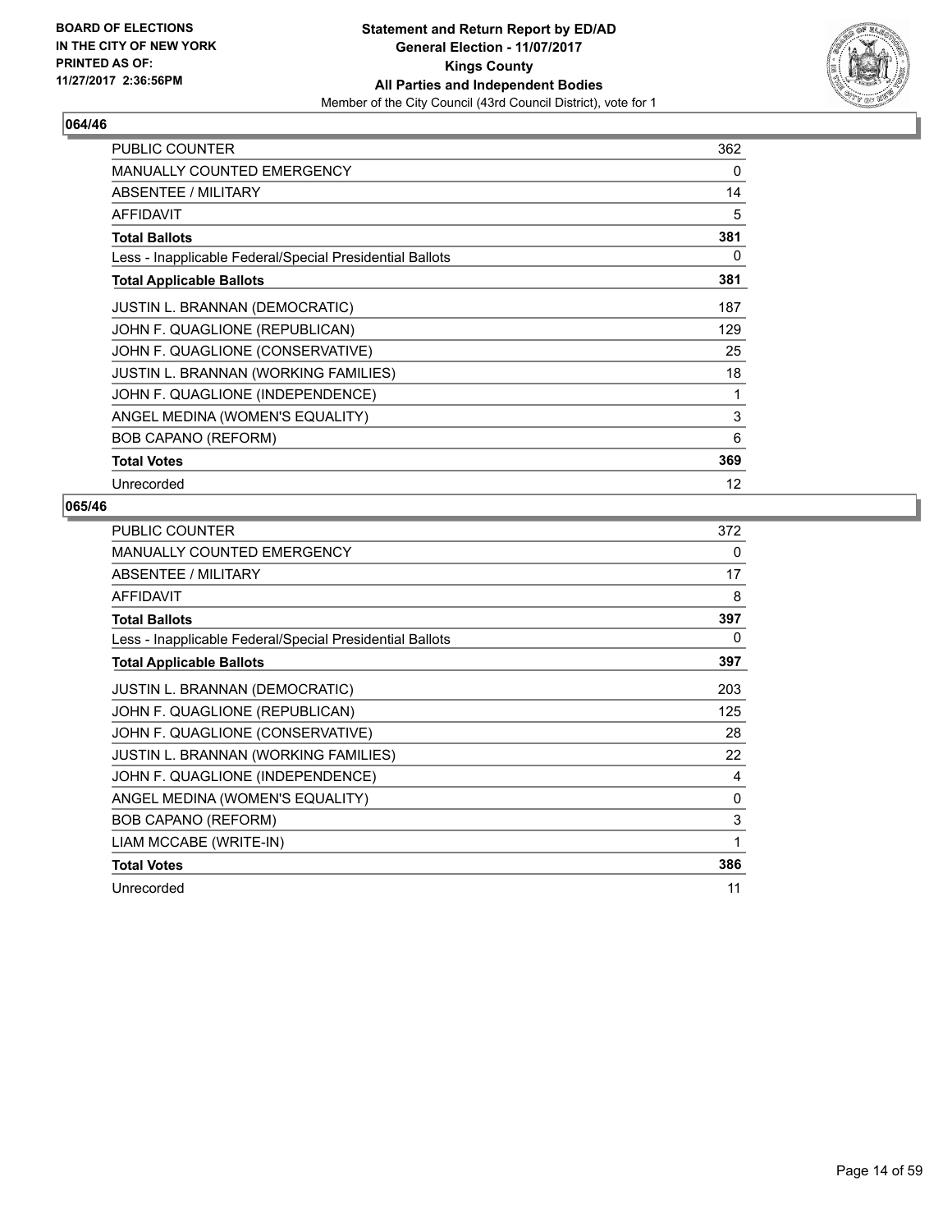BOARD OF ELECTIONS
IN THE CITY OF NEW YORK
PRINTED AS OF:
11/27/2017 2:36:56PM

**Statement and Return Report by ED/AD**
**General Election - 11/07/2017**
**Kings County**
**All Parties and Independent Bodies**
Member of the City Council (43rd Council District), vote for 1

### 064/46

| | |
|---|---|
| PUBLIC COUNTER | 362 |
| MANUALLY COUNTED EMERGENCY | 0 |
| ABSENTEE / MILITARY | 14 |
| AFFIDAVIT | 5 |
| **Total Ballots** | **381** |
| Less - Inapplicable Federal/Special Presidential Ballots | 0 |
| **Total Applicable Ballots** | **381** |
| JUSTIN L. BRANNAN (DEMOCRATIC) | 187 |
| JOHN F. QUAGLIONE (REPUBLICAN) | 129 |
| JOHN F. QUAGLIONE (CONSERVATIVE) | 25 |
| JUSTIN L. BRANNAN (WORKING FAMILIES) | 18 |
| JOHN F. QUAGLIONE (INDEPENDENCE) | 1 |
| ANGEL MEDINA (WOMEN'S EQUALITY) | 3 |
| BOB CAPANO (REFORM) | 6 |
| **Total Votes** | **369** |
| Unrecorded | 12 |

### 065/46

| | |
|---|---|
| PUBLIC COUNTER | 372 |
| MANUALLY COUNTED EMERGENCY | 0 |
| ABSENTEE / MILITARY | 17 |
| AFFIDAVIT | 8 |
| **Total Ballots** | **397** |
| Less - Inapplicable Federal/Special Presidential Ballots | 0 |
| **Total Applicable Ballots** | **397** |
| JUSTIN L. BRANNAN (DEMOCRATIC) | 203 |
| JOHN F. QUAGLIONE (REPUBLICAN) | 125 |
| JOHN F. QUAGLIONE (CONSERVATIVE) | 28 |
| JUSTIN L. BRANNAN (WORKING FAMILIES) | 22 |
| JOHN F. QUAGLIONE (INDEPENDENCE) | 4 |
| ANGEL MEDINA (WOMEN'S EQUALITY) | 0 |
| BOB CAPANO (REFORM) | 3 |
| LIAM MCCABE (WRITE-IN) | 1 |
| **Total Votes** | **386** |
| Unrecorded | 11 |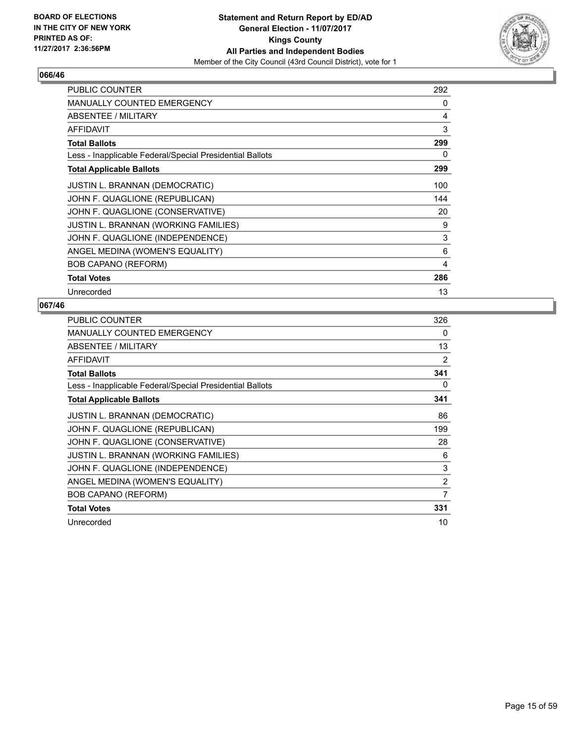**BOARD OF ELECTIONS IN THE CITY OF NEW YORK PRINTED AS OF: 11/27/2017 2:36:56PM**

**Statement and Return Report by ED/AD General Election - 11/07/2017 Kings County All Parties and Independent Bodies**

Member of the City Council (43rd Council District), vote for 1

### 066/46

| | |
|---|---|
| PUBLIC COUNTER | 292 |
| MANUALLY COUNTED EMERGENCY | 0 |
| ABSENTEE / MILITARY | 4 |
| AFFIDAVIT | 3 |
| **Total Ballots** | **299** |
| Less - Inapplicable Federal/Special Presidential Ballots | 0 |
| **Total Applicable Ballots** | **299** |
| JUSTIN L. BRANNAN (DEMOCRATIC) | 100 |
| JOHN F. QUAGLIONE (REPUBLICAN) | 144 |
| JOHN F. QUAGLIONE (CONSERVATIVE) | 20 |
| JUSTIN L. BRANNAN (WORKING FAMILIES) | 9 |
| JOHN F. QUAGLIONE (INDEPENDENCE) | 3 |
| ANGEL MEDINA (WOMEN'S EQUALITY) | 6 |
| BOB CAPANO (REFORM) | 4 |
| **Total Votes** | **286** |
| Unrecorded | 13 |

### 067/46

| | |
|---|---|
| PUBLIC COUNTER | 326 |
| MANUALLY COUNTED EMERGENCY | 0 |
| ABSENTEE / MILITARY | 13 |
| AFFIDAVIT | 2 |
| **Total Ballots** | **341** |
| Less - Inapplicable Federal/Special Presidential Ballots | 0 |
| **Total Applicable Ballots** | **341** |
| JUSTIN L. BRANNAN (DEMOCRATIC) | 86 |
| JOHN F. QUAGLIONE (REPUBLICAN) | 199 |
| JOHN F. QUAGLIONE (CONSERVATIVE) | 28 |
| JUSTIN L. BRANNAN (WORKING FAMILIES) | 6 |
| JOHN F. QUAGLIONE (INDEPENDENCE) | 3 |
| ANGEL MEDINA (WOMEN'S EQUALITY) | 2 |
| BOB CAPANO (REFORM) | 7 |
| **Total Votes** | **331** |
| Unrecorded | 10 |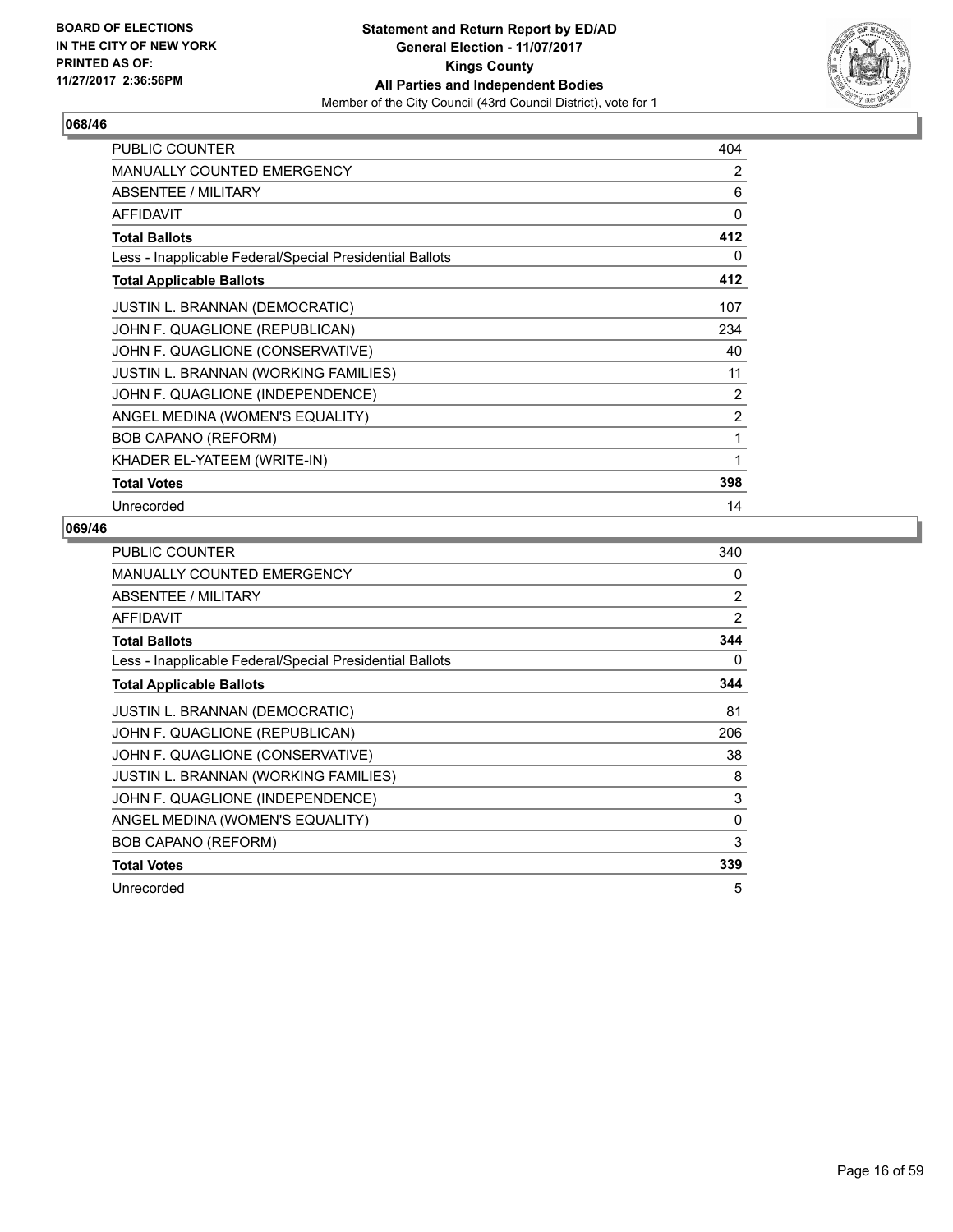BOARD OF ELECTIONS
IN THE CITY OF NEW YORK
PRINTED AS OF:
11/27/2017 2:36:56PM

**Statement and Return Report by ED/AD**
**General Election - 11/07/2017**
**Kings County**
**All Parties and Independent Bodies**
Member of the City Council (43rd Council District), vote for 1

### 068/46

| | |
|---|---|
| PUBLIC COUNTER | 404 |
| MANUALLY COUNTED EMERGENCY | 2 |
| ABSENTEE / MILITARY | 6 |
| AFFIDAVIT | 0 |
| **Total Ballots** | **412** |
| Less - Inapplicable Federal/Special Presidential Ballots | 0 |
| **Total Applicable Ballots** | **412** |
| JUSTIN L. BRANNAN (DEMOCRATIC) | 107 |
| JOHN F. QUAGLIONE (REPUBLICAN) | 234 |
| JOHN F. QUAGLIONE (CONSERVATIVE) | 40 |
| JUSTIN L. BRANNAN (WORKING FAMILIES) | 11 |
| JOHN F. QUAGLIONE (INDEPENDENCE) | 2 |
| ANGEL MEDINA (WOMEN'S EQUALITY) | 2 |
| BOB CAPANO (REFORM) | 1 |
| KHADER EL-YATEEM (WRITE-IN) | 1 |
| **Total Votes** | **398** |
| Unrecorded | 14 |

### 069/46

| | |
|---|---|
| PUBLIC COUNTER | 340 |
| MANUALLY COUNTED EMERGENCY | 0 |
| ABSENTEE / MILITARY | 2 |
| AFFIDAVIT | 2 |
| **Total Ballots** | **344** |
| Less - Inapplicable Federal/Special Presidential Ballots | 0 |
| **Total Applicable Ballots** | **344** |
| JUSTIN L. BRANNAN (DEMOCRATIC) | 81 |
| JOHN F. QUAGLIONE (REPUBLICAN) | 206 |
| JOHN F. QUAGLIONE (CONSERVATIVE) | 38 |
| JUSTIN L. BRANNAN (WORKING FAMILIES) | 8 |
| JOHN F. QUAGLIONE (INDEPENDENCE) | 3 |
| ANGEL MEDINA (WOMEN'S EQUALITY) | 0 |
| BOB CAPANO (REFORM) | 3 |
| **Total Votes** | **339** |
| Unrecorded | 5 |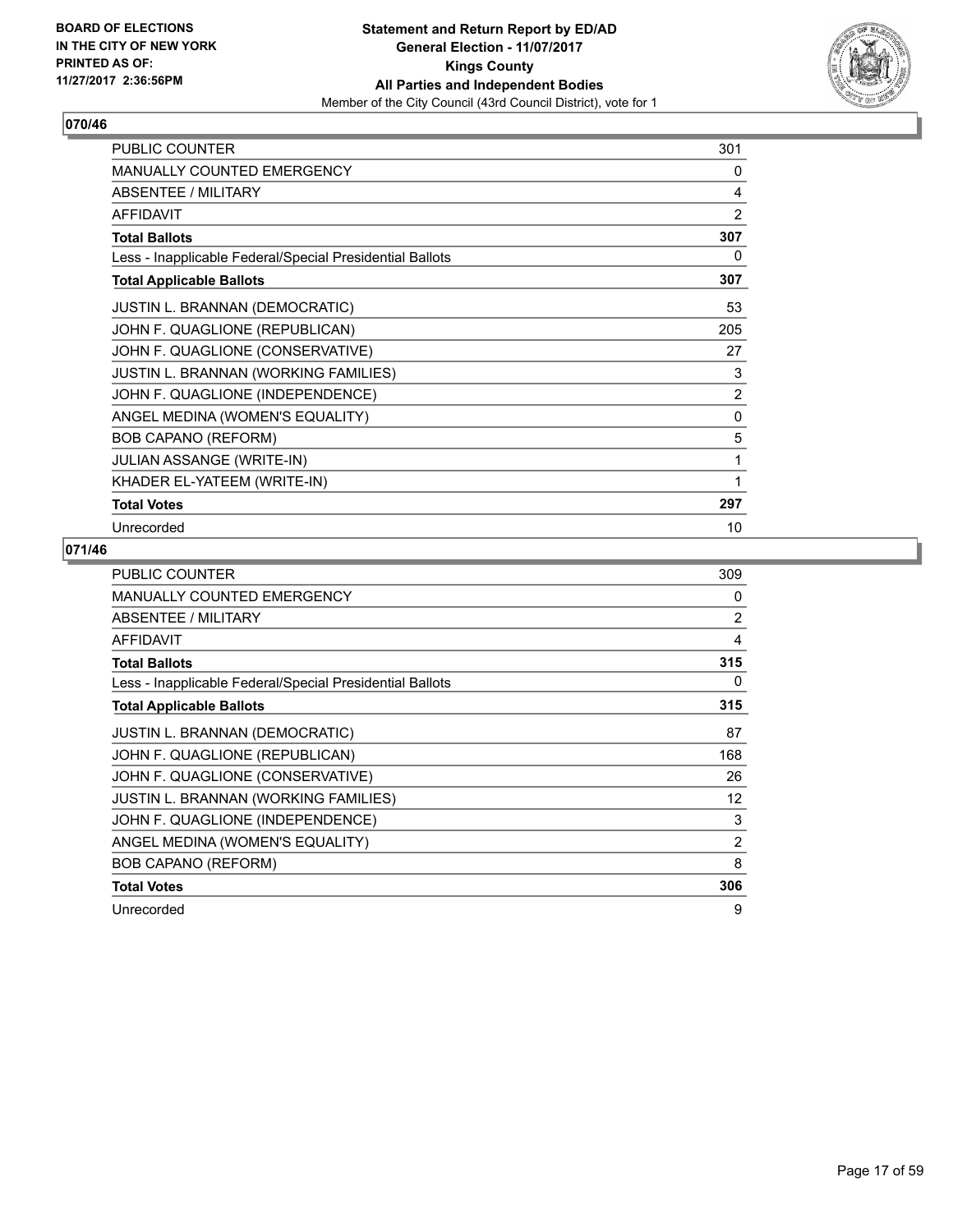**BOARD OF ELECTIONS IN THE CITY OF NEW YORK PRINTED AS OF: 11/27/2017 2:36:56PM**

**Statement and Return Report by ED/AD General Election - 11/07/2017 Kings County All Parties and Independent Bodies**
Member of the City Council (43rd Council District), vote for 1

## 070/46

| | |
|---|---|
| PUBLIC COUNTER | 301 |
| MANUALLY COUNTED EMERGENCY | 0 |
| ABSENTEE / MILITARY | 4 |
| AFFIDAVIT | 2 |
| **Total Ballots** | **307** |
| Less - Inapplicable Federal/Special Presidential Ballots | 0 |
| **Total Applicable Ballots** | **307** |
| JUSTIN L. BRANNAN (DEMOCRATIC) | 53 |
| JOHN F. QUAGLIONE (REPUBLICAN) | 205 |
| JOHN F. QUAGLIONE (CONSERVATIVE) | 27 |
| JUSTIN L. BRANNAN (WORKING FAMILIES) | 3 |
| JOHN F. QUAGLIONE (INDEPENDENCE) | 2 |
| ANGEL MEDINA (WOMEN'S EQUALITY) | 0 |
| BOB CAPANO (REFORM) | 5 |
| JULIAN ASSANGE (WRITE-IN) | 1 |
| KHADER EL-YATEEM (WRITE-IN) | 1 |
| **Total Votes** | **297** |
| Unrecorded | 10 |

## 071/46

| | |
|---|---|
| PUBLIC COUNTER | 309 |
| MANUALLY COUNTED EMERGENCY | 0 |
| ABSENTEE / MILITARY | 2 |
| AFFIDAVIT | 4 |
| **Total Ballots** | **315** |
| Less - Inapplicable Federal/Special Presidential Ballots | 0 |
| **Total Applicable Ballots** | **315** |
| JUSTIN L. BRANNAN (DEMOCRATIC) | 87 |
| JOHN F. QUAGLIONE (REPUBLICAN) | 168 |
| JOHN F. QUAGLIONE (CONSERVATIVE) | 26 |
| JUSTIN L. BRANNAN (WORKING FAMILIES) | 12 |
| JOHN F. QUAGLIONE (INDEPENDENCE) | 3 |
| ANGEL MEDINA (WOMEN'S EQUALITY) | 2 |
| BOB CAPANO (REFORM) | 8 |
| **Total Votes** | **306** |
| Unrecorded | 9 |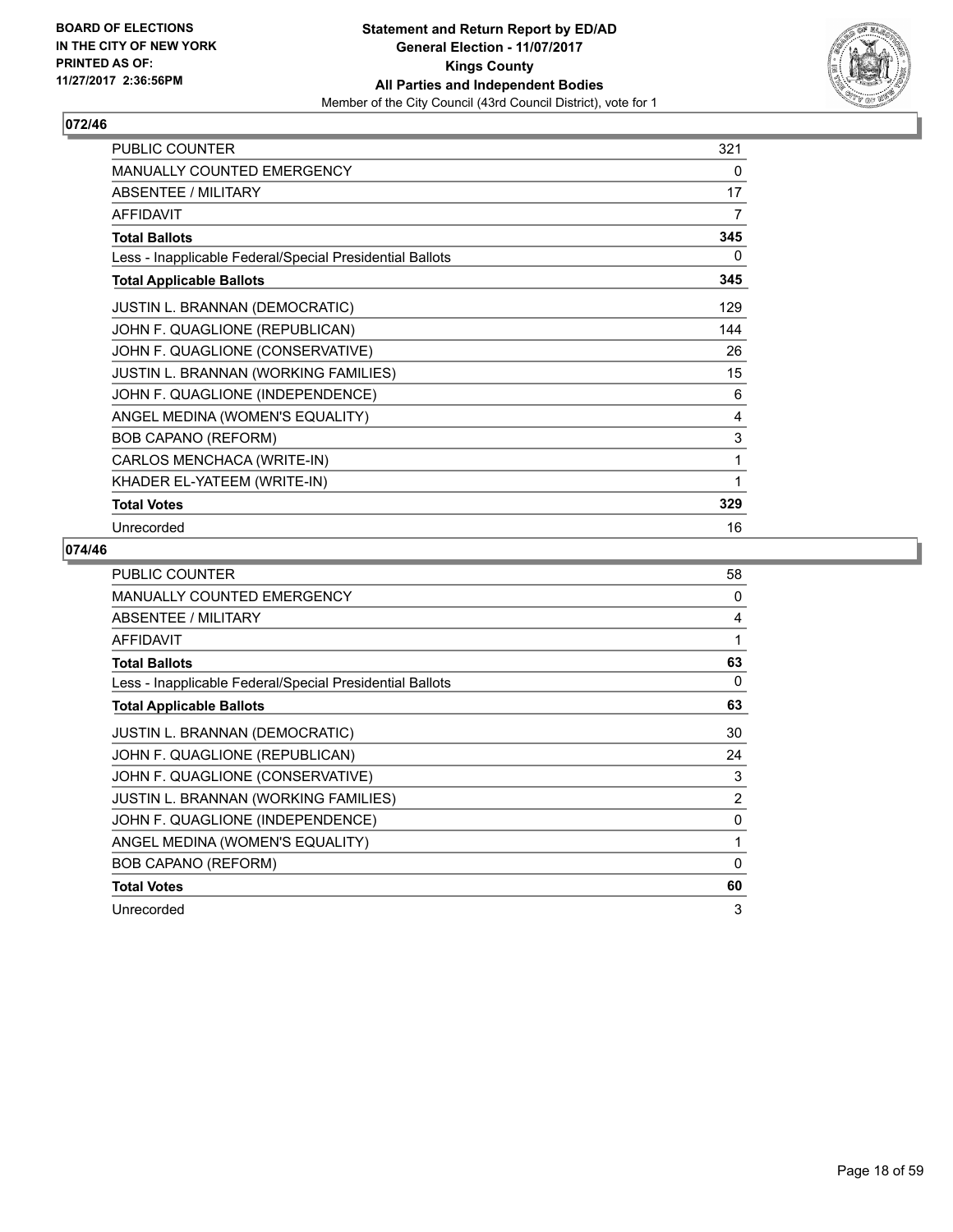**BOARD OF ELECTIONS IN THE CITY OF NEW YORK PRINTED AS OF: 11/27/2017 2:36:56PM**

**Statement and Return Report by ED/AD General Election - 11/07/2017 Kings County All Parties and Independent Bodies**

Member of the City Council (43rd Council District), vote for 1

## 072/46

| | |
|---|---|
| PUBLIC COUNTER | 321 |
| MANUALLY COUNTED EMERGENCY | 0 |
| ABSENTEE / MILITARY | 17 |
| AFFIDAVIT | 7 |
| **Total Ballots** | **345** |
| Less - Inapplicable Federal/Special Presidential Ballots | 0 |
| **Total Applicable Ballots** | **345** |
| JUSTIN L. BRANNAN (DEMOCRATIC) | 129 |
| JOHN F. QUAGLIONE (REPUBLICAN) | 144 |
| JOHN F. QUAGLIONE (CONSERVATIVE) | 26 |
| JUSTIN L. BRANNAN (WORKING FAMILIES) | 15 |
| JOHN F. QUAGLIONE (INDEPENDENCE) | 6 |
| ANGEL MEDINA (WOMEN'S EQUALITY) | 4 |
| BOB CAPANO (REFORM) | 3 |
| CARLOS MENCHACA (WRITE-IN) | 1 |
| KHADER EL-YATEEM (WRITE-IN) | 1 |
| **Total Votes** | **329** |
| Unrecorded | 16 |

## 074/46

| | |
|---|---|
| PUBLIC COUNTER | 58 |
| MANUALLY COUNTED EMERGENCY | 0 |
| ABSENTEE / MILITARY | 4 |
| AFFIDAVIT | 1 |
| **Total Ballots** | **63** |
| Less - Inapplicable Federal/Special Presidential Ballots | 0 |
| **Total Applicable Ballots** | **63** |
| JUSTIN L. BRANNAN (DEMOCRATIC) | 30 |
| JOHN F. QUAGLIONE (REPUBLICAN) | 24 |
| JOHN F. QUAGLIONE (CONSERVATIVE) | 3 |
| JUSTIN L. BRANNAN (WORKING FAMILIES) | 2 |
| JOHN F. QUAGLIONE (INDEPENDENCE) | 0 |
| ANGEL MEDINA (WOMEN'S EQUALITY) | 1 |
| BOB CAPANO (REFORM) | 0 |
| **Total Votes** | **60** |
| Unrecorded | 3 |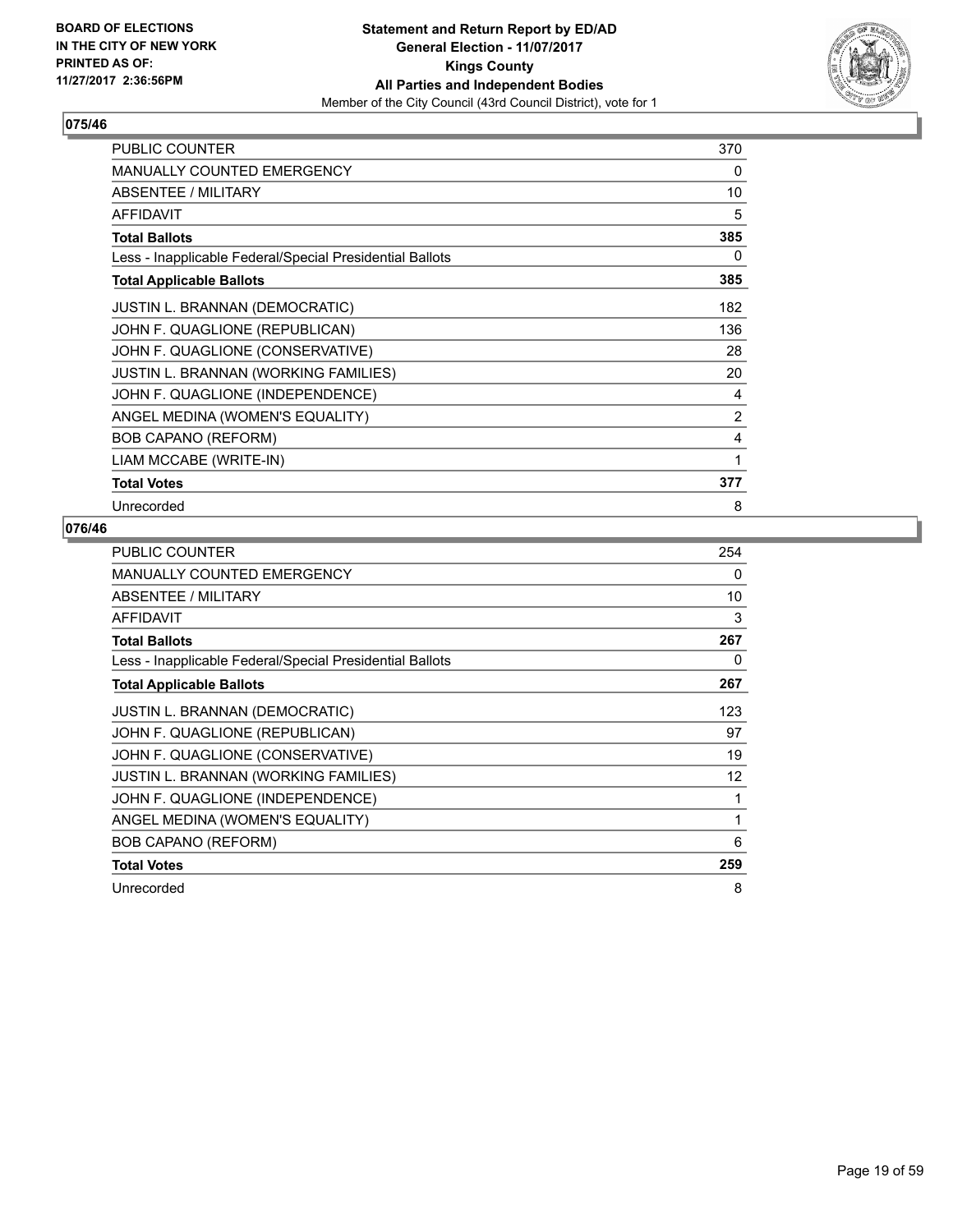**BOARD OF ELECTIONS IN THE CITY OF NEW YORK PRINTED AS OF: 11/27/2017 2:36:56PM**

**Statement and Return Report by ED/AD General Election - 11/07/2017 Kings County All Parties and Independent Bodies**

Member of the City Council (43rd Council District), vote for 1

## 075/46

| | |
|---|---|
| PUBLIC COUNTER | 370 |
| MANUALLY COUNTED EMERGENCY | 0 |
| ABSENTEE / MILITARY | 10 |
| AFFIDAVIT | 5 |
| **Total Ballots** | **385** |
| Less - Inapplicable Federal/Special Presidential Ballots | 0 |
| **Total Applicable Ballots** | **385** |
| JUSTIN L. BRANNAN (DEMOCRATIC) | 182 |
| JOHN F. QUAGLIONE (REPUBLICAN) | 136 |
| JOHN F. QUAGLIONE (CONSERVATIVE) | 28 |
| JUSTIN L. BRANNAN (WORKING FAMILIES) | 20 |
| JOHN F. QUAGLIONE (INDEPENDENCE) | 4 |
| ANGEL MEDINA (WOMEN'S EQUALITY) | 2 |
| BOB CAPANO (REFORM) | 4 |
| LIAM MCCABE (WRITE-IN) | 1 |
| **Total Votes** | **377** |
| Unrecorded | 8 |

## 076/46

| | |
|---|---|
| PUBLIC COUNTER | 254 |
| MANUALLY COUNTED EMERGENCY | 0 |
| ABSENTEE / MILITARY | 10 |
| AFFIDAVIT | 3 |
| **Total Ballots** | **267** |
| Less - Inapplicable Federal/Special Presidential Ballots | 0 |
| **Total Applicable Ballots** | **267** |
| JUSTIN L. BRANNAN (DEMOCRATIC) | 123 |
| JOHN F. QUAGLIONE (REPUBLICAN) | 97 |
| JOHN F. QUAGLIONE (CONSERVATIVE) | 19 |
| JUSTIN L. BRANNAN (WORKING FAMILIES) | 12 |
| JOHN F. QUAGLIONE (INDEPENDENCE) | 1 |
| ANGEL MEDINA (WOMEN'S EQUALITY) | 1 |
| BOB CAPANO (REFORM) | 6 |
| **Total Votes** | **259** |
| Unrecorded | 8 |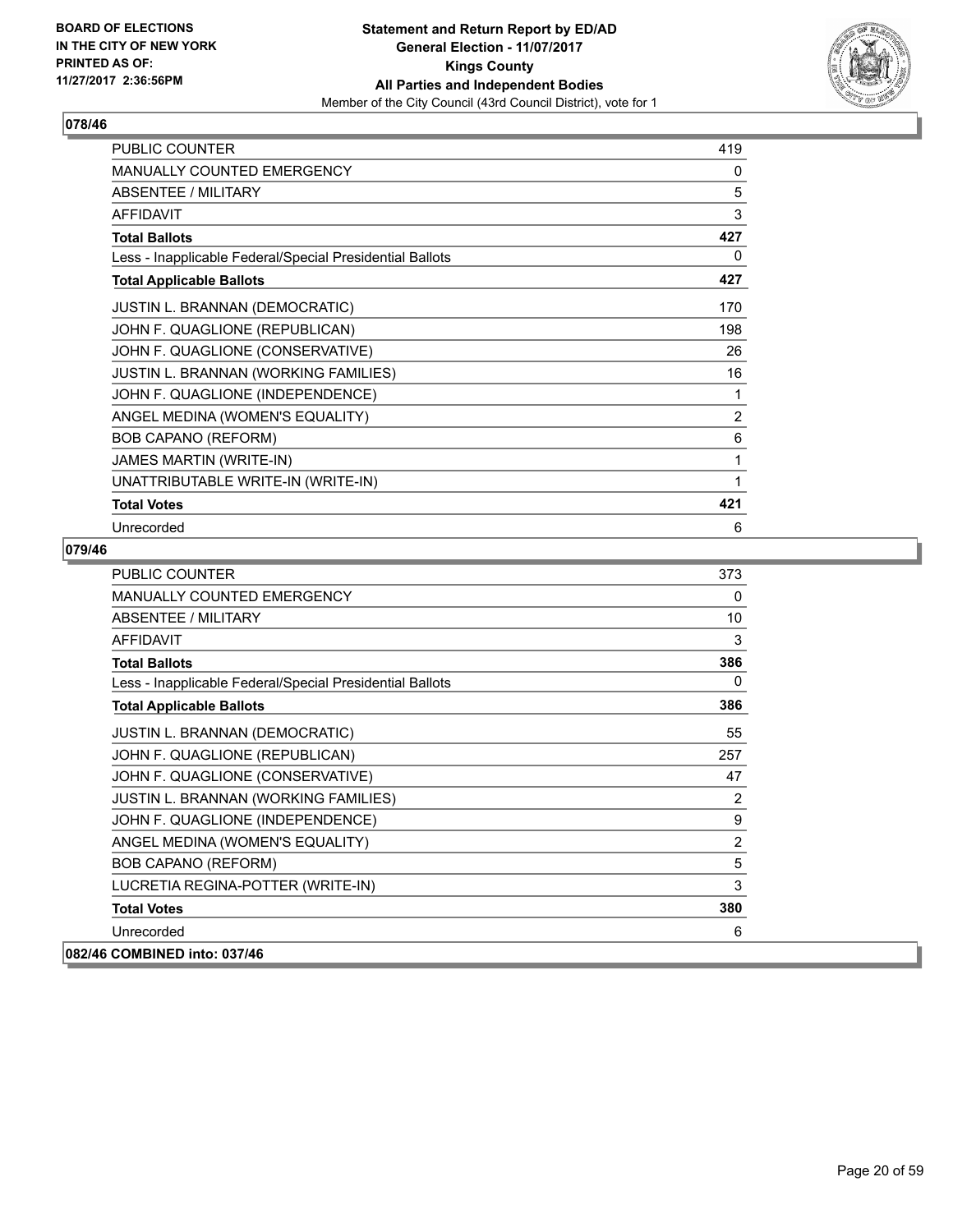## 078/46

| | |
|---|---|
| PUBLIC COUNTER | 419 |
| MANUALLY COUNTED EMERGENCY | 0 |
| ABSENTEE / MILITARY | 5 |
| AFFIDAVIT | 3 |
| **Total Ballots** | **427** |
| Less - Inapplicable Federal/Special Presidential Ballots | 0 |
| **Total Applicable Ballots** | **427** |
| JUSTIN L. BRANNAN (DEMOCRATIC) | 170 |
| JOHN F. QUAGLIONE (REPUBLICAN) | 198 |
| JOHN F. QUAGLIONE (CONSERVATIVE) | 26 |
| JUSTIN L. BRANNAN (WORKING FAMILIES) | 16 |
| JOHN F. QUAGLIONE (INDEPENDENCE) | 1 |
| ANGEL MEDINA (WOMEN'S EQUALITY) | 2 |
| BOB CAPANO (REFORM) | 6 |
| JAMES MARTIN (WRITE-IN) | 1 |
| UNATTRIBUTABLE WRITE-IN (WRITE-IN) | 1 |
| **Total Votes** | **421** |
| Unrecorded | 6 |

## 079/46

| | |
|---|---|
| PUBLIC COUNTER | 373 |
| MANUALLY COUNTED EMERGENCY | 0 |
| ABSENTEE / MILITARY | 10 |
| AFFIDAVIT | 3 |
| **Total Ballots** | **386** |
| Less - Inapplicable Federal/Special Presidential Ballots | 0 |
| **Total Applicable Ballots** | **386** |
| JUSTIN L. BRANNAN (DEMOCRATIC) | 55 |
| JOHN F. QUAGLIONE (REPUBLICAN) | 257 |
| JOHN F. QUAGLIONE (CONSERVATIVE) | 47 |
| JUSTIN L. BRANNAN (WORKING FAMILIES) | 2 |
| JOHN F. QUAGLIONE (INDEPENDENCE) | 9 |
| ANGEL MEDINA (WOMEN'S EQUALITY) | 2 |
| BOB CAPANO (REFORM) | 5 |
| LUCRETIA REGINA-POTTER (WRITE-IN) | 3 |
| **Total Votes** | **380** |
| Unrecorded | 6 |

## 082/46 COMBINED into: 037/46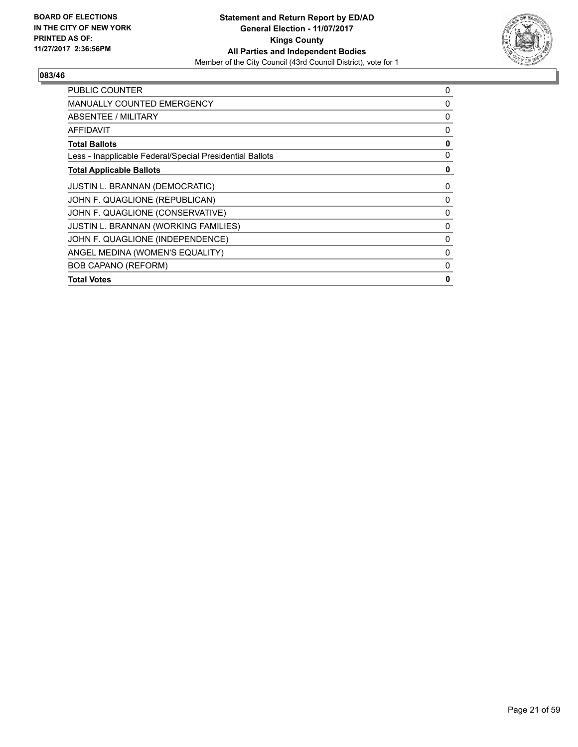BOARD OF ELECTIONS
IN THE CITY OF NEW YORK
PRINTED AS OF:
11/27/2017 2:36:56PM

**Statement and Return Report by ED/AD**
**General Election - 11/07/2017**
**Kings County**
**All Parties and Independent Bodies**
Member of the City Council (43rd Council District), vote for 1

**083/46**

| | |
|---|---|
| PUBLIC COUNTER | 0 |
| MANUALLY COUNTED EMERGENCY | 0 |
| ABSENTEE / MILITARY | 0 |
| AFFIDAVIT | 0 |
| **Total Ballots** | **0** |
| Less - Inapplicable Federal/Special Presidential Ballots | 0 |
| **Total Applicable Ballots** | **0** |
| JUSTIN L. BRANNAN (DEMOCRATIC) | 0 |
| JOHN F. QUAGLIONE (REPUBLICAN) | 0 |
| JOHN F. QUAGLIONE (CONSERVATIVE) | 0 |
| JUSTIN L. BRANNAN (WORKING FAMILIES) | 0 |
| JOHN F. QUAGLIONE (INDEPENDENCE) | 0 |
| ANGEL MEDINA (WOMEN'S EQUALITY) | 0 |
| BOB CAPANO (REFORM) | 0 |
| **Total Votes** | **0** |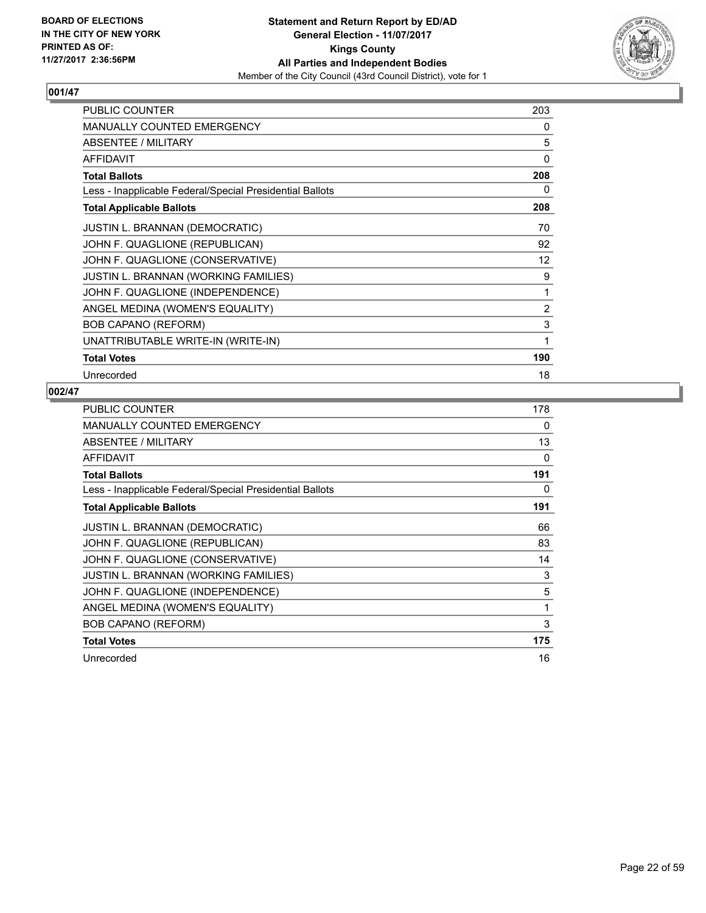**BOARD OF ELECTIONS IN THE CITY OF NEW YORK PRINTED AS OF: 11/27/2017 2:36:56PM**

**Statement and Return Report by ED/AD**
**General Election - 11/07/2017**
**Kings County**
**All Parties and Independent Bodies**
Member of the City Council (43rd Council District), vote for 1

### 001/47

| | |
|---|---|
| PUBLIC COUNTER | 203 |
| MANUALLY COUNTED EMERGENCY | 0 |
| ABSENTEE / MILITARY | 5 |
| AFFIDAVIT | 0 |
| **Total Ballots** | **208** |
| Less - Inapplicable Federal/Special Presidential Ballots | 0 |
| **Total Applicable Ballots** | **208** |
| JUSTIN L. BRANNAN (DEMOCRATIC) | 70 |
| JOHN F. QUAGLIONE (REPUBLICAN) | 92 |
| JOHN F. QUAGLIONE (CONSERVATIVE) | 12 |
| JUSTIN L. BRANNAN (WORKING FAMILIES) | 9 |
| JOHN F. QUAGLIONE (INDEPENDENCE) | 1 |
| ANGEL MEDINA (WOMEN'S EQUALITY) | 2 |
| BOB CAPANO (REFORM) | 3 |
| UNATTRIBUTABLE WRITE-IN (WRITE-IN) | 1 |
| **Total Votes** | **190** |
| Unrecorded | 18 |

### 002/47

| | |
|---|---|
| PUBLIC COUNTER | 178 |
| MANUALLY COUNTED EMERGENCY | 0 |
| ABSENTEE / MILITARY | 13 |
| AFFIDAVIT | 0 |
| **Total Ballots** | **191** |
| Less - Inapplicable Federal/Special Presidential Ballots | 0 |
| **Total Applicable Ballots** | **191** |
| JUSTIN L. BRANNAN (DEMOCRATIC) | 66 |
| JOHN F. QUAGLIONE (REPUBLICAN) | 83 |
| JOHN F. QUAGLIONE (CONSERVATIVE) | 14 |
| JUSTIN L. BRANNAN (WORKING FAMILIES) | 3 |
| JOHN F. QUAGLIONE (INDEPENDENCE) | 5 |
| ANGEL MEDINA (WOMEN'S EQUALITY) | 1 |
| BOB CAPANO (REFORM) | 3 |
| **Total Votes** | **175** |
| Unrecorded | 16 |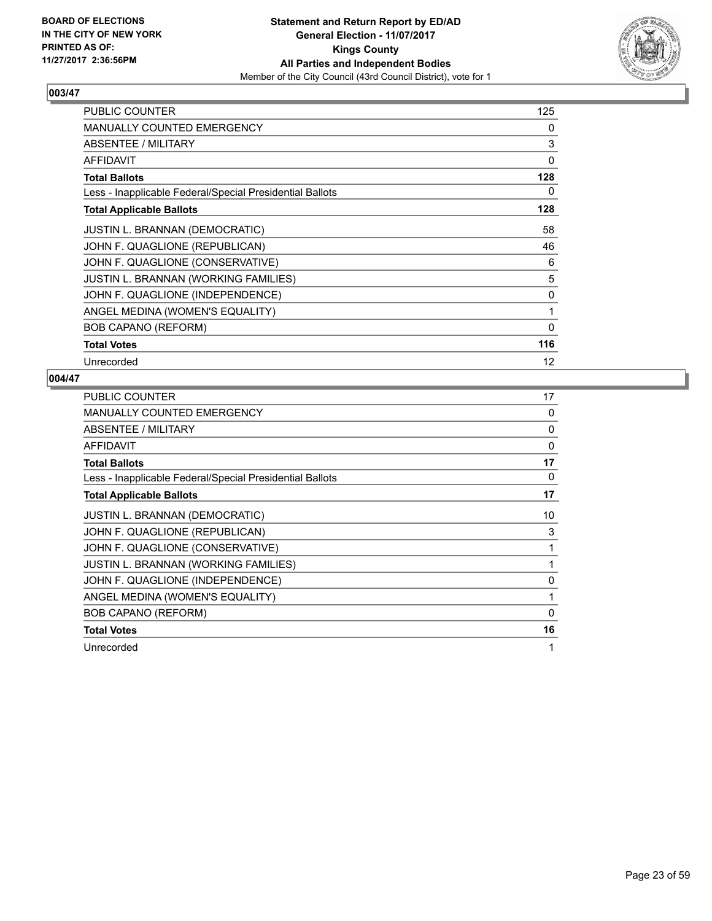BOARD OF ELECTIONS
IN THE CITY OF NEW YORK
PRINTED AS OF:
11/27/2017 2:36:56PM

**Statement and Return Report by ED/AD**
**General Election - 11/07/2017**
**Kings County**
**All Parties and Independent Bodies**
Member of the City Council (43rd Council District), vote for 1

## 003/47

| | |
|---|---|
| PUBLIC COUNTER | 125 |
| MANUALLY COUNTED EMERGENCY | 0 |
| ABSENTEE / MILITARY | 3 |
| AFFIDAVIT | 0 |
| **Total Ballots** | **128** |
| Less - Inapplicable Federal/Special Presidential Ballots | 0 |
| **Total Applicable Ballots** | **128** |
| JUSTIN L. BRANNAN (DEMOCRATIC) | 58 |
| JOHN F. QUAGLIONE (REPUBLICAN) | 46 |
| JOHN F. QUAGLIONE (CONSERVATIVE) | 6 |
| JUSTIN L. BRANNAN (WORKING FAMILIES) | 5 |
| JOHN F. QUAGLIONE (INDEPENDENCE) | 0 |
| ANGEL MEDINA (WOMEN'S EQUALITY) | 1 |
| BOB CAPANO (REFORM) | 0 |
| **Total Votes** | **116** |
| Unrecorded | 12 |

## 004/47

| | |
|---|---|
| PUBLIC COUNTER | 17 |
| MANUALLY COUNTED EMERGENCY | 0 |
| ABSENTEE / MILITARY | 0 |
| AFFIDAVIT | 0 |
| **Total Ballots** | **17** |
| Less - Inapplicable Federal/Special Presidential Ballots | 0 |
| **Total Applicable Ballots** | **17** |
| JUSTIN L. BRANNAN (DEMOCRATIC) | 10 |
| JOHN F. QUAGLIONE (REPUBLICAN) | 3 |
| JOHN F. QUAGLIONE (CONSERVATIVE) | 1 |
| JUSTIN L. BRANNAN (WORKING FAMILIES) | 1 |
| JOHN F. QUAGLIONE (INDEPENDENCE) | 0 |
| ANGEL MEDINA (WOMEN'S EQUALITY) | 1 |
| BOB CAPANO (REFORM) | 0 |
| **Total Votes** | **16** |
| Unrecorded | 1 |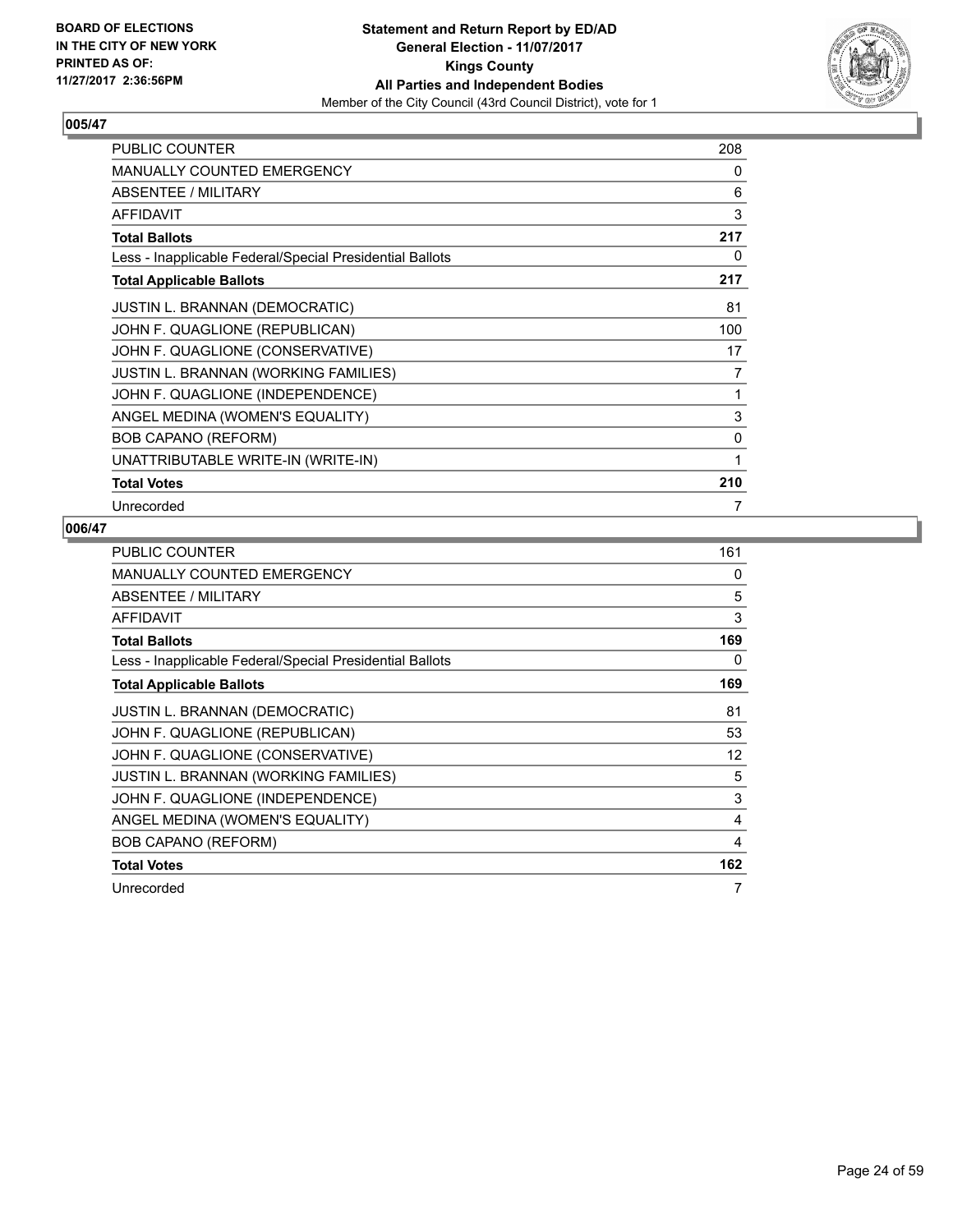BOARD OF ELECTIONS
IN THE CITY OF NEW YORK
PRINTED AS OF:
11/27/2017 2:36:56PM

**Statement and Return Report by ED/AD**
**General Election - 11/07/2017**
**Kings County**
**All Parties and Independent Bodies**
Member of the City Council (43rd Council District), vote for 1

## 005/47

| | |
|---|---|
| PUBLIC COUNTER | 208 |
| MANUALLY COUNTED EMERGENCY | 0 |
| ABSENTEE / MILITARY | 6 |
| AFFIDAVIT | 3 |
| **Total Ballots** | **217** |
| Less - Inapplicable Federal/Special Presidential Ballots | 0 |
| **Total Applicable Ballots** | **217** |
| JUSTIN L. BRANNAN (DEMOCRATIC) | 81 |
| JOHN F. QUAGLIONE (REPUBLICAN) | 100 |
| JOHN F. QUAGLIONE (CONSERVATIVE) | 17 |
| JUSTIN L. BRANNAN (WORKING FAMILIES) | 7 |
| JOHN F. QUAGLIONE (INDEPENDENCE) | 1 |
| ANGEL MEDINA (WOMEN'S EQUALITY) | 3 |
| BOB CAPANO (REFORM) | 0 |
| UNATTRIBUTABLE WRITE-IN (WRITE-IN) | 1 |
| **Total Votes** | **210** |
| Unrecorded | 7 |

## 006/47

| | |
|---|---|
| PUBLIC COUNTER | 161 |
| MANUALLY COUNTED EMERGENCY | 0 |
| ABSENTEE / MILITARY | 5 |
| AFFIDAVIT | 3 |
| **Total Ballots** | **169** |
| Less - Inapplicable Federal/Special Presidential Ballots | 0 |
| **Total Applicable Ballots** | **169** |
| JUSTIN L. BRANNAN (DEMOCRATIC) | 81 |
| JOHN F. QUAGLIONE (REPUBLICAN) | 53 |
| JOHN F. QUAGLIONE (CONSERVATIVE) | 12 |
| JUSTIN L. BRANNAN (WORKING FAMILIES) | 5 |
| JOHN F. QUAGLIONE (INDEPENDENCE) | 3 |
| ANGEL MEDINA (WOMEN'S EQUALITY) | 4 |
| BOB CAPANO (REFORM) | 4 |
| **Total Votes** | **162** |
| Unrecorded | 7 |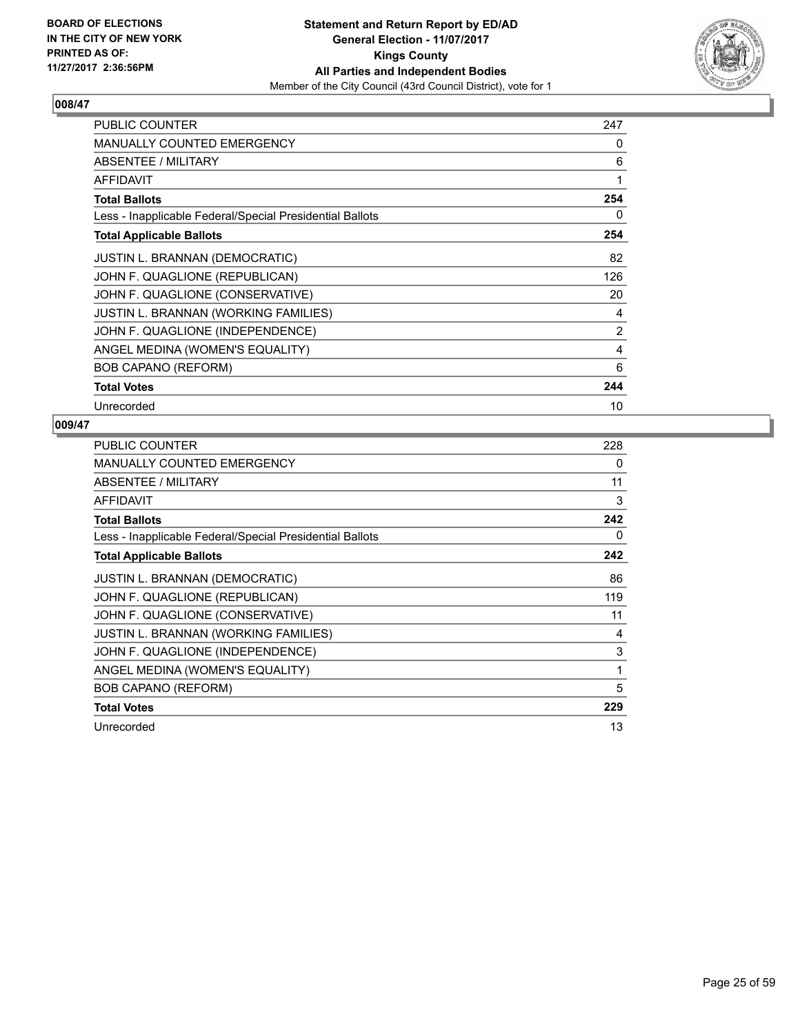BOARD OF ELECTIONS
IN THE CITY OF NEW YORK
PRINTED AS OF:
11/27/2017 2:36:56PM

**Statement and Return Report by ED/AD**
**General Election - 11/07/2017**
**Kings County**
**All Parties and Independent Bodies**
Member of the City Council (43rd Council District), vote for 1

## 008/47

| | |
|---|---|
| PUBLIC COUNTER | 247 |
| MANUALLY COUNTED EMERGENCY | 0 |
| ABSENTEE / MILITARY | 6 |
| AFFIDAVIT | 1 |
| **Total Ballots** | **254** |
| Less - Inapplicable Federal/Special Presidential Ballots | 0 |
| **Total Applicable Ballots** | **254** |
| JUSTIN L. BRANNAN (DEMOCRATIC) | 82 |
| JOHN F. QUAGLIONE (REPUBLICAN) | 126 |
| JOHN F. QUAGLIONE (CONSERVATIVE) | 20 |
| JUSTIN L. BRANNAN (WORKING FAMILIES) | 4 |
| JOHN F. QUAGLIONE (INDEPENDENCE) | 2 |
| ANGEL MEDINA (WOMEN'S EQUALITY) | 4 |
| BOB CAPANO (REFORM) | 6 |
| **Total Votes** | **244** |
| Unrecorded | 10 |

## 009/47

| | |
|---|---|
| PUBLIC COUNTER | 228 |
| MANUALLY COUNTED EMERGENCY | 0 |
| ABSENTEE / MILITARY | 11 |
| AFFIDAVIT | 3 |
| **Total Ballots** | **242** |
| Less - Inapplicable Federal/Special Presidential Ballots | 0 |
| **Total Applicable Ballots** | **242** |
| JUSTIN L. BRANNAN (DEMOCRATIC) | 86 |
| JOHN F. QUAGLIONE (REPUBLICAN) | 119 |
| JOHN F. QUAGLIONE (CONSERVATIVE) | 11 |
| JUSTIN L. BRANNAN (WORKING FAMILIES) | 4 |
| JOHN F. QUAGLIONE (INDEPENDENCE) | 3 |
| ANGEL MEDINA (WOMEN'S EQUALITY) | 1 |
| BOB CAPANO (REFORM) | 5 |
| **Total Votes** | **229** |
| Unrecorded | 13 |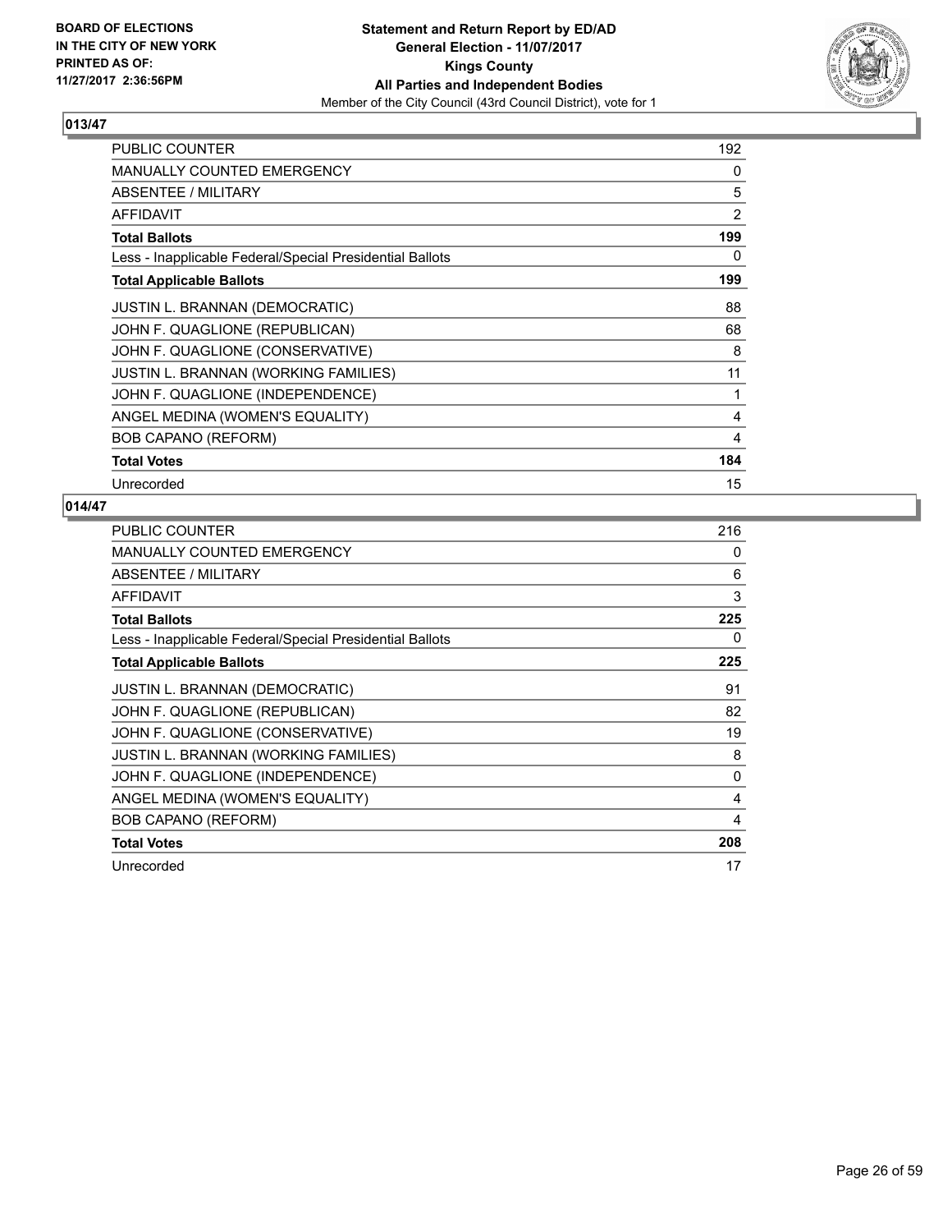BOARD OF ELECTIONS
IN THE CITY OF NEW YORK
PRINTED AS OF:
11/27/2017 2:36:56PM

**Statement and Return Report by ED/AD**
**General Election - 11/07/2017**
**Kings County**
**All Parties and Independent Bodies**
Member of the City Council (43rd Council District), vote for 1

## 013/47

| | |
|---|---|
| PUBLIC COUNTER | 192 |
| MANUALLY COUNTED EMERGENCY | 0 |
| ABSENTEE / MILITARY | 5 |
| AFFIDAVIT | 2 |
| **Total Ballots** | **199** |
| Less - Inapplicable Federal/Special Presidential Ballots | 0 |
| **Total Applicable Ballots** | **199** |
| JUSTIN L. BRANNAN (DEMOCRATIC) | 88 |
| JOHN F. QUAGLIONE (REPUBLICAN) | 68 |
| JOHN F. QUAGLIONE (CONSERVATIVE) | 8 |
| JUSTIN L. BRANNAN (WORKING FAMILIES) | 11 |
| JOHN F. QUAGLIONE (INDEPENDENCE) | 1 |
| ANGEL MEDINA (WOMEN'S EQUALITY) | 4 |
| BOB CAPANO (REFORM) | 4 |
| **Total Votes** | **184** |
| Unrecorded | 15 |

## 014/47

| | |
|---|---|
| PUBLIC COUNTER | 216 |
| MANUALLY COUNTED EMERGENCY | 0 |
| ABSENTEE / MILITARY | 6 |
| AFFIDAVIT | 3 |
| **Total Ballots** | **225** |
| Less - Inapplicable Federal/Special Presidential Ballots | 0 |
| **Total Applicable Ballots** | **225** |
| JUSTIN L. BRANNAN (DEMOCRATIC) | 91 |
| JOHN F. QUAGLIONE (REPUBLICAN) | 82 |
| JOHN F. QUAGLIONE (CONSERVATIVE) | 19 |
| JUSTIN L. BRANNAN (WORKING FAMILIES) | 8 |
| JOHN F. QUAGLIONE (INDEPENDENCE) | 0 |
| ANGEL MEDINA (WOMEN'S EQUALITY) | 4 |
| BOB CAPANO (REFORM) | 4 |
| **Total Votes** | **208** |
| Unrecorded | 17 |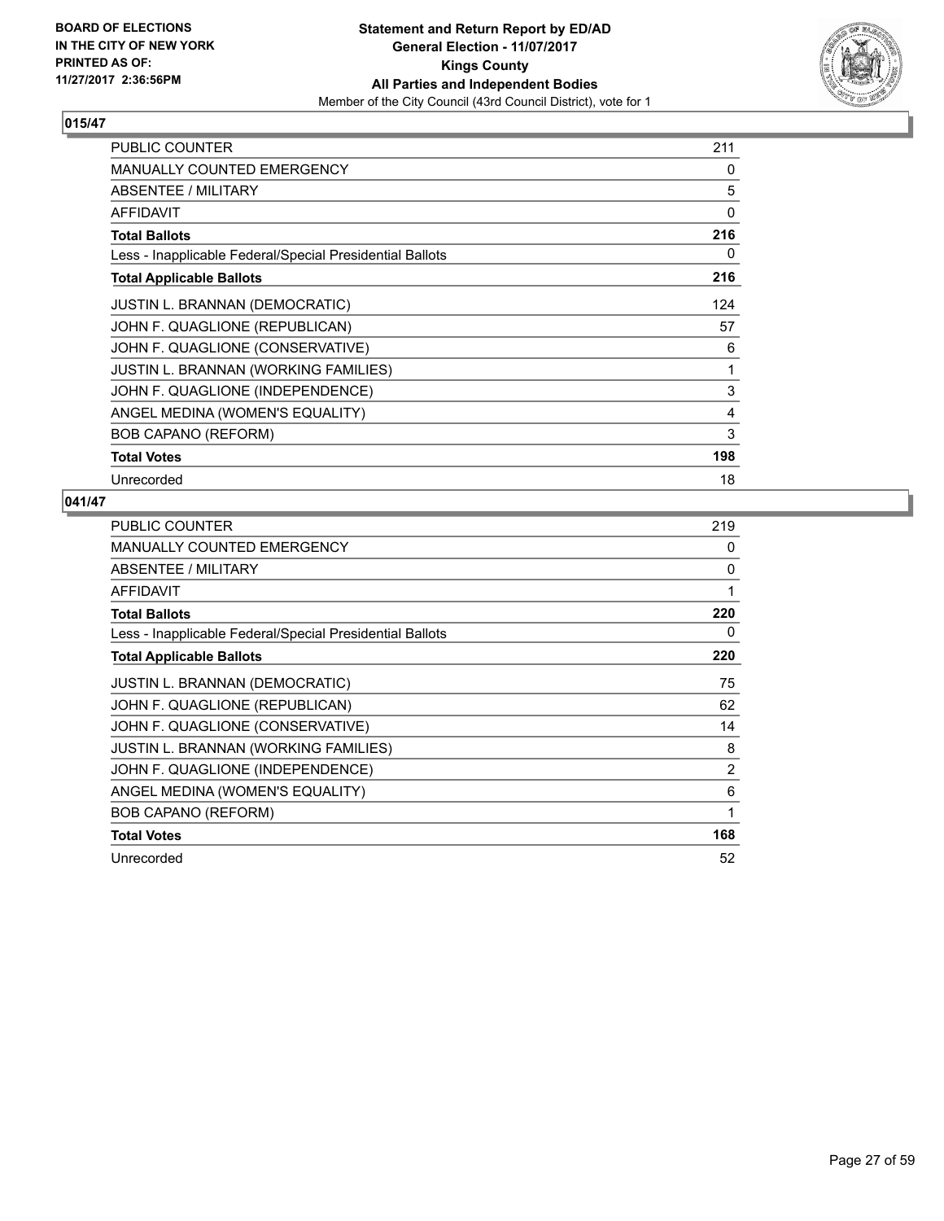BOARD OF ELECTIONS
IN THE CITY OF NEW YORK
PRINTED AS OF:
11/27/2017 2:36:56PM

**Statement and Return Report by ED/AD**
**General Election - 11/07/2017**
**Kings County**
**All Parties and Independent Bodies**
Member of the City Council (43rd Council District), vote for 1

## 015/47

| | |
|---|---|
| PUBLIC COUNTER | 211 |
| MANUALLY COUNTED EMERGENCY | 0 |
| ABSENTEE / MILITARY | 5 |
| AFFIDAVIT | 0 |
| **Total Ballots** | **216** |
| Less - Inapplicable Federal/Special Presidential Ballots | 0 |
| **Total Applicable Ballots** | **216** |
| JUSTIN L. BRANNAN (DEMOCRATIC) | 124 |
| JOHN F. QUAGLIONE (REPUBLICAN) | 57 |
| JOHN F. QUAGLIONE (CONSERVATIVE) | 6 |
| JUSTIN L. BRANNAN (WORKING FAMILIES) | 1 |
| JOHN F. QUAGLIONE (INDEPENDENCE) | 3 |
| ANGEL MEDINA (WOMEN'S EQUALITY) | 4 |
| BOB CAPANO (REFORM) | 3 |
| **Total Votes** | **198** |
| Unrecorded | 18 |

## 041/47

| | |
|---|---|
| PUBLIC COUNTER | 219 |
| MANUALLY COUNTED EMERGENCY | 0 |
| ABSENTEE / MILITARY | 0 |
| AFFIDAVIT | 1 |
| **Total Ballots** | **220** |
| Less - Inapplicable Federal/Special Presidential Ballots | 0 |
| **Total Applicable Ballots** | **220** |
| JUSTIN L. BRANNAN (DEMOCRATIC) | 75 |
| JOHN F. QUAGLIONE (REPUBLICAN) | 62 |
| JOHN F. QUAGLIONE (CONSERVATIVE) | 14 |
| JUSTIN L. BRANNAN (WORKING FAMILIES) | 8 |
| JOHN F. QUAGLIONE (INDEPENDENCE) | 2 |
| ANGEL MEDINA (WOMEN'S EQUALITY) | 6 |
| BOB CAPANO (REFORM) | 1 |
| **Total Votes** | **168** |
| Unrecorded | 52 |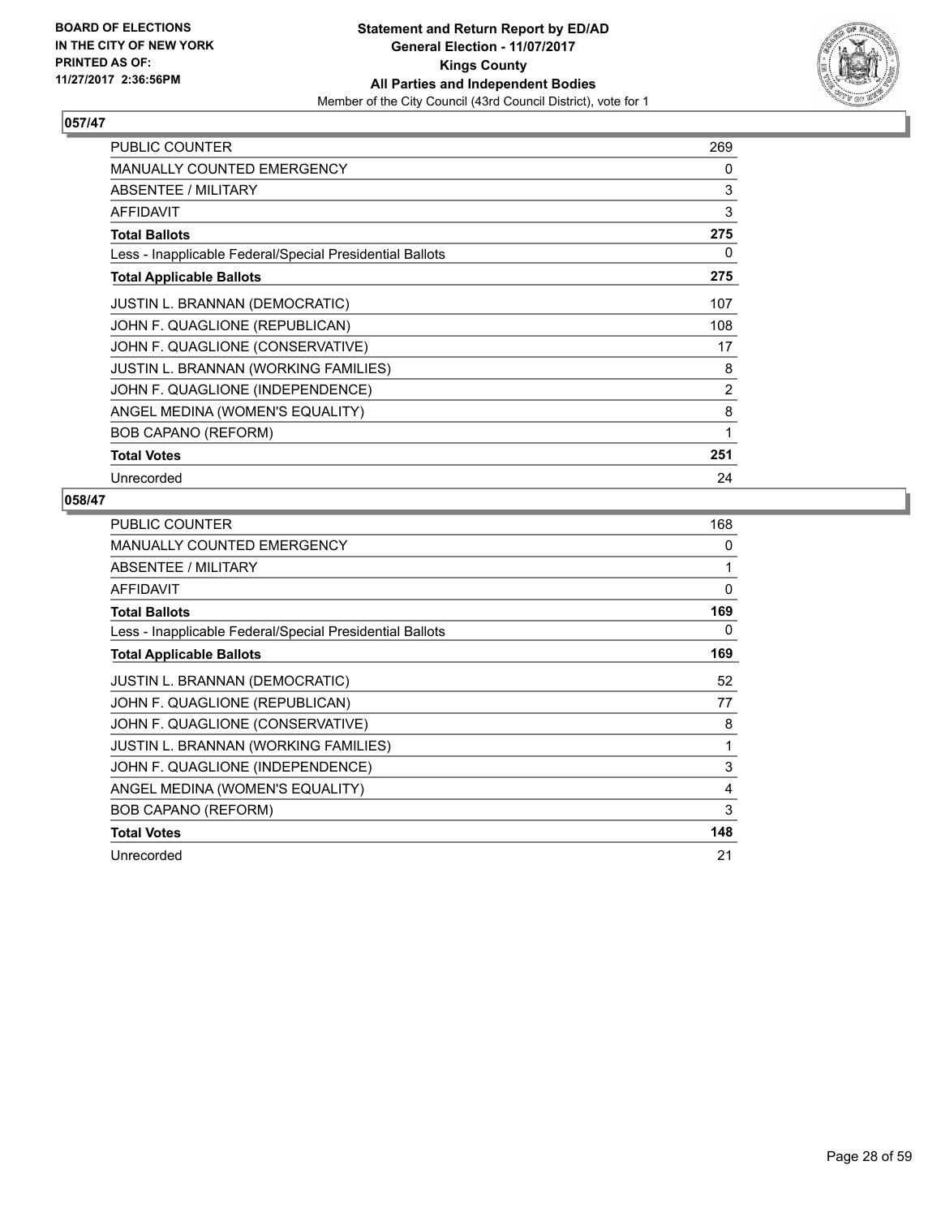BOARD OF ELECTIONS
IN THE CITY OF NEW YORK
PRINTED AS OF:
11/27/2017 2:36:56PM

**Statement and Return Report by ED/AD**
**General Election - 11/07/2017**
**Kings County**
**All Parties and Independent Bodies**
Member of the City Council (43rd Council District), vote for 1

## 057/47

| | |
|---|---|
| PUBLIC COUNTER | 269 |
| MANUALLY COUNTED EMERGENCY | 0 |
| ABSENTEE / MILITARY | 3 |
| AFFIDAVIT | 3 |
| **Total Ballots** | **275** |
| Less - Inapplicable Federal/Special Presidential Ballots | 0 |
| **Total Applicable Ballots** | **275** |
| JUSTIN L. BRANNAN (DEMOCRATIC) | 107 |
| JOHN F. QUAGLIONE (REPUBLICAN) | 108 |
| JOHN F. QUAGLIONE (CONSERVATIVE) | 17 |
| JUSTIN L. BRANNAN (WORKING FAMILIES) | 8 |
| JOHN F. QUAGLIONE (INDEPENDENCE) | 2 |
| ANGEL MEDINA (WOMEN'S EQUALITY) | 8 |
| BOB CAPANO (REFORM) | 1 |
| **Total Votes** | **251** |
| Unrecorded | 24 |

## 058/47

| | |
|---|---|
| PUBLIC COUNTER | 168 |
| MANUALLY COUNTED EMERGENCY | 0 |
| ABSENTEE / MILITARY | 1 |
| AFFIDAVIT | 0 |
| **Total Ballots** | **169** |
| Less - Inapplicable Federal/Special Presidential Ballots | 0 |
| **Total Applicable Ballots** | **169** |
| JUSTIN L. BRANNAN (DEMOCRATIC) | 52 |
| JOHN F. QUAGLIONE (REPUBLICAN) | 77 |
| JOHN F. QUAGLIONE (CONSERVATIVE) | 8 |
| JUSTIN L. BRANNAN (WORKING FAMILIES) | 1 |
| JOHN F. QUAGLIONE (INDEPENDENCE) | 3 |
| ANGEL MEDINA (WOMEN'S EQUALITY) | 4 |
| BOB CAPANO (REFORM) | 3 |
| **Total Votes** | **148** |
| Unrecorded | 21 |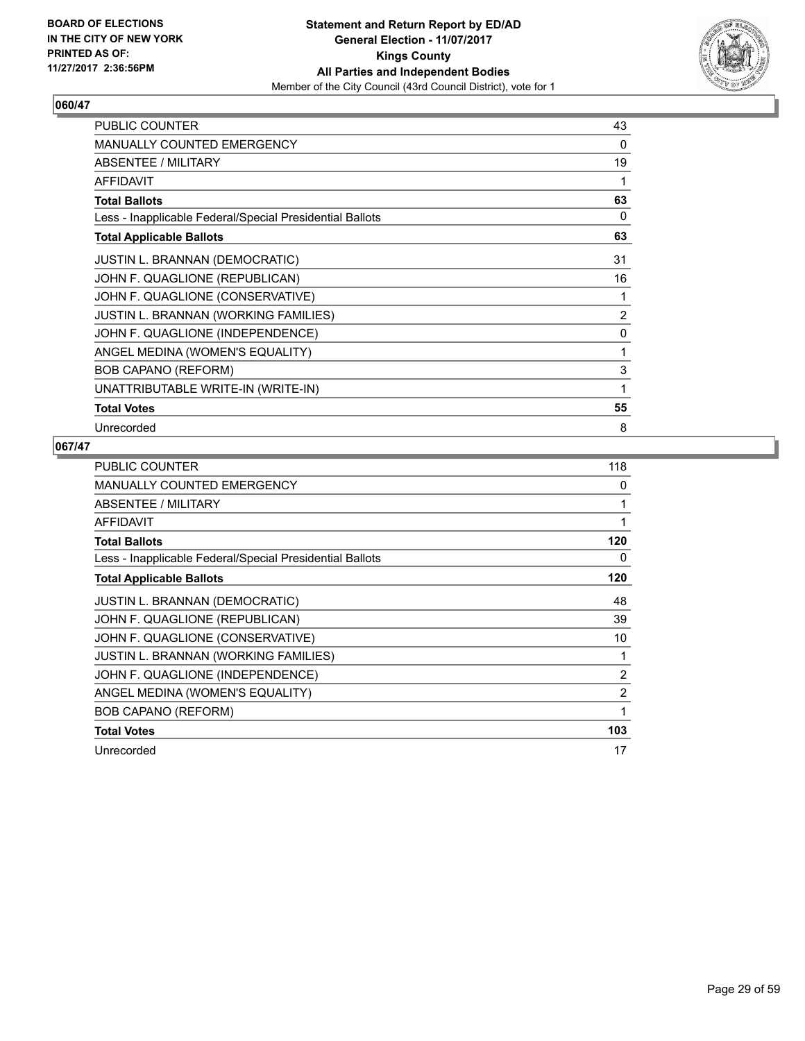**BOARD OF ELECTIONS IN THE CITY OF NEW YORK PRINTED AS OF: 11/27/2017 2:36:56PM**

**Statement and Return Report by ED/AD General Election - 11/07/2017 Kings County All Parties and Independent Bodies**
Member of the City Council (43rd Council District), vote for 1

## 060/47

| | |
|---|---|
| PUBLIC COUNTER | 43 |
| MANUALLY COUNTED EMERGENCY | 0 |
| ABSENTEE / MILITARY | 19 |
| AFFIDAVIT | 1 |
| **Total Ballots** | **63** |
| Less - Inapplicable Federal/Special Presidential Ballots | 0 |
| **Total Applicable Ballots** | **63** |
| JUSTIN L. BRANNAN (DEMOCRATIC) | 31 |
| JOHN F. QUAGLIONE (REPUBLICAN) | 16 |
| JOHN F. QUAGLIONE (CONSERVATIVE) | 1 |
| JUSTIN L. BRANNAN (WORKING FAMILIES) | 2 |
| JOHN F. QUAGLIONE (INDEPENDENCE) | 0 |
| ANGEL MEDINA (WOMEN'S EQUALITY) | 1 |
| BOB CAPANO (REFORM) | 3 |
| UNATTRIBUTABLE WRITE-IN (WRITE-IN) | 1 |
| **Total Votes** | **55** |
| Unrecorded | 8 |

## 067/47

| | |
|---|---|
| PUBLIC COUNTER | 118 |
| MANUALLY COUNTED EMERGENCY | 0 |
| ABSENTEE / MILITARY | 1 |
| AFFIDAVIT | 1 |
| **Total Ballots** | **120** |
| Less - Inapplicable Federal/Special Presidential Ballots | 0 |
| **Total Applicable Ballots** | **120** |
| JUSTIN L. BRANNAN (DEMOCRATIC) | 48 |
| JOHN F. QUAGLIONE (REPUBLICAN) | 39 |
| JOHN F. QUAGLIONE (CONSERVATIVE) | 10 |
| JUSTIN L. BRANNAN (WORKING FAMILIES) | 1 |
| JOHN F. QUAGLIONE (INDEPENDENCE) | 2 |
| ANGEL MEDINA (WOMEN'S EQUALITY) | 2 |
| BOB CAPANO (REFORM) | 1 |
| **Total Votes** | **103** |
| Unrecorded | 17 |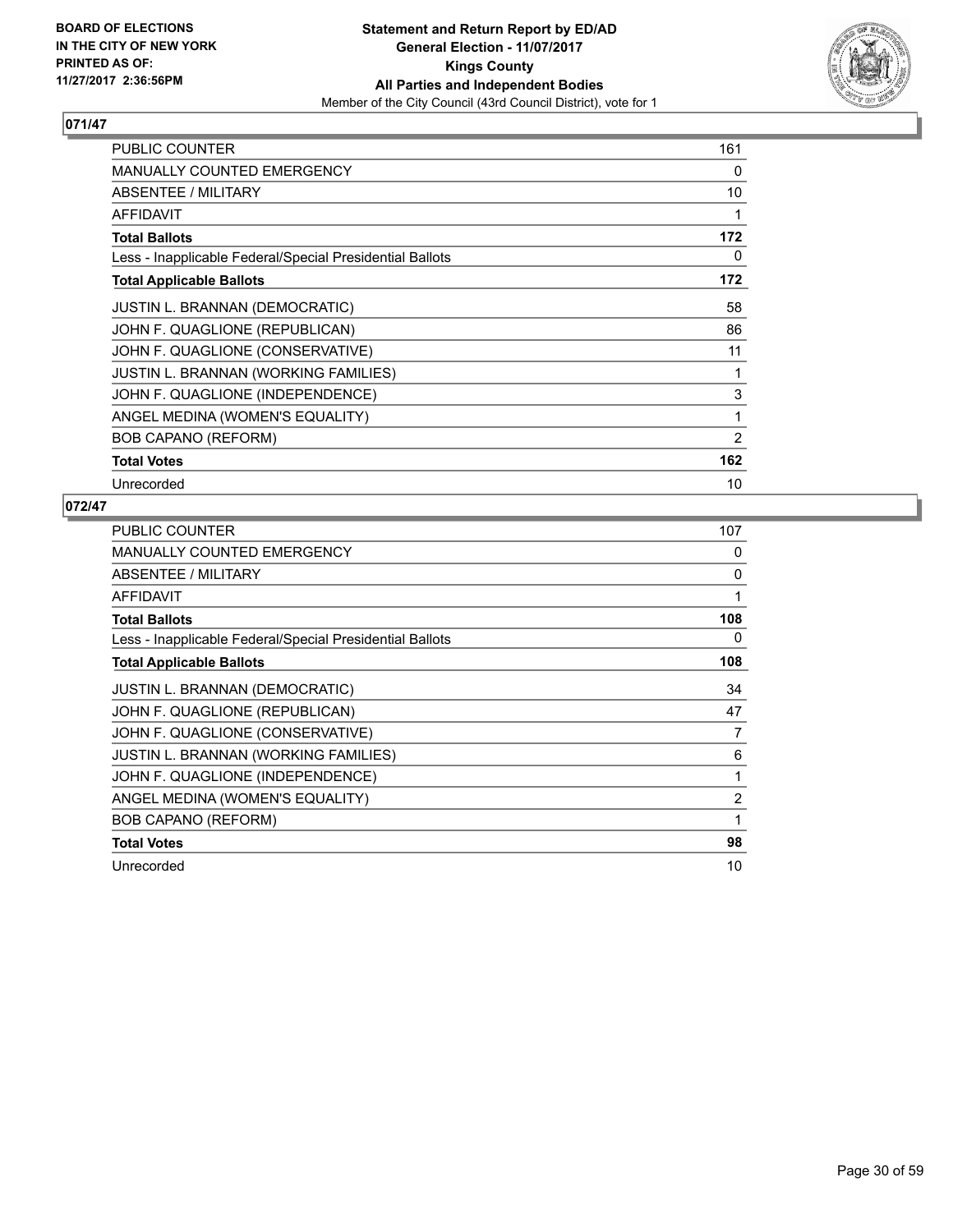## 071/47

| | |
|---|---|
| PUBLIC COUNTER | 161 |
| MANUALLY COUNTED EMERGENCY | 0 |
| ABSENTEE / MILITARY | 10 |
| AFFIDAVIT | 1 |
| **Total Ballots** | **172** |
| Less - Inapplicable Federal/Special Presidential Ballots | 0 |
| **Total Applicable Ballots** | **172** |
| JUSTIN L. BRANNAN (DEMOCRATIC) | 58 |
| JOHN F. QUAGLIONE (REPUBLICAN) | 86 |
| JOHN F. QUAGLIONE (CONSERVATIVE) | 11 |
| JUSTIN L. BRANNAN (WORKING FAMILIES) | 1 |
| JOHN F. QUAGLIONE (INDEPENDENCE) | 3 |
| ANGEL MEDINA (WOMEN'S EQUALITY) | 1 |
| BOB CAPANO (REFORM) | 2 |
| **Total Votes** | **162** |
| Unrecorded | 10 |

## 072/47

| | |
|---|---|
| PUBLIC COUNTER | 107 |
| MANUALLY COUNTED EMERGENCY | 0 |
| ABSENTEE / MILITARY | 0 |
| AFFIDAVIT | 1 |
| **Total Ballots** | **108** |
| Less - Inapplicable Federal/Special Presidential Ballots | 0 |
| **Total Applicable Ballots** | **108** |
| JUSTIN L. BRANNAN (DEMOCRATIC) | 34 |
| JOHN F. QUAGLIONE (REPUBLICAN) | 47 |
| JOHN F. QUAGLIONE (CONSERVATIVE) | 7 |
| JUSTIN L. BRANNAN (WORKING FAMILIES) | 6 |
| JOHN F. QUAGLIONE (INDEPENDENCE) | 1 |
| ANGEL MEDINA (WOMEN'S EQUALITY) | 2 |
| BOB CAPANO (REFORM) | 1 |
| **Total Votes** | **98** |
| Unrecorded | 10 |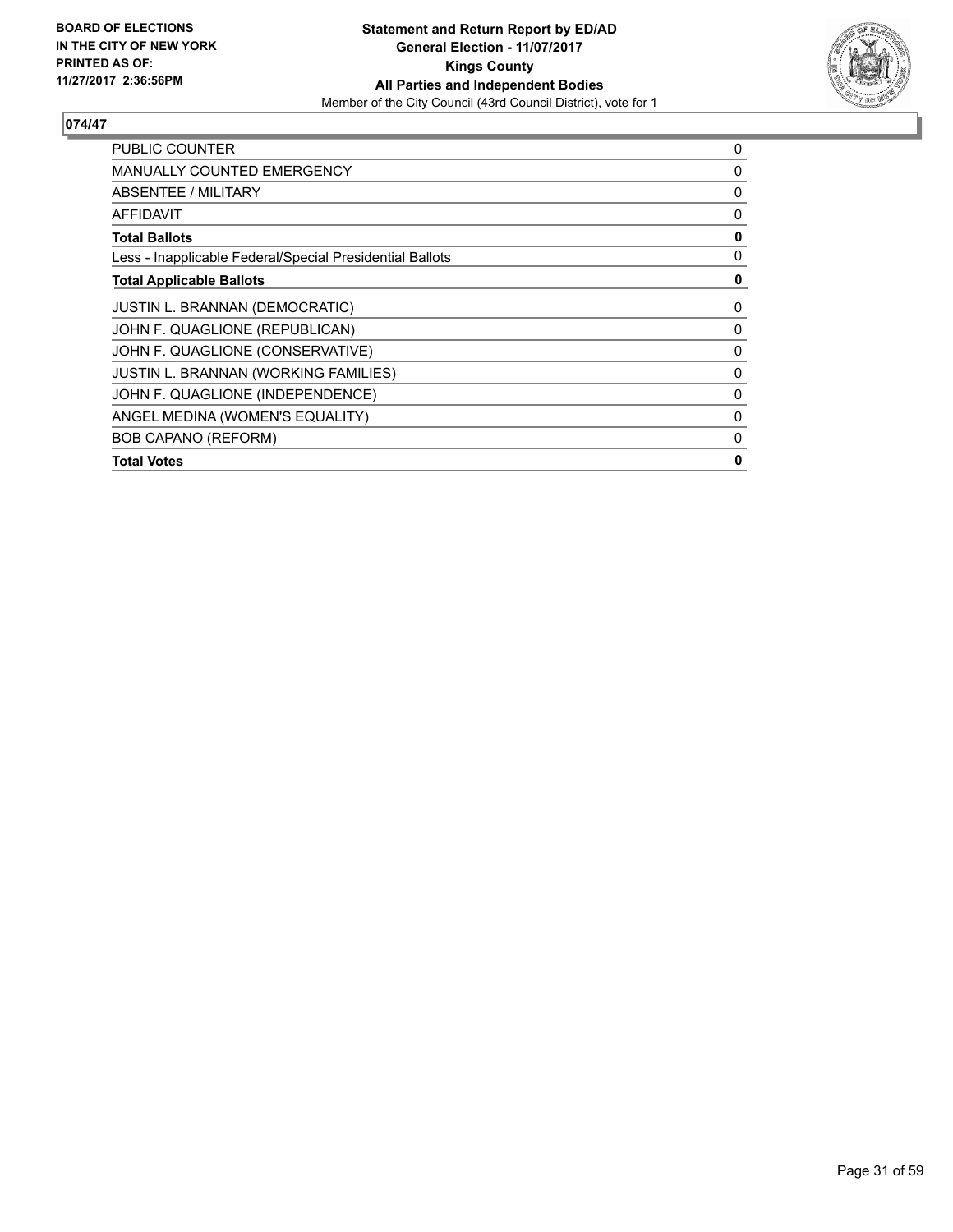**BOARD OF ELECTIONS IN THE CITY OF NEW YORK PRINTED AS OF: 11/27/2017 2:36:56PM**

**Statement and Return Report by ED/AD**
**General Election - 11/07/2017**
**Kings County**
**All Parties and Independent Bodies**
Member of the City Council (43rd Council District), vote for 1

**074/47**

| | |
|---|---|
| PUBLIC COUNTER | 0 |
| MANUALLY COUNTED EMERGENCY | 0 |
| ABSENTEE / MILITARY | 0 |
| AFFIDAVIT | 0 |
| **Total Ballots** | **0** |
| Less - Inapplicable Federal/Special Presidential Ballots | 0 |
| **Total Applicable Ballots** | **0** |
| JUSTIN L. BRANNAN (DEMOCRATIC) | 0 |
| JOHN F. QUAGLIONE (REPUBLICAN) | 0 |
| JOHN F. QUAGLIONE (CONSERVATIVE) | 0 |
| JUSTIN L. BRANNAN (WORKING FAMILIES) | 0 |
| JOHN F. QUAGLIONE (INDEPENDENCE) | 0 |
| ANGEL MEDINA (WOMEN'S EQUALITY) | 0 |
| BOB CAPANO (REFORM) | 0 |
| **Total Votes** | **0** |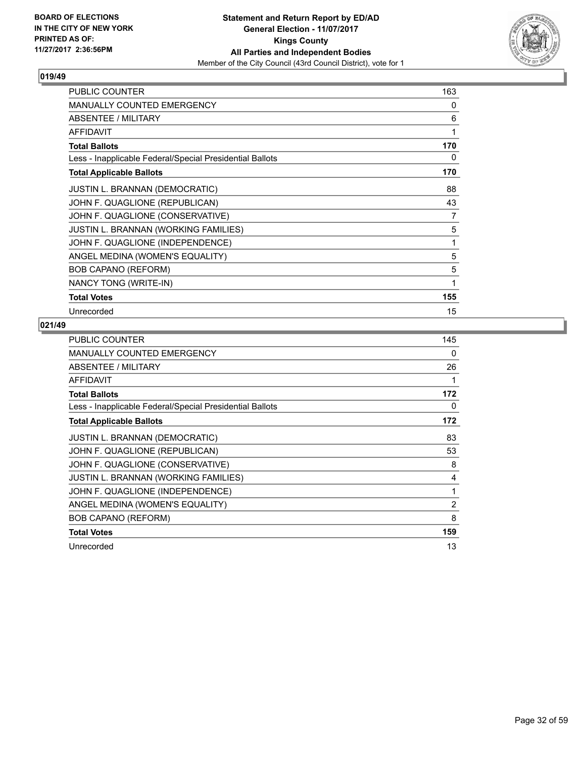**BOARD OF ELECTIONS IN THE CITY OF NEW YORK PRINTED AS OF: 11/27/2017 2:36:56PM**

**Statement and Return Report by ED/AD**
**General Election - 11/07/2017**
**Kings County**
**All Parties and Independent Bodies**
Member of the City Council (43rd Council District), vote for 1

## 019/49

| | |
|---|---|
| PUBLIC COUNTER | 163 |
| MANUALLY COUNTED EMERGENCY | 0 |
| ABSENTEE / MILITARY | 6 |
| AFFIDAVIT | 1 |
| **Total Ballots** | **170** |
| Less - Inapplicable Federal/Special Presidential Ballots | 0 |
| **Total Applicable Ballots** | **170** |
| JUSTIN L. BRANNAN (DEMOCRATIC) | 88 |
| JOHN F. QUAGLIONE (REPUBLICAN) | 43 |
| JOHN F. QUAGLIONE (CONSERVATIVE) | 7 |
| JUSTIN L. BRANNAN (WORKING FAMILIES) | 5 |
| JOHN F. QUAGLIONE (INDEPENDENCE) | 1 |
| ANGEL MEDINA (WOMEN'S EQUALITY) | 5 |
| BOB CAPANO (REFORM) | 5 |
| NANCY TONG (WRITE-IN) | 1 |
| **Total Votes** | **155** |
| Unrecorded | 15 |

## 021/49

| | |
|---|---|
| PUBLIC COUNTER | 145 |
| MANUALLY COUNTED EMERGENCY | 0 |
| ABSENTEE / MILITARY | 26 |
| AFFIDAVIT | 1 |
| **Total Ballots** | **172** |
| Less - Inapplicable Federal/Special Presidential Ballots | 0 |
| **Total Applicable Ballots** | **172** |
| JUSTIN L. BRANNAN (DEMOCRATIC) | 83 |
| JOHN F. QUAGLIONE (REPUBLICAN) | 53 |
| JOHN F. QUAGLIONE (CONSERVATIVE) | 8 |
| JUSTIN L. BRANNAN (WORKING FAMILIES) | 4 |
| JOHN F. QUAGLIONE (INDEPENDENCE) | 1 |
| ANGEL MEDINA (WOMEN'S EQUALITY) | 2 |
| BOB CAPANO (REFORM) | 8 |
| **Total Votes** | **159** |
| Unrecorded | 13 |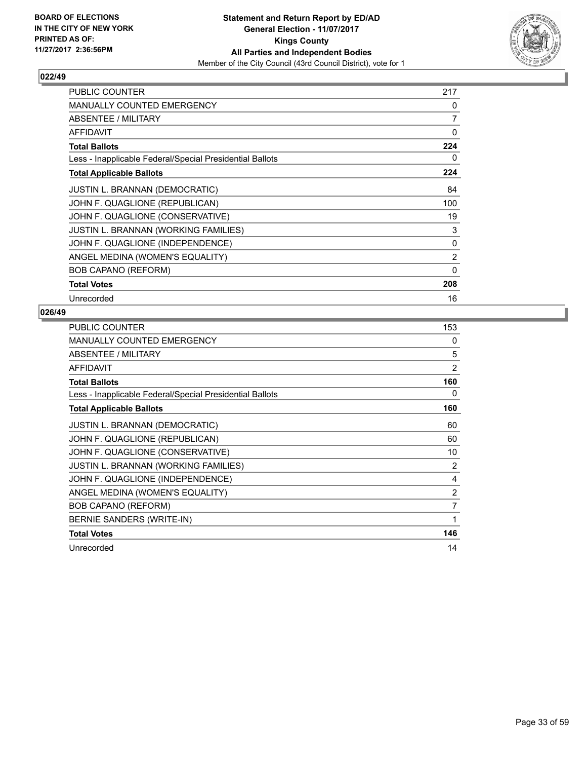BOARD OF ELECTIONS
IN THE CITY OF NEW YORK
PRINTED AS OF:
11/27/2017 2:36:56PM

**Statement and Return Report by ED/AD**
**General Election - 11/07/2017**
**Kings County**
**All Parties and Independent Bodies**
Member of the City Council (43rd Council District), vote for 1

## 022/49

| | |
|---|---|
| PUBLIC COUNTER | 217 |
| MANUALLY COUNTED EMERGENCY | 0 |
| ABSENTEE / MILITARY | 7 |
| AFFIDAVIT | 0 |
| **Total Ballots** | **224** |
| Less - Inapplicable Federal/Special Presidential Ballots | 0 |
| **Total Applicable Ballots** | **224** |
| JUSTIN L. BRANNAN (DEMOCRATIC) | 84 |
| JOHN F. QUAGLIONE (REPUBLICAN) | 100 |
| JOHN F. QUAGLIONE (CONSERVATIVE) | 19 |
| JUSTIN L. BRANNAN (WORKING FAMILIES) | 3 |
| JOHN F. QUAGLIONE (INDEPENDENCE) | 0 |
| ANGEL MEDINA (WOMEN'S EQUALITY) | 2 |
| BOB CAPANO (REFORM) | 0 |
| **Total Votes** | **208** |
| Unrecorded | 16 |

## 026/49

| | |
|---|---|
| PUBLIC COUNTER | 153 |
| MANUALLY COUNTED EMERGENCY | 0 |
| ABSENTEE / MILITARY | 5 |
| AFFIDAVIT | 2 |
| **Total Ballots** | **160** |
| Less - Inapplicable Federal/Special Presidential Ballots | 0 |
| **Total Applicable Ballots** | **160** |
| JUSTIN L. BRANNAN (DEMOCRATIC) | 60 |
| JOHN F. QUAGLIONE (REPUBLICAN) | 60 |
| JOHN F. QUAGLIONE (CONSERVATIVE) | 10 |
| JUSTIN L. BRANNAN (WORKING FAMILIES) | 2 |
| JOHN F. QUAGLIONE (INDEPENDENCE) | 4 |
| ANGEL MEDINA (WOMEN'S EQUALITY) | 2 |
| BOB CAPANO (REFORM) | 7 |
| BERNIE SANDERS (WRITE-IN) | 1 |
| **Total Votes** | **146** |
| Unrecorded | 14 |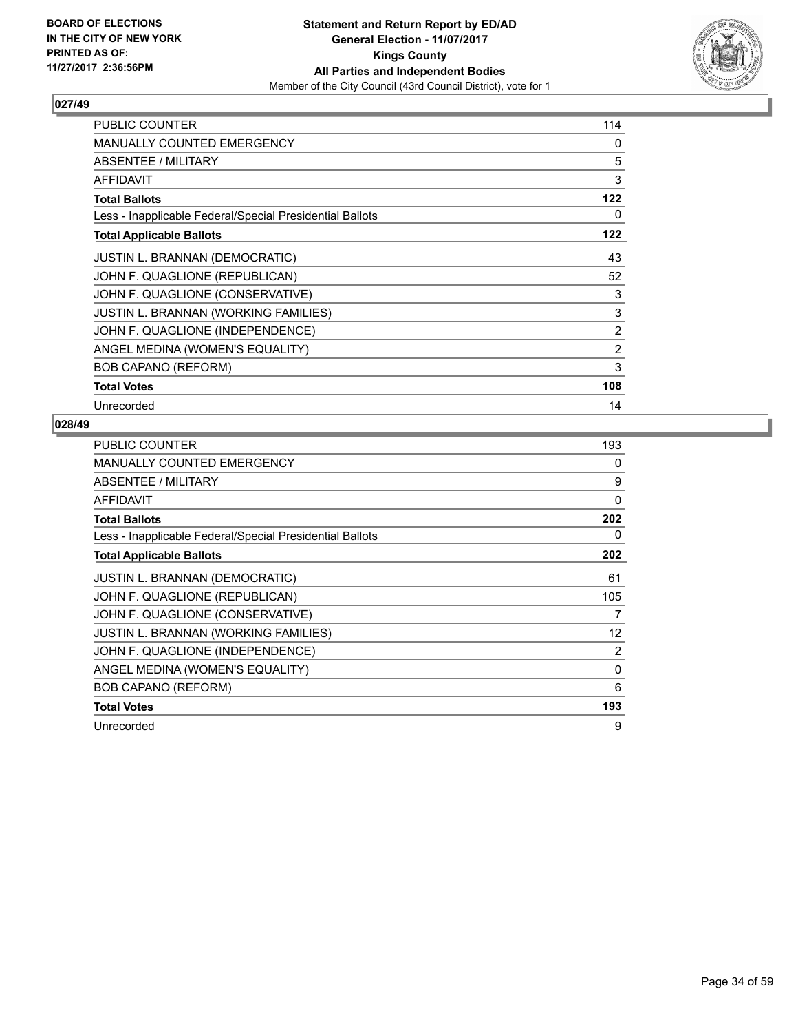**BOARD OF ELECTIONS IN THE CITY OF NEW YORK PRINTED AS OF: 11/27/2017 2:36:56PM**

**Statement and Return Report by ED/AD**
**General Election - 11/07/2017**
**Kings County**
**All Parties and Independent Bodies**
Member of the City Council (43rd Council District), vote for 1

### 027/49

| | |
|---|---|
| PUBLIC COUNTER | 114 |
| MANUALLY COUNTED EMERGENCY | 0 |
| ABSENTEE / MILITARY | 5 |
| AFFIDAVIT | 3 |
| **Total Ballots** | **122** |
| Less - Inapplicable Federal/Special Presidential Ballots | 0 |
| **Total Applicable Ballots** | **122** |
| JUSTIN L. BRANNAN (DEMOCRATIC) | 43 |
| JOHN F. QUAGLIONE (REPUBLICAN) | 52 |
| JOHN F. QUAGLIONE (CONSERVATIVE) | 3 |
| JUSTIN L. BRANNAN (WORKING FAMILIES) | 3 |
| JOHN F. QUAGLIONE (INDEPENDENCE) | 2 |
| ANGEL MEDINA (WOMEN'S EQUALITY) | 2 |
| BOB CAPANO (REFORM) | 3 |
| **Total Votes** | **108** |
| Unrecorded | 14 |

### 028/49

| | |
|---|---|
| PUBLIC COUNTER | 193 |
| MANUALLY COUNTED EMERGENCY | 0 |
| ABSENTEE / MILITARY | 9 |
| AFFIDAVIT | 0 |
| **Total Ballots** | **202** |
| Less - Inapplicable Federal/Special Presidential Ballots | 0 |
| **Total Applicable Ballots** | **202** |
| JUSTIN L. BRANNAN (DEMOCRATIC) | 61 |
| JOHN F. QUAGLIONE (REPUBLICAN) | 105 |
| JOHN F. QUAGLIONE (CONSERVATIVE) | 7 |
| JUSTIN L. BRANNAN (WORKING FAMILIES) | 12 |
| JOHN F. QUAGLIONE (INDEPENDENCE) | 2 |
| ANGEL MEDINA (WOMEN'S EQUALITY) | 0 |
| BOB CAPANO (REFORM) | 6 |
| **Total Votes** | **193** |
| Unrecorded | 9 |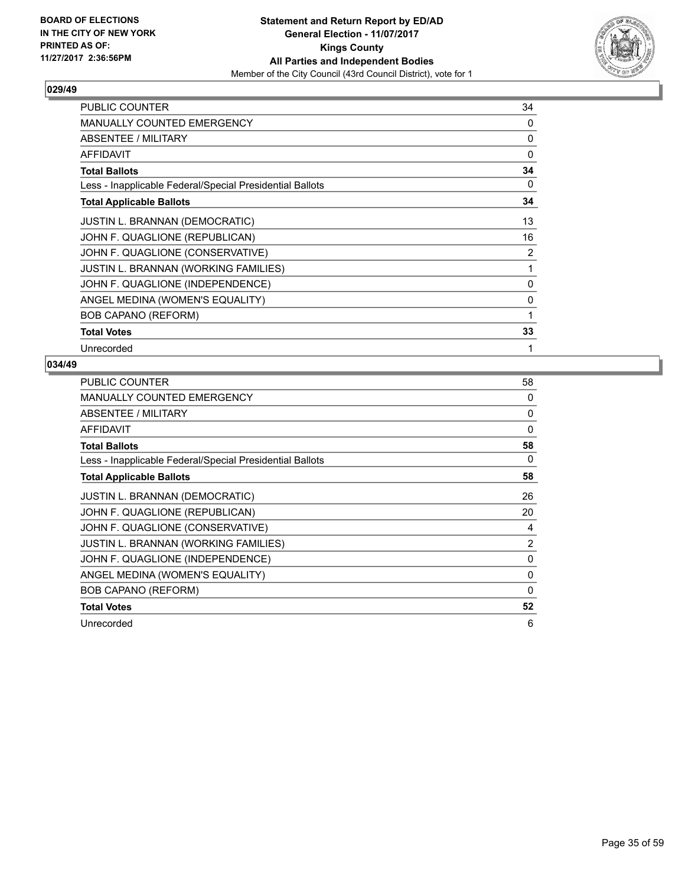**BOARD OF ELECTIONS IN THE CITY OF NEW YORK PRINTED AS OF: 11/27/2017 2:36:56PM**

**Statement and Return Report by ED/AD**
**General Election - 11/07/2017**
**Kings County**
**All Parties and Independent Bodies**
Member of the City Council (43rd Council District), vote for 1

### 029/49

| | |
|---|---|
| PUBLIC COUNTER | 34 |
| MANUALLY COUNTED EMERGENCY | 0 |
| ABSENTEE / MILITARY | 0 |
| AFFIDAVIT | 0 |
| **Total Ballots** | **34** |
| Less - Inapplicable Federal/Special Presidential Ballots | 0 |
| **Total Applicable Ballots** | **34** |
| JUSTIN L. BRANNAN (DEMOCRATIC) | 13 |
| JOHN F. QUAGLIONE (REPUBLICAN) | 16 |
| JOHN F. QUAGLIONE (CONSERVATIVE) | 2 |
| JUSTIN L. BRANNAN (WORKING FAMILIES) | 1 |
| JOHN F. QUAGLIONE (INDEPENDENCE) | 0 |
| ANGEL MEDINA (WOMEN'S EQUALITY) | 0 |
| BOB CAPANO (REFORM) | 1 |
| **Total Votes** | **33** |
| Unrecorded | 1 |

### 034/49

| | |
|---|---|
| PUBLIC COUNTER | 58 |
| MANUALLY COUNTED EMERGENCY | 0 |
| ABSENTEE / MILITARY | 0 |
| AFFIDAVIT | 0 |
| **Total Ballots** | **58** |
| Less - Inapplicable Federal/Special Presidential Ballots | 0 |
| **Total Applicable Ballots** | **58** |
| JUSTIN L. BRANNAN (DEMOCRATIC) | 26 |
| JOHN F. QUAGLIONE (REPUBLICAN) | 20 |
| JOHN F. QUAGLIONE (CONSERVATIVE) | 4 |
| JUSTIN L. BRANNAN (WORKING FAMILIES) | 2 |
| JOHN F. QUAGLIONE (INDEPENDENCE) | 0 |
| ANGEL MEDINA (WOMEN'S EQUALITY) | 0 |
| BOB CAPANO (REFORM) | 0 |
| **Total Votes** | **52** |
| Unrecorded | 6 |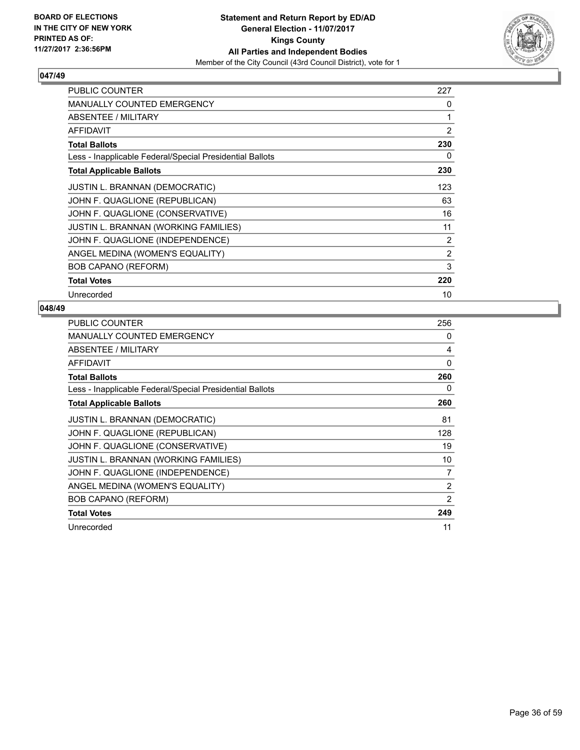BOARD OF ELECTIONS
IN THE CITY OF NEW YORK
PRINTED AS OF:
11/27/2017 2:36:56PM

**Statement and Return Report by ED/AD**
**General Election - 11/07/2017**
**Kings County**
**All Parties and Independent Bodies**
Member of the City Council (43rd Council District), vote for 1

## 047/49

| | |
|---|---|
| PUBLIC COUNTER | 227 |
| MANUALLY COUNTED EMERGENCY | 0 |
| ABSENTEE / MILITARY | 1 |
| AFFIDAVIT | 2 |
| **Total Ballots** | **230** |
| Less - Inapplicable Federal/Special Presidential Ballots | 0 |
| **Total Applicable Ballots** | **230** |
| JUSTIN L. BRANNAN (DEMOCRATIC) | 123 |
| JOHN F. QUAGLIONE (REPUBLICAN) | 63 |
| JOHN F. QUAGLIONE (CONSERVATIVE) | 16 |
| JUSTIN L. BRANNAN (WORKING FAMILIES) | 11 |
| JOHN F. QUAGLIONE (INDEPENDENCE) | 2 |
| ANGEL MEDINA (WOMEN'S EQUALITY) | 2 |
| BOB CAPANO (REFORM) | 3 |
| **Total Votes** | **220** |
| Unrecorded | 10 |

## 048/49

| | |
|---|---|
| PUBLIC COUNTER | 256 |
| MANUALLY COUNTED EMERGENCY | 0 |
| ABSENTEE / MILITARY | 4 |
| AFFIDAVIT | 0 |
| **Total Ballots** | **260** |
| Less - Inapplicable Federal/Special Presidential Ballots | 0 |
| **Total Applicable Ballots** | **260** |
| JUSTIN L. BRANNAN (DEMOCRATIC) | 81 |
| JOHN F. QUAGLIONE (REPUBLICAN) | 128 |
| JOHN F. QUAGLIONE (CONSERVATIVE) | 19 |
| JUSTIN L. BRANNAN (WORKING FAMILIES) | 10 |
| JOHN F. QUAGLIONE (INDEPENDENCE) | 7 |
| ANGEL MEDINA (WOMEN'S EQUALITY) | 2 |
| BOB CAPANO (REFORM) | 2 |
| **Total Votes** | **249** |
| Unrecorded | 11 |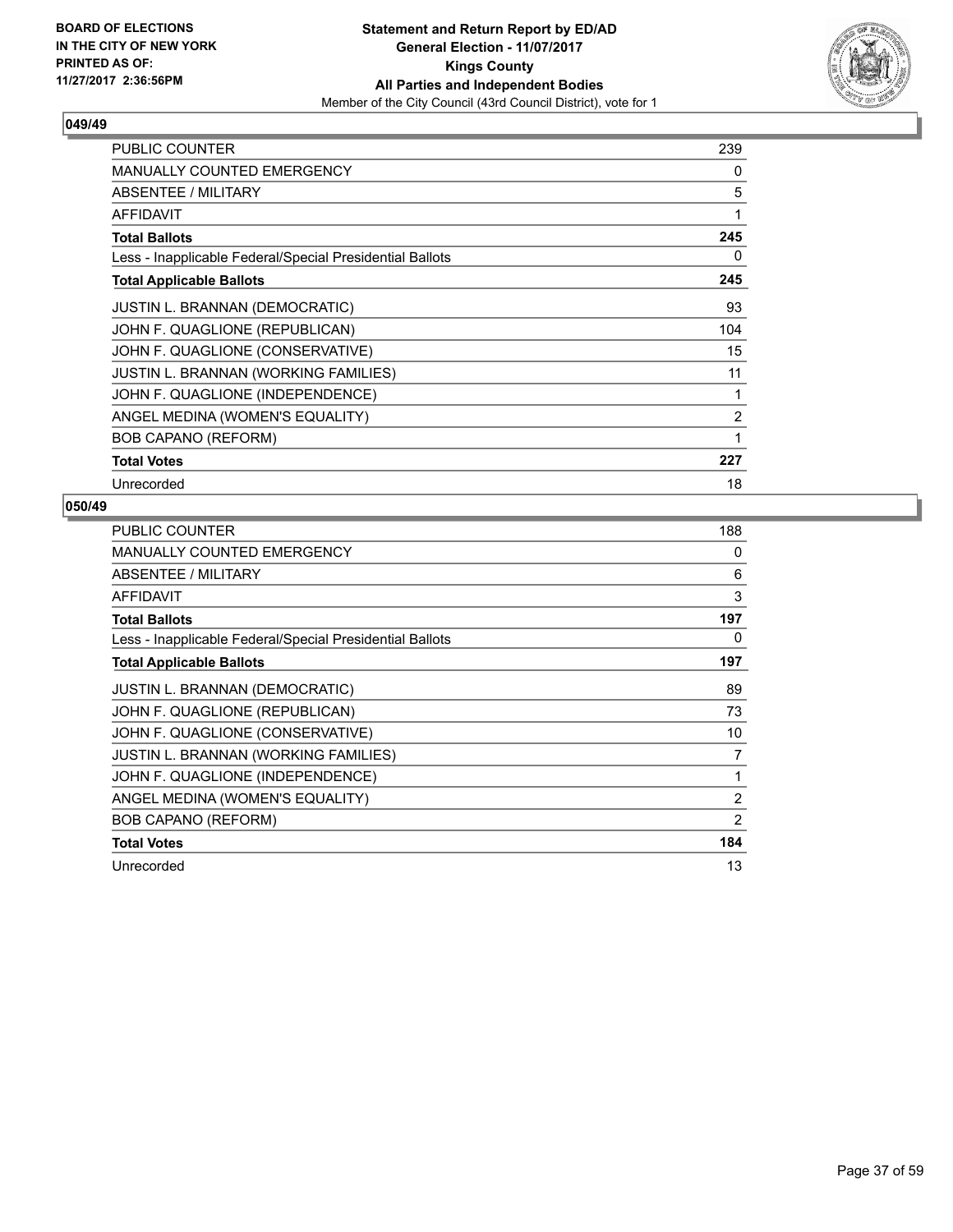**BOARD OF ELECTIONS IN THE CITY OF NEW YORK PRINTED AS OF: 11/27/2017 2:36:56PM**

**Statement and Return Report by ED/AD General Election - 11/07/2017 Kings County All Parties and Independent Bodies**

Member of the City Council (43rd Council District), vote for 1

### 049/49

| | |
|---|---|
| PUBLIC COUNTER | 239 |
| MANUALLY COUNTED EMERGENCY | 0 |
| ABSENTEE / MILITARY | 5 |
| AFFIDAVIT | 1 |
| **Total Ballots** | **245** |
| Less - Inapplicable Federal/Special Presidential Ballots | 0 |
| **Total Applicable Ballots** | **245** |
| JUSTIN L. BRANNAN (DEMOCRATIC) | 93 |
| JOHN F. QUAGLIONE (REPUBLICAN) | 104 |
| JOHN F. QUAGLIONE (CONSERVATIVE) | 15 |
| JUSTIN L. BRANNAN (WORKING FAMILIES) | 11 |
| JOHN F. QUAGLIONE (INDEPENDENCE) | 1 |
| ANGEL MEDINA (WOMEN'S EQUALITY) | 2 |
| BOB CAPANO (REFORM) | 1 |
| **Total Votes** | **227** |
| Unrecorded | 18 |

### 050/49

| | |
|---|---|
| PUBLIC COUNTER | 188 |
| MANUALLY COUNTED EMERGENCY | 0 |
| ABSENTEE / MILITARY | 6 |
| AFFIDAVIT | 3 |
| **Total Ballots** | **197** |
| Less - Inapplicable Federal/Special Presidential Ballots | 0 |
| **Total Applicable Ballots** | **197** |
| JUSTIN L. BRANNAN (DEMOCRATIC) | 89 |
| JOHN F. QUAGLIONE (REPUBLICAN) | 73 |
| JOHN F. QUAGLIONE (CONSERVATIVE) | 10 |
| JUSTIN L. BRANNAN (WORKING FAMILIES) | 7 |
| JOHN F. QUAGLIONE (INDEPENDENCE) | 1 |
| ANGEL MEDINA (WOMEN'S EQUALITY) | 2 |
| BOB CAPANO (REFORM) | 2 |
| **Total Votes** | **184** |
| Unrecorded | 13 |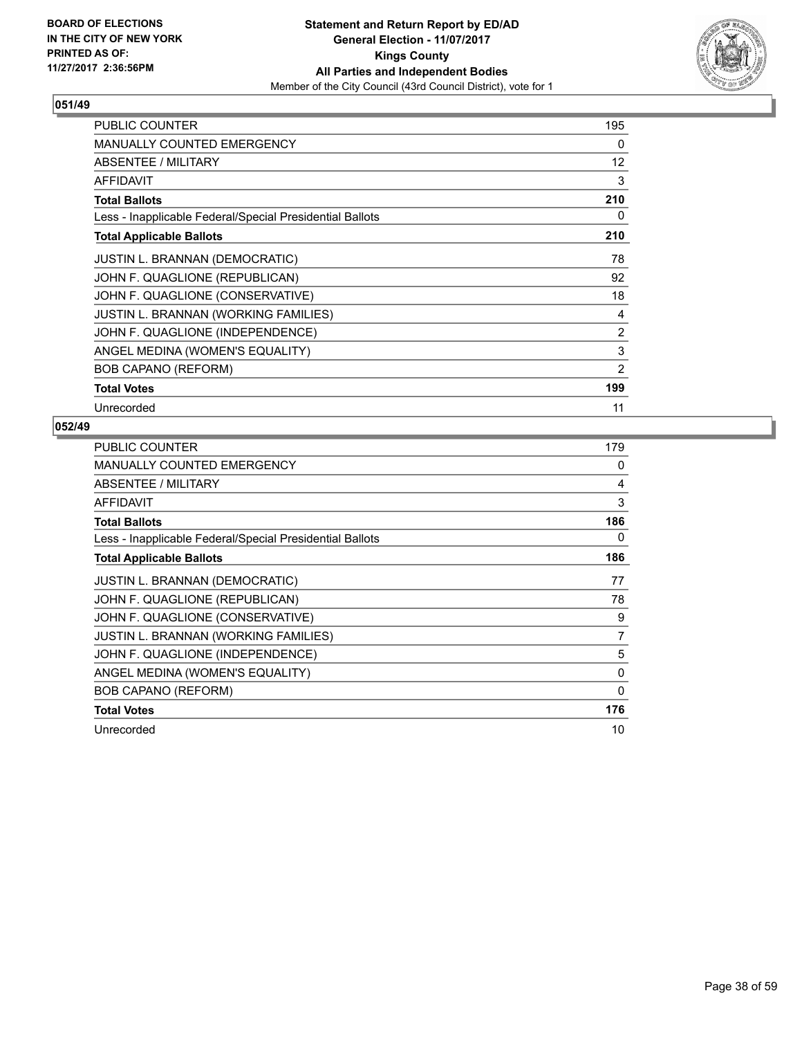BOARD OF ELECTIONS
IN THE CITY OF NEW YORK
PRINTED AS OF:
11/27/2017 2:36:56PM

**Statement and Return Report by ED/AD**
**General Election - 11/07/2017**
**Kings County**
**All Parties and Independent Bodies**
Member of the City Council (43rd Council District), vote for 1

### 051/49

| | |
|---|---|
| PUBLIC COUNTER | 195 |
| MANUALLY COUNTED EMERGENCY | 0 |
| ABSENTEE / MILITARY | 12 |
| AFFIDAVIT | 3 |
| **Total Ballots** | **210** |
| Less - Inapplicable Federal/Special Presidential Ballots | 0 |
| **Total Applicable Ballots** | **210** |
| JUSTIN L. BRANNAN (DEMOCRATIC) | 78 |
| JOHN F. QUAGLIONE (REPUBLICAN) | 92 |
| JOHN F. QUAGLIONE (CONSERVATIVE) | 18 |
| JUSTIN L. BRANNAN (WORKING FAMILIES) | 4 |
| JOHN F. QUAGLIONE (INDEPENDENCE) | 2 |
| ANGEL MEDINA (WOMEN'S EQUALITY) | 3 |
| BOB CAPANO (REFORM) | 2 |
| **Total Votes** | **199** |
| Unrecorded | 11 |

### 052/49

| | |
|---|---|
| PUBLIC COUNTER | 179 |
| MANUALLY COUNTED EMERGENCY | 0 |
| ABSENTEE / MILITARY | 4 |
| AFFIDAVIT | 3 |
| **Total Ballots** | **186** |
| Less - Inapplicable Federal/Special Presidential Ballots | 0 |
| **Total Applicable Ballots** | **186** |
| JUSTIN L. BRANNAN (DEMOCRATIC) | 77 |
| JOHN F. QUAGLIONE (REPUBLICAN) | 78 |
| JOHN F. QUAGLIONE (CONSERVATIVE) | 9 |
| JUSTIN L. BRANNAN (WORKING FAMILIES) | 7 |
| JOHN F. QUAGLIONE (INDEPENDENCE) | 5 |
| ANGEL MEDINA (WOMEN'S EQUALITY) | 0 |
| BOB CAPANO (REFORM) | 0 |
| **Total Votes** | **176** |
| Unrecorded | 10 |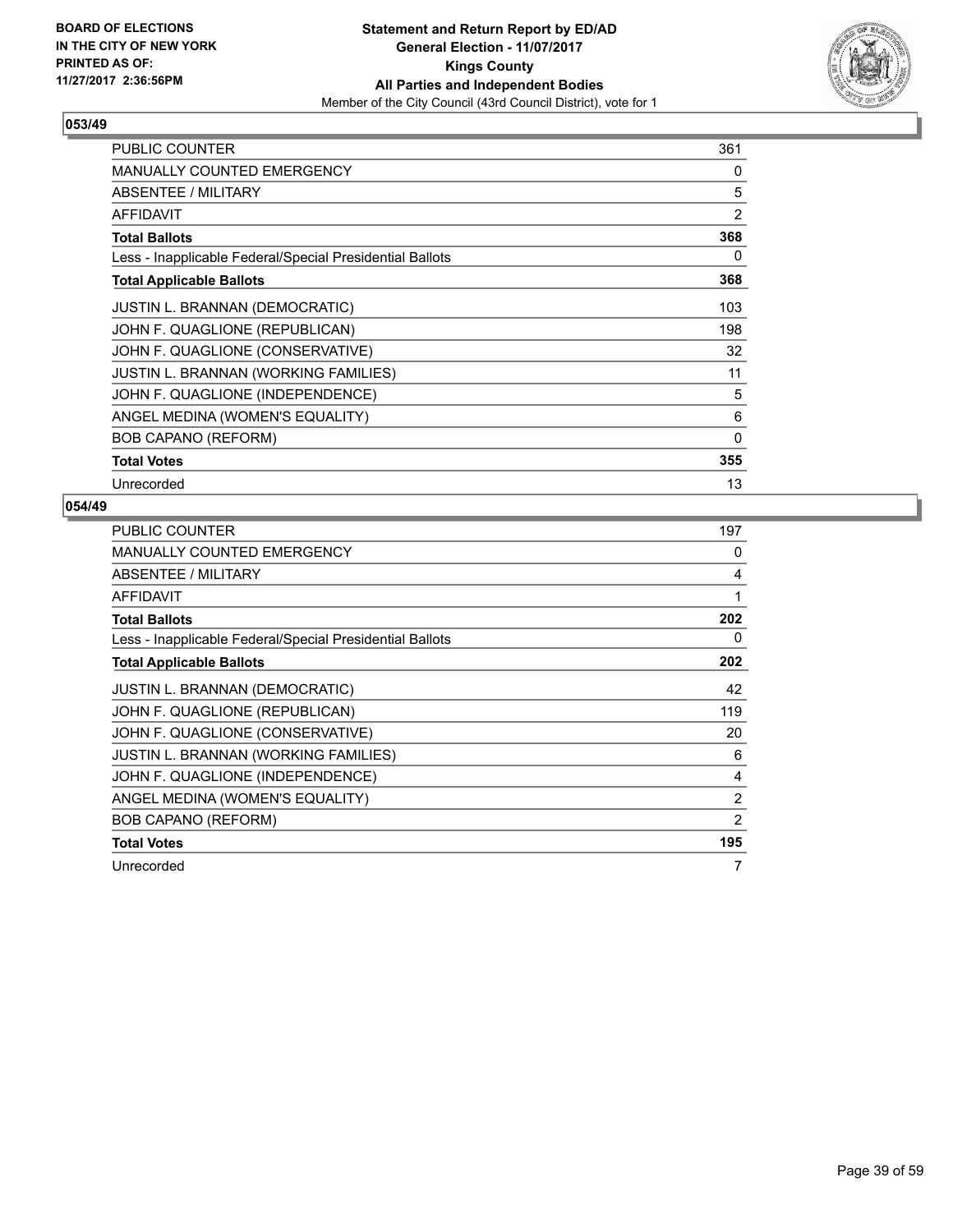BOARD OF ELECTIONS
IN THE CITY OF NEW YORK
PRINTED AS OF:
11/27/2017 2:36:56PM

**Statement and Return Report by ED/AD**
**General Election - 11/07/2017**
**Kings County**
**All Parties and Independent Bodies**
Member of the City Council (43rd Council District), vote for 1

## 053/49

| | |
|---|---|
| PUBLIC COUNTER | 361 |
| MANUALLY COUNTED EMERGENCY | 0 |
| ABSENTEE / MILITARY | 5 |
| AFFIDAVIT | 2 |
| **Total Ballots** | **368** |
| Less - Inapplicable Federal/Special Presidential Ballots | 0 |
| **Total Applicable Ballots** | **368** |
| JUSTIN L. BRANNAN (DEMOCRATIC) | 103 |
| JOHN F. QUAGLIONE (REPUBLICAN) | 198 |
| JOHN F. QUAGLIONE (CONSERVATIVE) | 32 |
| JUSTIN L. BRANNAN (WORKING FAMILIES) | 11 |
| JOHN F. QUAGLIONE (INDEPENDENCE) | 5 |
| ANGEL MEDINA (WOMEN'S EQUALITY) | 6 |
| BOB CAPANO (REFORM) | 0 |
| **Total Votes** | **355** |
| Unrecorded | 13 |

## 054/49

| | |
|---|---|
| PUBLIC COUNTER | 197 |
| MANUALLY COUNTED EMERGENCY | 0 |
| ABSENTEE / MILITARY | 4 |
| AFFIDAVIT | 1 |
| **Total Ballots** | **202** |
| Less - Inapplicable Federal/Special Presidential Ballots | 0 |
| **Total Applicable Ballots** | **202** |
| JUSTIN L. BRANNAN (DEMOCRATIC) | 42 |
| JOHN F. QUAGLIONE (REPUBLICAN) | 119 |
| JOHN F. QUAGLIONE (CONSERVATIVE) | 20 |
| JUSTIN L. BRANNAN (WORKING FAMILIES) | 6 |
| JOHN F. QUAGLIONE (INDEPENDENCE) | 4 |
| ANGEL MEDINA (WOMEN'S EQUALITY) | 2 |
| BOB CAPANO (REFORM) | 2 |
| **Total Votes** | **195** |
| Unrecorded | 7 |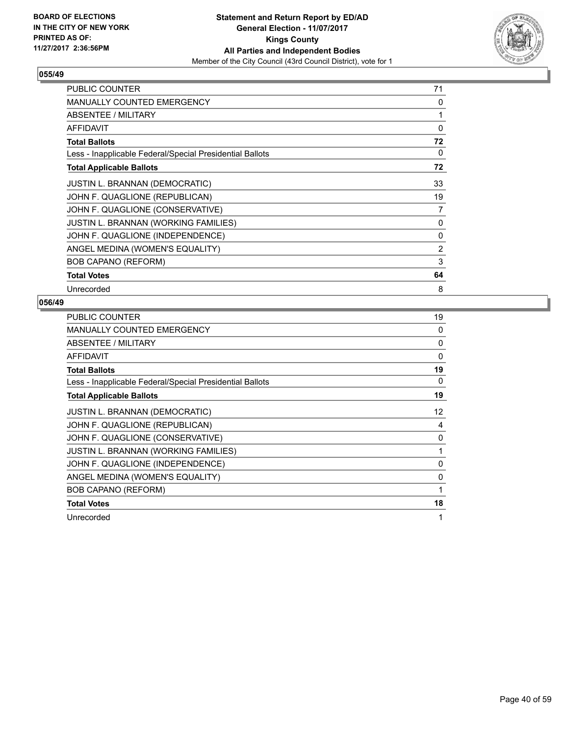BOARD OF ELECTIONS
IN THE CITY OF NEW YORK
PRINTED AS OF:
11/27/2017 2:36:56PM

**Statement and Return Report by ED/AD**
**General Election - 11/07/2017**
**Kings County**
**All Parties and Independent Bodies**
Member of the City Council (43rd Council District), vote for 1

### 055/49

| | |
|---|---|
| PUBLIC COUNTER | 71 |
| MANUALLY COUNTED EMERGENCY | 0 |
| ABSENTEE / MILITARY | 1 |
| AFFIDAVIT | 0 |
| **Total Ballots** | **72** |
| Less - Inapplicable Federal/Special Presidential Ballots | 0 |
| **Total Applicable Ballots** | **72** |
| JUSTIN L. BRANNAN (DEMOCRATIC) | 33 |
| JOHN F. QUAGLIONE (REPUBLICAN) | 19 |
| JOHN F. QUAGLIONE (CONSERVATIVE) | 7 |
| JUSTIN L. BRANNAN (WORKING FAMILIES) | 0 |
| JOHN F. QUAGLIONE (INDEPENDENCE) | 0 |
| ANGEL MEDINA (WOMEN'S EQUALITY) | 2 |
| BOB CAPANO (REFORM) | 3 |
| **Total Votes** | **64** |
| Unrecorded | 8 |

### 056/49

| | |
|---|---|
| PUBLIC COUNTER | 19 |
| MANUALLY COUNTED EMERGENCY | 0 |
| ABSENTEE / MILITARY | 0 |
| AFFIDAVIT | 0 |
| **Total Ballots** | **19** |
| Less - Inapplicable Federal/Special Presidential Ballots | 0 |
| **Total Applicable Ballots** | **19** |
| JUSTIN L. BRANNAN (DEMOCRATIC) | 12 |
| JOHN F. QUAGLIONE (REPUBLICAN) | 4 |
| JOHN F. QUAGLIONE (CONSERVATIVE) | 0 |
| JUSTIN L. BRANNAN (WORKING FAMILIES) | 1 |
| JOHN F. QUAGLIONE (INDEPENDENCE) | 0 |
| ANGEL MEDINA (WOMEN'S EQUALITY) | 0 |
| BOB CAPANO (REFORM) | 1 |
| **Total Votes** | **18** |
| Unrecorded | 1 |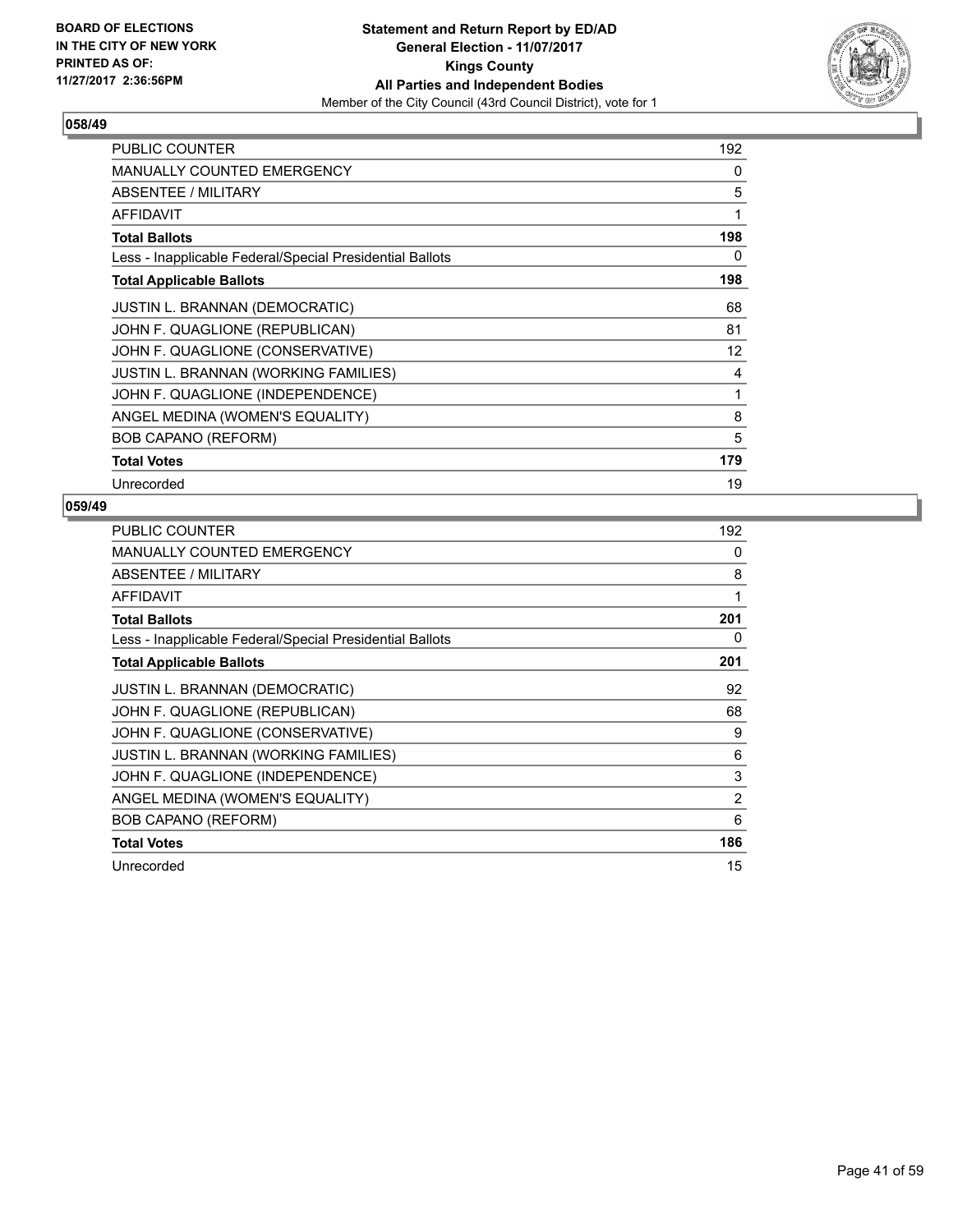BOARD OF ELECTIONS
IN THE CITY OF NEW YORK
PRINTED AS OF:
11/27/2017 2:36:56PM

**Statement and Return Report by ED/AD**
**General Election - 11/07/2017**
**Kings County**
**All Parties and Independent Bodies**
Member of the City Council (43rd Council District), vote for 1

### 058/49

| | |
|---|---|
| PUBLIC COUNTER | 192 |
| MANUALLY COUNTED EMERGENCY | 0 |
| ABSENTEE / MILITARY | 5 |
| AFFIDAVIT | 1 |
| **Total Ballots** | **198** |
| Less - Inapplicable Federal/Special Presidential Ballots | 0 |
| **Total Applicable Ballots** | **198** |
| JUSTIN L. BRANNAN (DEMOCRATIC) | 68 |
| JOHN F. QUAGLIONE (REPUBLICAN) | 81 |
| JOHN F. QUAGLIONE (CONSERVATIVE) | 12 |
| JUSTIN L. BRANNAN (WORKING FAMILIES) | 4 |
| JOHN F. QUAGLIONE (INDEPENDENCE) | 1 |
| ANGEL MEDINA (WOMEN'S EQUALITY) | 8 |
| BOB CAPANO (REFORM) | 5 |
| **Total Votes** | **179** |
| Unrecorded | 19 |

### 059/49

| | |
|---|---|
| PUBLIC COUNTER | 192 |
| MANUALLY COUNTED EMERGENCY | 0 |
| ABSENTEE / MILITARY | 8 |
| AFFIDAVIT | 1 |
| **Total Ballots** | **201** |
| Less - Inapplicable Federal/Special Presidential Ballots | 0 |
| **Total Applicable Ballots** | **201** |
| JUSTIN L. BRANNAN (DEMOCRATIC) | 92 |
| JOHN F. QUAGLIONE (REPUBLICAN) | 68 |
| JOHN F. QUAGLIONE (CONSERVATIVE) | 9 |
| JUSTIN L. BRANNAN (WORKING FAMILIES) | 6 |
| JOHN F. QUAGLIONE (INDEPENDENCE) | 3 |
| ANGEL MEDINA (WOMEN'S EQUALITY) | 2 |
| BOB CAPANO (REFORM) | 6 |
| **Total Votes** | **186** |
| Unrecorded | 15 |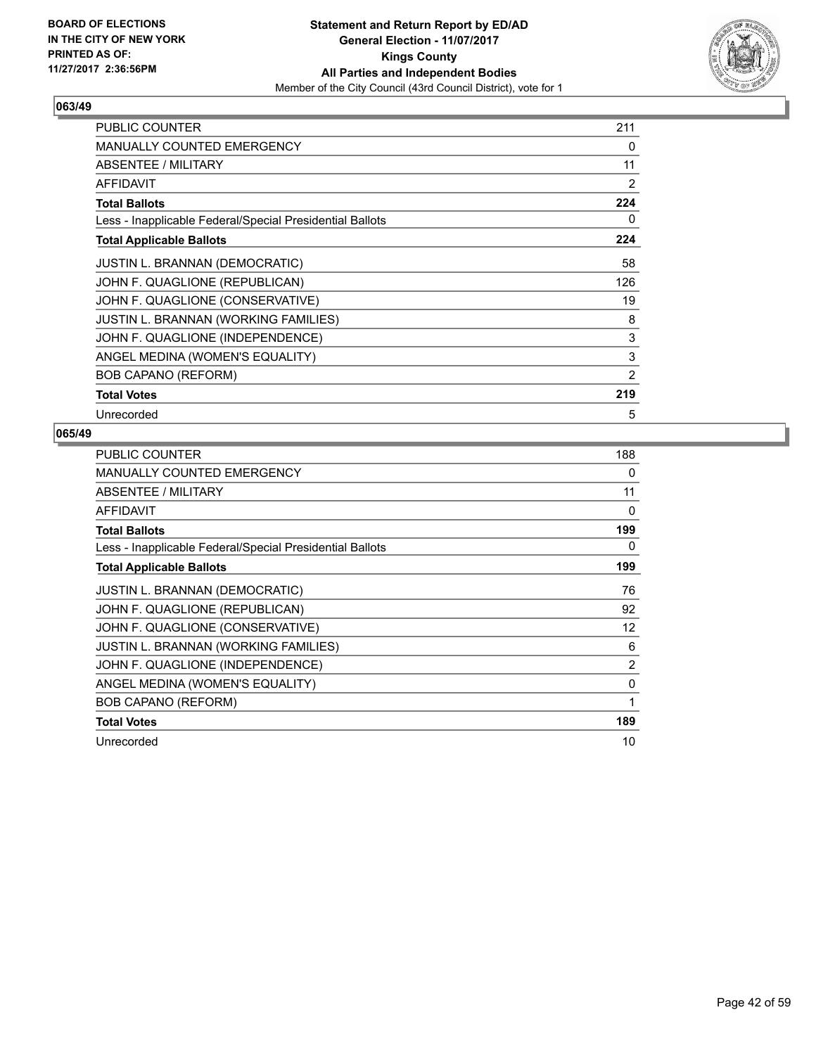BOARD OF ELECTIONS
IN THE CITY OF NEW YORK
PRINTED AS OF:
11/27/2017 2:36:56PM

**Statement and Return Report by ED/AD**
**General Election - 11/07/2017**
**Kings County**
**All Parties and Independent Bodies**
Member of the City Council (43rd Council District), vote for 1

### 063/49

| | |
|---|---|
| PUBLIC COUNTER | 211 |
| MANUALLY COUNTED EMERGENCY | 0 |
| ABSENTEE / MILITARY | 11 |
| AFFIDAVIT | 2 |
| **Total Ballots** | **224** |
| Less - Inapplicable Federal/Special Presidential Ballots | 0 |
| **Total Applicable Ballots** | **224** |
| JUSTIN L. BRANNAN (DEMOCRATIC) | 58 |
| JOHN F. QUAGLIONE (REPUBLICAN) | 126 |
| JOHN F. QUAGLIONE (CONSERVATIVE) | 19 |
| JUSTIN L. BRANNAN (WORKING FAMILIES) | 8 |
| JOHN F. QUAGLIONE (INDEPENDENCE) | 3 |
| ANGEL MEDINA (WOMEN'S EQUALITY) | 3 |
| BOB CAPANO (REFORM) | 2 |
| **Total Votes** | **219** |
| Unrecorded | 5 |

### 065/49

| | |
|---|---|
| PUBLIC COUNTER | 188 |
| MANUALLY COUNTED EMERGENCY | 0 |
| ABSENTEE / MILITARY | 11 |
| AFFIDAVIT | 0 |
| **Total Ballots** | **199** |
| Less - Inapplicable Federal/Special Presidential Ballots | 0 |
| **Total Applicable Ballots** | **199** |
| JUSTIN L. BRANNAN (DEMOCRATIC) | 76 |
| JOHN F. QUAGLIONE (REPUBLICAN) | 92 |
| JOHN F. QUAGLIONE (CONSERVATIVE) | 12 |
| JUSTIN L. BRANNAN (WORKING FAMILIES) | 6 |
| JOHN F. QUAGLIONE (INDEPENDENCE) | 2 |
| ANGEL MEDINA (WOMEN'S EQUALITY) | 0 |
| BOB CAPANO (REFORM) | 1 |
| **Total Votes** | **189** |
| Unrecorded | 10 |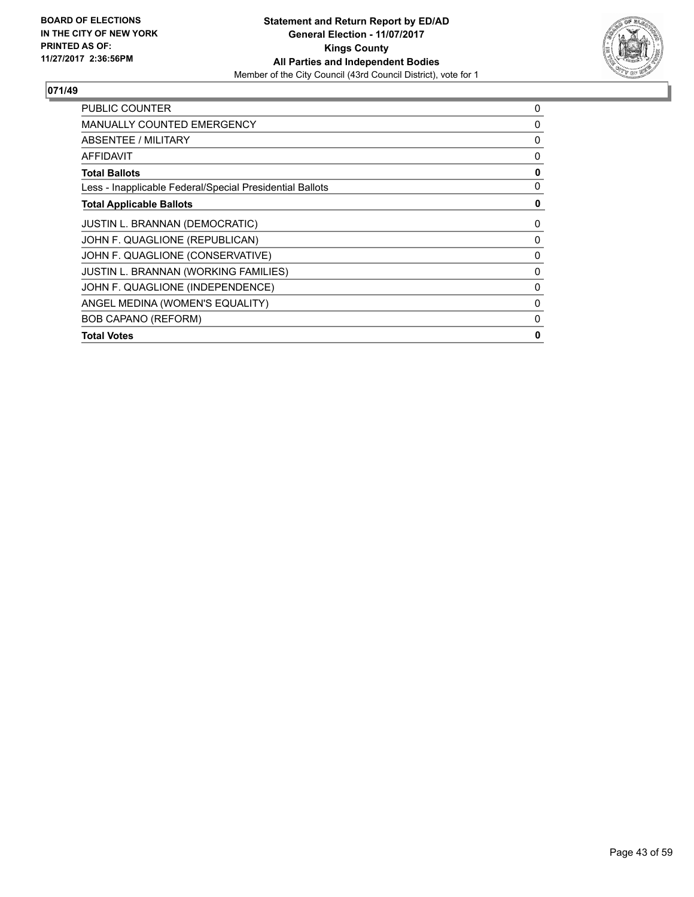BOARD OF ELECTIONS
IN THE CITY OF NEW YORK
PRINTED AS OF:
11/27/2017 2:36:56PM

**Statement and Return Report by ED/AD**
**General Election - 11/07/2017**
**Kings County**
**All Parties and Independent Bodies**
Member of the City Council (43rd Council District), vote for 1

## 071/49

| | |
|---|---|
| PUBLIC COUNTER | 0 |
| MANUALLY COUNTED EMERGENCY | 0 |
| ABSENTEE / MILITARY | 0 |
| AFFIDAVIT | 0 |
| **Total Ballots** | **0** |
| Less - Inapplicable Federal/Special Presidential Ballots | 0 |
| **Total Applicable Ballots** | **0** |
| JUSTIN L. BRANNAN (DEMOCRATIC) | 0 |
| JOHN F. QUAGLIONE (REPUBLICAN) | 0 |
| JOHN F. QUAGLIONE (CONSERVATIVE) | 0 |
| JUSTIN L. BRANNAN (WORKING FAMILIES) | 0 |
| JOHN F. QUAGLIONE (INDEPENDENCE) | 0 |
| ANGEL MEDINA (WOMEN'S EQUALITY) | 0 |
| BOB CAPANO (REFORM) | 0 |
| **Total Votes** | **0** |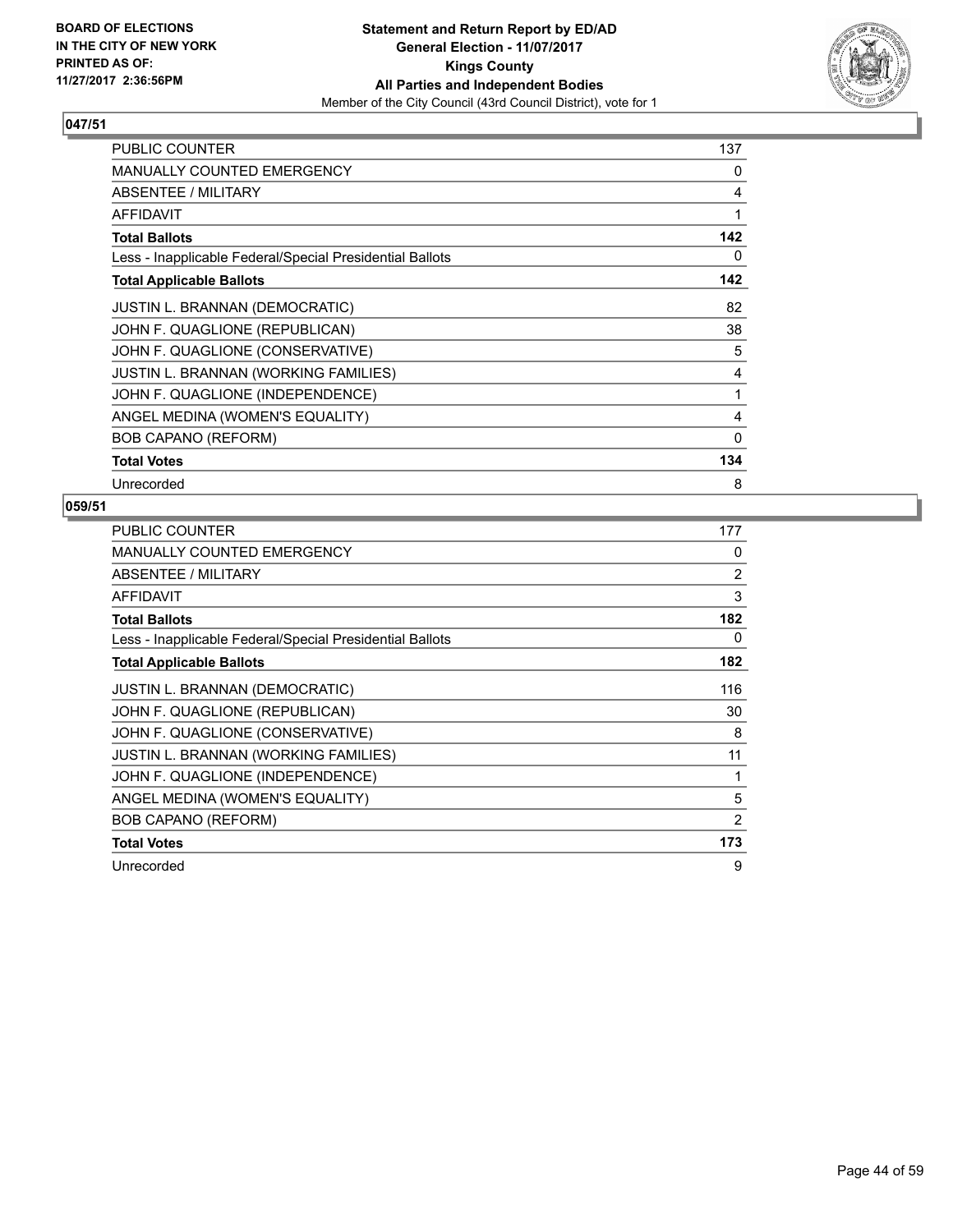BOARD OF ELECTIONS
IN THE CITY OF NEW YORK
PRINTED AS OF:
11/27/2017 2:36:56PM

**Statement and Return Report by ED/AD**
**General Election - 11/07/2017**
**Kings County**
**All Parties and Independent Bodies**
Member of the City Council (43rd Council District), vote for 1

## 047/51

| | |
|---|---|
| PUBLIC COUNTER | 137 |
| MANUALLY COUNTED EMERGENCY | 0 |
| ABSENTEE / MILITARY | 4 |
| AFFIDAVIT | 1 |
| **Total Ballots** | **142** |
| Less - Inapplicable Federal/Special Presidential Ballots | 0 |
| **Total Applicable Ballots** | **142** |
| JUSTIN L. BRANNAN (DEMOCRATIC) | 82 |
| JOHN F. QUAGLIONE (REPUBLICAN) | 38 |
| JOHN F. QUAGLIONE (CONSERVATIVE) | 5 |
| JUSTIN L. BRANNAN (WORKING FAMILIES) | 4 |
| JOHN F. QUAGLIONE (INDEPENDENCE) | 1 |
| ANGEL MEDINA (WOMEN'S EQUALITY) | 4 |
| BOB CAPANO (REFORM) | 0 |
| **Total Votes** | **134** |
| Unrecorded | 8 |

## 059/51

| | |
|---|---|
| PUBLIC COUNTER | 177 |
| MANUALLY COUNTED EMERGENCY | 0 |
| ABSENTEE / MILITARY | 2 |
| AFFIDAVIT | 3 |
| **Total Ballots** | **182** |
| Less - Inapplicable Federal/Special Presidential Ballots | 0 |
| **Total Applicable Ballots** | **182** |
| JUSTIN L. BRANNAN (DEMOCRATIC) | 116 |
| JOHN F. QUAGLIONE (REPUBLICAN) | 30 |
| JOHN F. QUAGLIONE (CONSERVATIVE) | 8 |
| JUSTIN L. BRANNAN (WORKING FAMILIES) | 11 |
| JOHN F. QUAGLIONE (INDEPENDENCE) | 1 |
| ANGEL MEDINA (WOMEN'S EQUALITY) | 5 |
| BOB CAPANO (REFORM) | 2 |
| **Total Votes** | **173** |
| Unrecorded | 9 |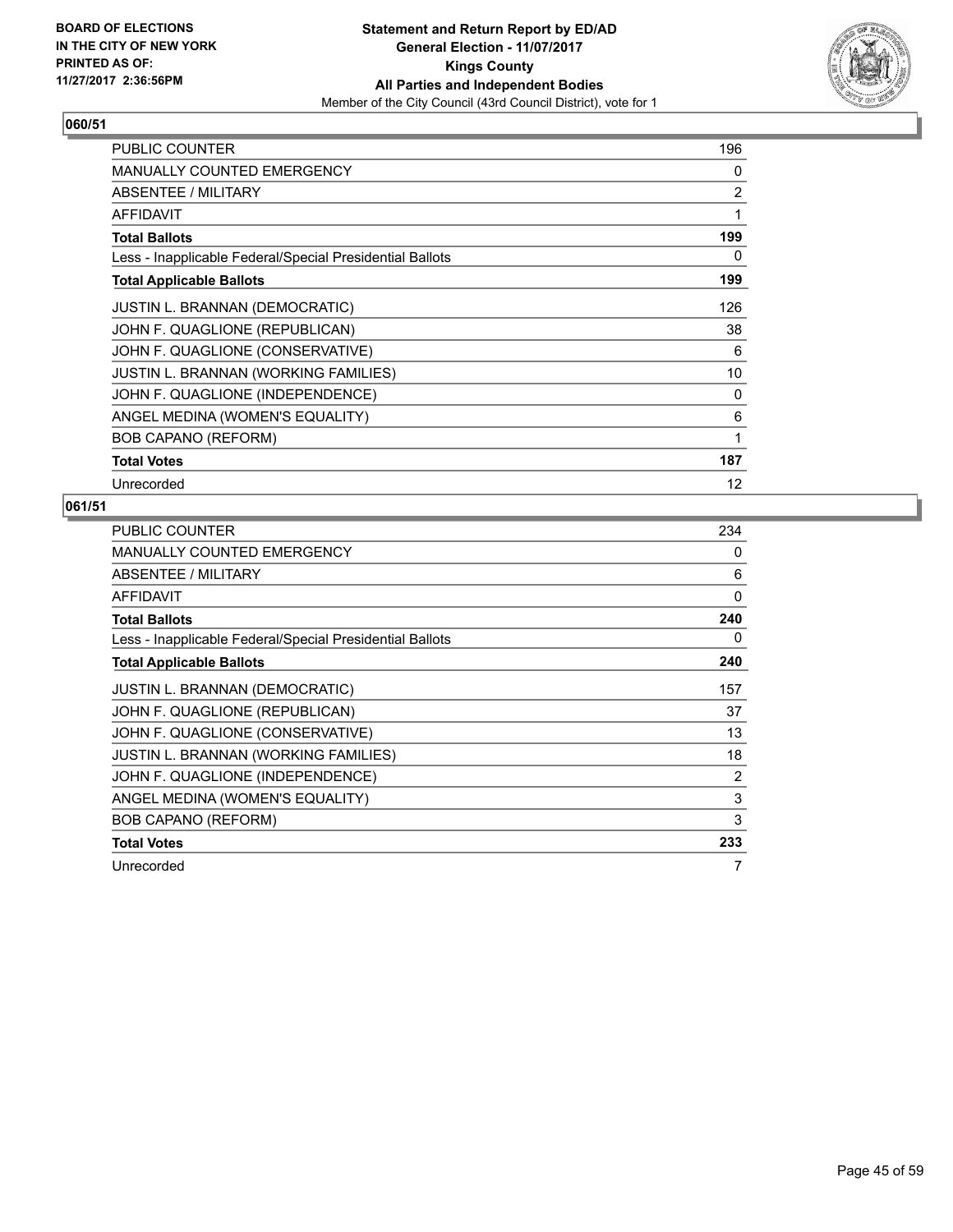BOARD OF ELECTIONS
IN THE CITY OF NEW YORK
PRINTED AS OF:
11/27/2017 2:36:56PM

**Statement and Return Report by ED/AD**
**General Election - 11/07/2017**
**Kings County**
**All Parties and Independent Bodies**
Member of the City Council (43rd Council District), vote for 1

### 060/51

| | |
|---|---|
| PUBLIC COUNTER | 196 |
| MANUALLY COUNTED EMERGENCY | 0 |
| ABSENTEE / MILITARY | 2 |
| AFFIDAVIT | 1 |
| **Total Ballots** | **199** |
| Less - Inapplicable Federal/Special Presidential Ballots | 0 |
| **Total Applicable Ballots** | **199** |
| JUSTIN L. BRANNAN (DEMOCRATIC) | 126 |
| JOHN F. QUAGLIONE (REPUBLICAN) | 38 |
| JOHN F. QUAGLIONE (CONSERVATIVE) | 6 |
| JUSTIN L. BRANNAN (WORKING FAMILIES) | 10 |
| JOHN F. QUAGLIONE (INDEPENDENCE) | 0 |
| ANGEL MEDINA (WOMEN'S EQUALITY) | 6 |
| BOB CAPANO (REFORM) | 1 |
| **Total Votes** | **187** |
| Unrecorded | 12 |

### 061/51

| | |
|---|---|
| PUBLIC COUNTER | 234 |
| MANUALLY COUNTED EMERGENCY | 0 |
| ABSENTEE / MILITARY | 6 |
| AFFIDAVIT | 0 |
| **Total Ballots** | **240** |
| Less - Inapplicable Federal/Special Presidential Ballots | 0 |
| **Total Applicable Ballots** | **240** |
| JUSTIN L. BRANNAN (DEMOCRATIC) | 157 |
| JOHN F. QUAGLIONE (REPUBLICAN) | 37 |
| JOHN F. QUAGLIONE (CONSERVATIVE) | 13 |
| JUSTIN L. BRANNAN (WORKING FAMILIES) | 18 |
| JOHN F. QUAGLIONE (INDEPENDENCE) | 2 |
| ANGEL MEDINA (WOMEN'S EQUALITY) | 3 |
| BOB CAPANO (REFORM) | 3 |
| **Total Votes** | **233** |
| Unrecorded | 7 |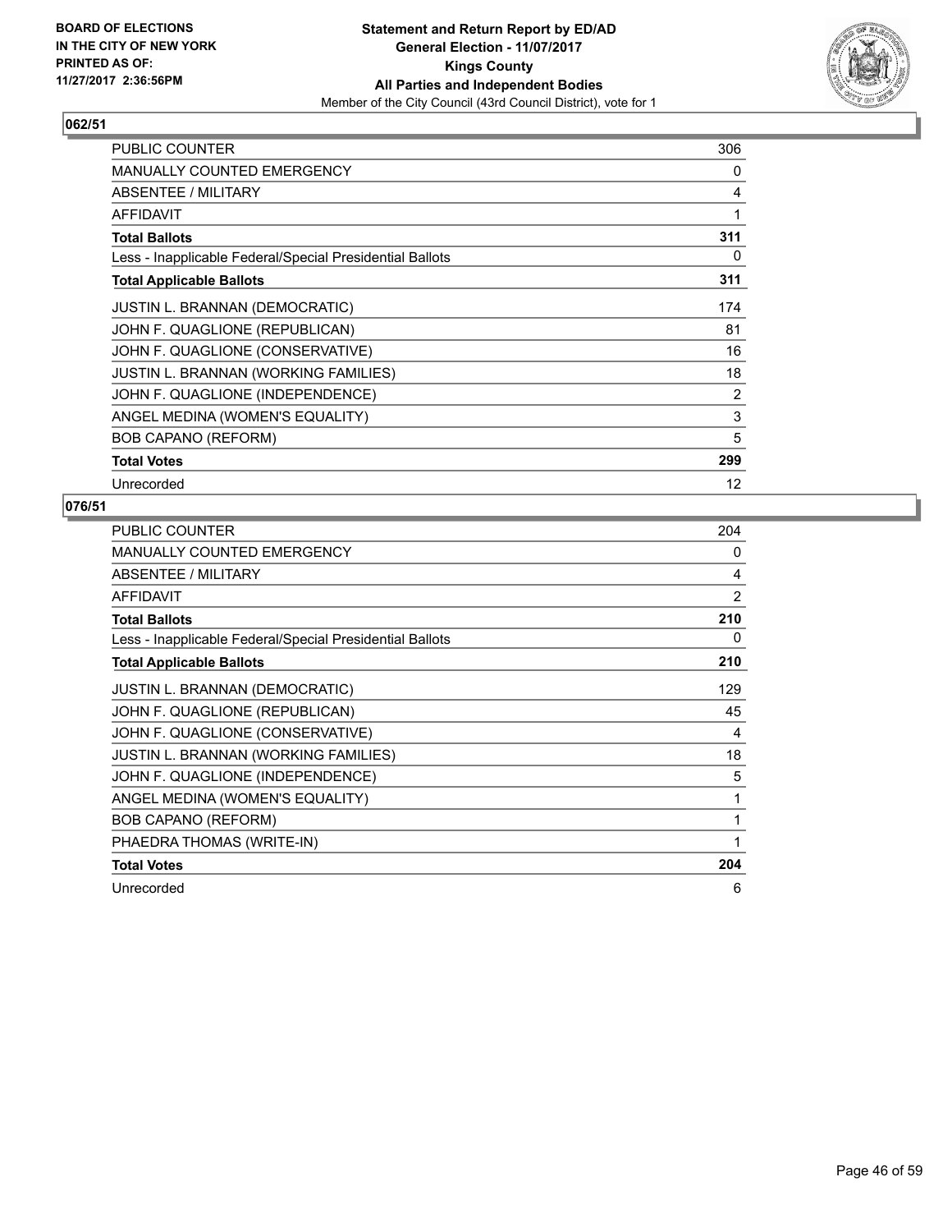BOARD OF ELECTIONS IN THE CITY OF NEW YORK PRINTED AS OF: 11/27/2017 2:36:56PM

**Statement and Return Report by ED/AD**
**General Election - 11/07/2017**
**Kings County**
**All Parties and Independent Bodies**
Member of the City Council (43rd Council District), vote for 1

### 062/51

| | |
|---|---|
| PUBLIC COUNTER | 306 |
| MANUALLY COUNTED EMERGENCY | 0 |
| ABSENTEE / MILITARY | 4 |
| AFFIDAVIT | 1 |
| **Total Ballots** | **311** |
| Less - Inapplicable Federal/Special Presidential Ballots | 0 |
| **Total Applicable Ballots** | **311** |
| JUSTIN L. BRANNAN (DEMOCRATIC) | 174 |
| JOHN F. QUAGLIONE (REPUBLICAN) | 81 |
| JOHN F. QUAGLIONE (CONSERVATIVE) | 16 |
| JUSTIN L. BRANNAN (WORKING FAMILIES) | 18 |
| JOHN F. QUAGLIONE (INDEPENDENCE) | 2 |
| ANGEL MEDINA (WOMEN'S EQUALITY) | 3 |
| BOB CAPANO (REFORM) | 5 |
| **Total Votes** | **299** |
| Unrecorded | 12 |

### 076/51

| | |
|---|---|
| PUBLIC COUNTER | 204 |
| MANUALLY COUNTED EMERGENCY | 0 |
| ABSENTEE / MILITARY | 4 |
| AFFIDAVIT | 2 |
| **Total Ballots** | **210** |
| Less - Inapplicable Federal/Special Presidential Ballots | 0 |
| **Total Applicable Ballots** | **210** |
| JUSTIN L. BRANNAN (DEMOCRATIC) | 129 |
| JOHN F. QUAGLIONE (REPUBLICAN) | 45 |
| JOHN F. QUAGLIONE (CONSERVATIVE) | 4 |
| JUSTIN L. BRANNAN (WORKING FAMILIES) | 18 |
| JOHN F. QUAGLIONE (INDEPENDENCE) | 5 |
| ANGEL MEDINA (WOMEN'S EQUALITY) | 1 |
| BOB CAPANO (REFORM) | 1 |
| PHAEDRA THOMAS (WRITE-IN) | 1 |
| **Total Votes** | **204** |
| Unrecorded | 6 |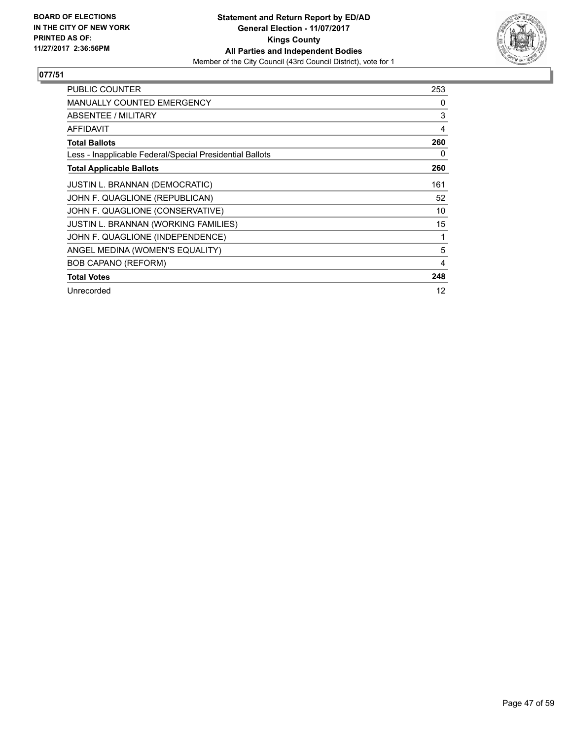**BOARD OF ELECTIONS IN THE CITY OF NEW YORK PRINTED AS OF: 11/27/2017 2:36:56PM**

**Statement and Return Report by ED/AD General Election - 11/07/2017 Kings County All Parties and Independent Bodies**
Member of the City Council (43rd Council District), vote for 1

**077/51**

| | |
|---|---|
| PUBLIC COUNTER | 253 |
| MANUALLY COUNTED EMERGENCY | 0 |
| ABSENTEE / MILITARY | 3 |
| AFFIDAVIT | 4 |
| **Total Ballots** | **260** |
| Less - Inapplicable Federal/Special Presidential Ballots | 0 |
| **Total Applicable Ballots** | **260** |
| JUSTIN L. BRANNAN (DEMOCRATIC) | 161 |
| JOHN F. QUAGLIONE (REPUBLICAN) | 52 |
| JOHN F. QUAGLIONE (CONSERVATIVE) | 10 |
| JUSTIN L. BRANNAN (WORKING FAMILIES) | 15 |
| JOHN F. QUAGLIONE (INDEPENDENCE) | 1 |
| ANGEL MEDINA (WOMEN'S EQUALITY) | 5 |
| BOB CAPANO (REFORM) | 4 |
| **Total Votes** | **248** |
| Unrecorded | 12 |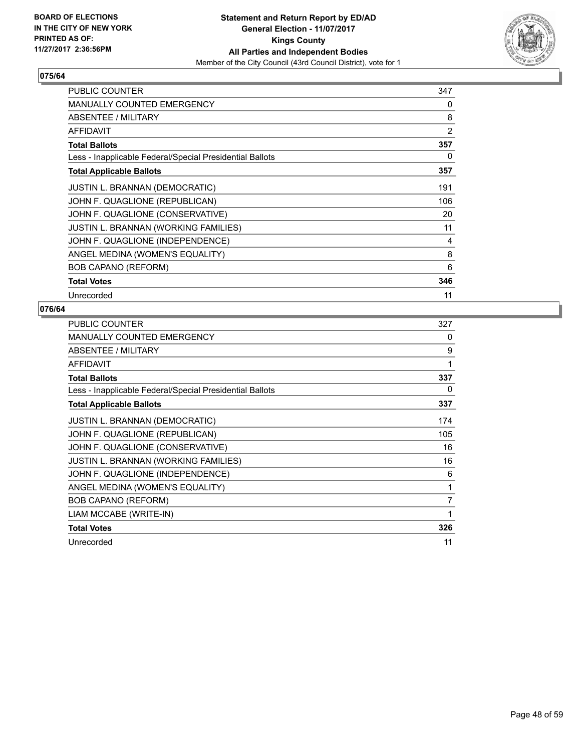BOARD OF ELECTIONS
IN THE CITY OF NEW YORK
PRINTED AS OF:
11/27/2017 2:36:56PM

**Statement and Return Report by ED/AD**
**General Election - 11/07/2017**
**Kings County**
**All Parties and Independent Bodies**
Member of the City Council (43rd Council District), vote for 1

**075/64**

| | |
|---|---|
| PUBLIC COUNTER | 347 |
| MANUALLY COUNTED EMERGENCY | 0 |
| ABSENTEE / MILITARY | 8 |
| AFFIDAVIT | 2 |
| **Total Ballots** | **357** |
| Less - Inapplicable Federal/Special Presidential Ballots | 0 |
| **Total Applicable Ballots** | **357** |
| JUSTIN L. BRANNAN (DEMOCRATIC) | 191 |
| JOHN F. QUAGLIONE (REPUBLICAN) | 106 |
| JOHN F. QUAGLIONE (CONSERVATIVE) | 20 |
| JUSTIN L. BRANNAN (WORKING FAMILIES) | 11 |
| JOHN F. QUAGLIONE (INDEPENDENCE) | 4 |
| ANGEL MEDINA (WOMEN'S EQUALITY) | 8 |
| BOB CAPANO (REFORM) | 6 |
| **Total Votes** | **346** |
| Unrecorded | 11 |

**076/64**

| | |
|---|---|
| PUBLIC COUNTER | 327 |
| MANUALLY COUNTED EMERGENCY | 0 |
| ABSENTEE / MILITARY | 9 |
| AFFIDAVIT | 1 |
| **Total Ballots** | **337** |
| Less - Inapplicable Federal/Special Presidential Ballots | 0 |
| **Total Applicable Ballots** | **337** |
| JUSTIN L. BRANNAN (DEMOCRATIC) | 174 |
| JOHN F. QUAGLIONE (REPUBLICAN) | 105 |
| JOHN F. QUAGLIONE (CONSERVATIVE) | 16 |
| JUSTIN L. BRANNAN (WORKING FAMILIES) | 16 |
| JOHN F. QUAGLIONE (INDEPENDENCE) | 6 |
| ANGEL MEDINA (WOMEN'S EQUALITY) | 1 |
| BOB CAPANO (REFORM) | 7 |
| LIAM MCCABE (WRITE-IN) | 1 |
| **Total Votes** | **326** |
| Unrecorded | 11 |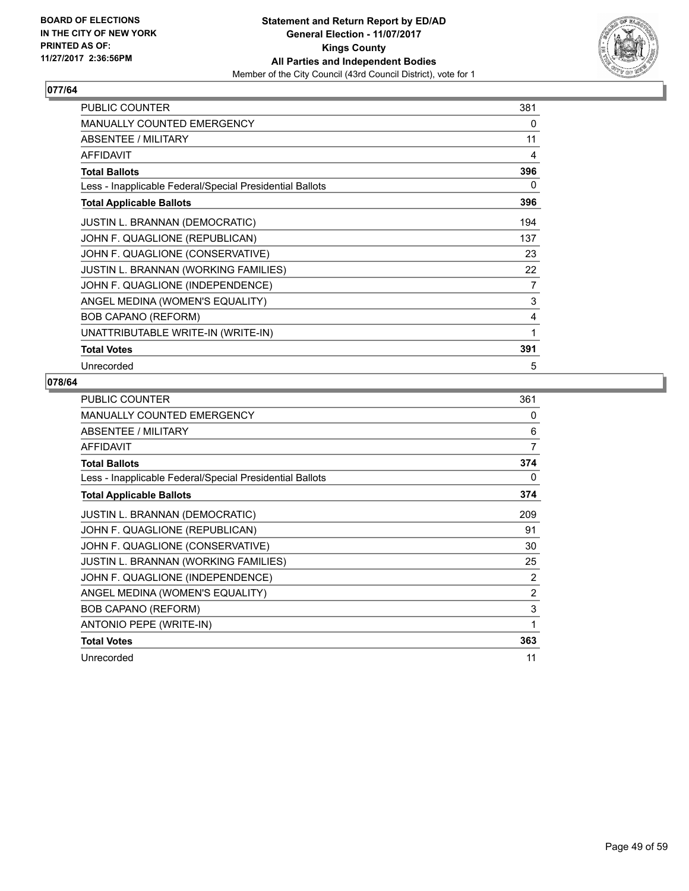**BOARD OF ELECTIONS**
**IN THE CITY OF NEW YORK**
**PRINTED AS OF:**
**11/27/2017 2:36:56PM**

**Statement and Return Report by ED/AD**
**General Election - 11/07/2017**
**Kings County**
**All Parties and Independent Bodies**
Member of the City Council (43rd Council District), vote for 1

## 077/64

| | |
|---|---|
| PUBLIC COUNTER | 381 |
| MANUALLY COUNTED EMERGENCY | 0 |
| ABSENTEE / MILITARY | 11 |
| AFFIDAVIT | 4 |
| **Total Ballots** | **396** |
| Less - Inapplicable Federal/Special Presidential Ballots | 0 |
| **Total Applicable Ballots** | **396** |
| JUSTIN L. BRANNAN (DEMOCRATIC) | 194 |
| JOHN F. QUAGLIONE (REPUBLICAN) | 137 |
| JOHN F. QUAGLIONE (CONSERVATIVE) | 23 |
| JUSTIN L. BRANNAN (WORKING FAMILIES) | 22 |
| JOHN F. QUAGLIONE (INDEPENDENCE) | 7 |
| ANGEL MEDINA (WOMEN'S EQUALITY) | 3 |
| BOB CAPANO (REFORM) | 4 |
| UNATTRIBUTABLE WRITE-IN (WRITE-IN) | 1 |
| **Total Votes** | **391** |
| Unrecorded | 5 |

## 078/64

| | |
|---|---|
| PUBLIC COUNTER | 361 |
| MANUALLY COUNTED EMERGENCY | 0 |
| ABSENTEE / MILITARY | 6 |
| AFFIDAVIT | 7 |
| **Total Ballots** | **374** |
| Less - Inapplicable Federal/Special Presidential Ballots | 0 |
| **Total Applicable Ballots** | **374** |
| JUSTIN L. BRANNAN (DEMOCRATIC) | 209 |
| JOHN F. QUAGLIONE (REPUBLICAN) | 91 |
| JOHN F. QUAGLIONE (CONSERVATIVE) | 30 |
| JUSTIN L. BRANNAN (WORKING FAMILIES) | 25 |
| JOHN F. QUAGLIONE (INDEPENDENCE) | 2 |
| ANGEL MEDINA (WOMEN'S EQUALITY) | 2 |
| BOB CAPANO (REFORM) | 3 |
| ANTONIO PEPE (WRITE-IN) | 1 |
| **Total Votes** | **363** |
| Unrecorded | 11 |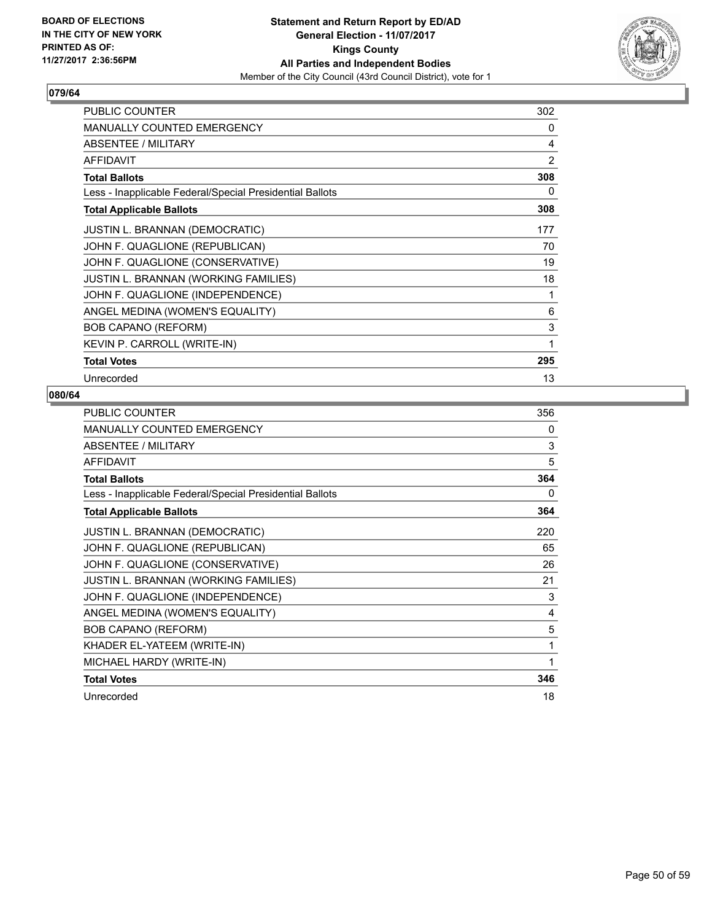BOARD OF ELECTIONS
IN THE CITY OF NEW YORK
PRINTED AS OF:
11/27/2017 2:36:56PM

**Statement and Return Report by ED/AD**
**General Election - 11/07/2017**
**Kings County**
**All Parties and Independent Bodies**
Member of the City Council (43rd Council District), vote for 1

### 079/64

| | |
|---|---|
| PUBLIC COUNTER | 302 |
| MANUALLY COUNTED EMERGENCY | 0 |
| ABSENTEE / MILITARY | 4 |
| AFFIDAVIT | 2 |
| **Total Ballots** | **308** |
| Less - Inapplicable Federal/Special Presidential Ballots | 0 |
| **Total Applicable Ballots** | **308** |
| JUSTIN L. BRANNAN (DEMOCRATIC) | 177 |
| JOHN F. QUAGLIONE (REPUBLICAN) | 70 |
| JOHN F. QUAGLIONE (CONSERVATIVE) | 19 |
| JUSTIN L. BRANNAN (WORKING FAMILIES) | 18 |
| JOHN F. QUAGLIONE (INDEPENDENCE) | 1 |
| ANGEL MEDINA (WOMEN'S EQUALITY) | 6 |
| BOB CAPANO (REFORM) | 3 |
| KEVIN P. CARROLL (WRITE-IN) | 1 |
| **Total Votes** | **295** |
| Unrecorded | 13 |

### 080/64

| | |
|---|---|
| PUBLIC COUNTER | 356 |
| MANUALLY COUNTED EMERGENCY | 0 |
| ABSENTEE / MILITARY | 3 |
| AFFIDAVIT | 5 |
| **Total Ballots** | **364** |
| Less - Inapplicable Federal/Special Presidential Ballots | 0 |
| **Total Applicable Ballots** | **364** |
| JUSTIN L. BRANNAN (DEMOCRATIC) | 220 |
| JOHN F. QUAGLIONE (REPUBLICAN) | 65 |
| JOHN F. QUAGLIONE (CONSERVATIVE) | 26 |
| JUSTIN L. BRANNAN (WORKING FAMILIES) | 21 |
| JOHN F. QUAGLIONE (INDEPENDENCE) | 3 |
| ANGEL MEDINA (WOMEN'S EQUALITY) | 4 |
| BOB CAPANO (REFORM) | 5 |
| KHADER EL-YATEEM (WRITE-IN) | 1 |
| MICHAEL HARDY (WRITE-IN) | 1 |
| **Total Votes** | **346** |
| Unrecorded | 18 |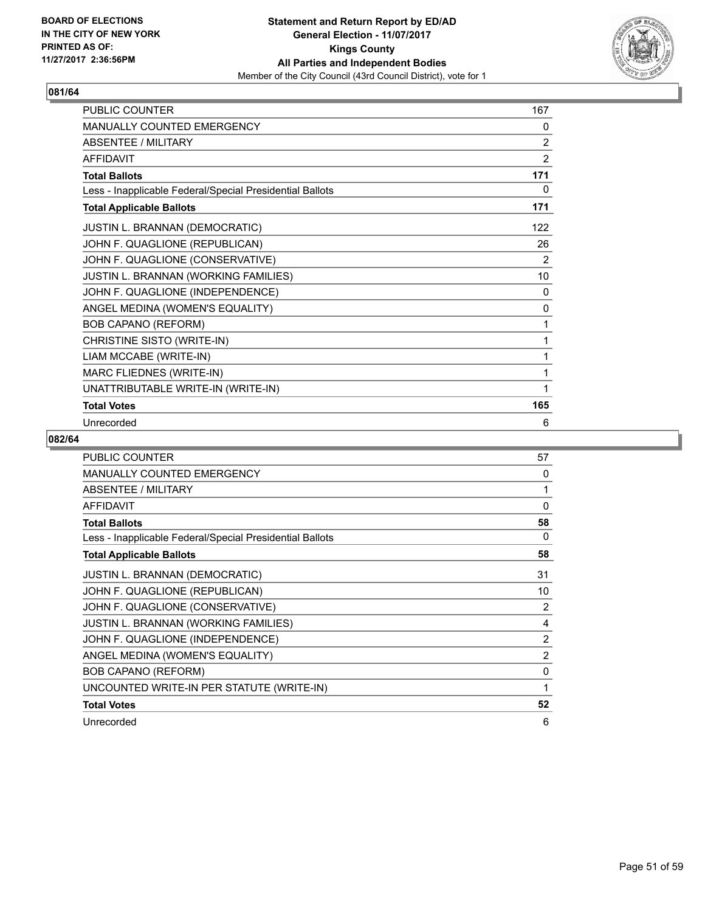**BOARD OF ELECTIONS IN THE CITY OF NEW YORK PRINTED AS OF: 11/27/2017 2:36:56PM**

**Statement and Return Report by ED/AD**
**General Election - 11/07/2017**
**Kings County**
**All Parties and Independent Bodies**
Member of the City Council (43rd Council District), vote for 1

### 081/64

| | |
|---|---|
| PUBLIC COUNTER | 167 |
| MANUALLY COUNTED EMERGENCY | 0 |
| ABSENTEE / MILITARY | 2 |
| AFFIDAVIT | 2 |
| **Total Ballots** | **171** |
| Less - Inapplicable Federal/Special Presidential Ballots | 0 |
| **Total Applicable Ballots** | **171** |
| JUSTIN L. BRANNAN (DEMOCRATIC) | 122 |
| JOHN F. QUAGLIONE (REPUBLICAN) | 26 |
| JOHN F. QUAGLIONE (CONSERVATIVE) | 2 |
| JUSTIN L. BRANNAN (WORKING FAMILIES) | 10 |
| JOHN F. QUAGLIONE (INDEPENDENCE) | 0 |
| ANGEL MEDINA (WOMEN'S EQUALITY) | 0 |
| BOB CAPANO (REFORM) | 1 |
| CHRISTINE SISTO (WRITE-IN) | 1 |
| LIAM MCCABE (WRITE-IN) | 1 |
| MARC FLIEDNES (WRITE-IN) | 1 |
| UNATTRIBUTABLE WRITE-IN (WRITE-IN) | 1 |
| **Total Votes** | **165** |
| Unrecorded | 6 |

### 082/64

| | |
|---|---|
| PUBLIC COUNTER | 57 |
| MANUALLY COUNTED EMERGENCY | 0 |
| ABSENTEE / MILITARY | 1 |
| AFFIDAVIT | 0 |
| **Total Ballots** | **58** |
| Less - Inapplicable Federal/Special Presidential Ballots | 0 |
| **Total Applicable Ballots** | **58** |
| JUSTIN L. BRANNAN (DEMOCRATIC) | 31 |
| JOHN F. QUAGLIONE (REPUBLICAN) | 10 |
| JOHN F. QUAGLIONE (CONSERVATIVE) | 2 |
| JUSTIN L. BRANNAN (WORKING FAMILIES) | 4 |
| JOHN F. QUAGLIONE (INDEPENDENCE) | 2 |
| ANGEL MEDINA (WOMEN'S EQUALITY) | 2 |
| BOB CAPANO (REFORM) | 0 |
| UNCOUNTED WRITE-IN PER STATUTE (WRITE-IN) | 1 |
| **Total Votes** | **52** |
| Unrecorded | 6 |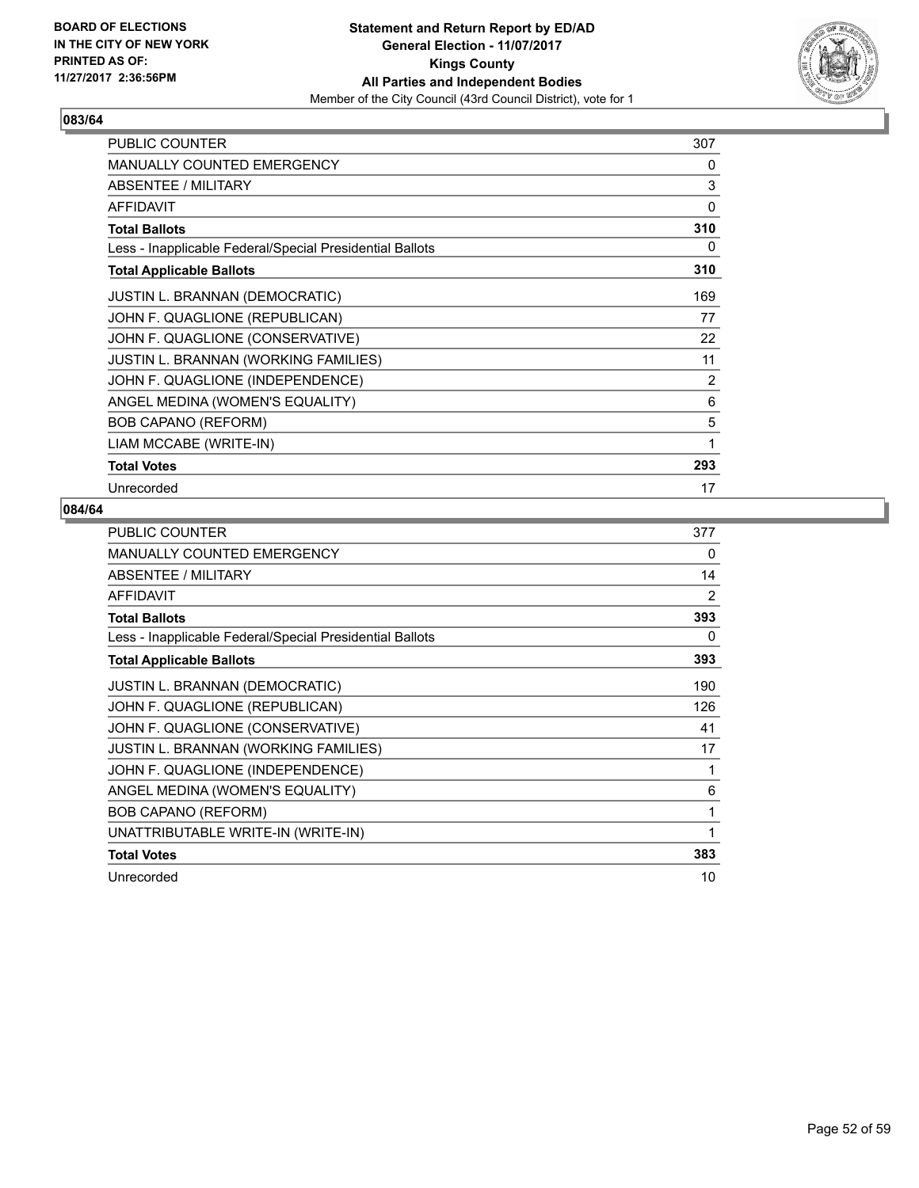**BOARD OF ELECTIONS IN THE CITY OF NEW YORK PRINTED AS OF: 11/27/2017 2:36:56PM**

**Statement and Return Report by ED/AD**
**General Election - 11/07/2017**
**Kings County**
**All Parties and Independent Bodies**
Member of the City Council (43rd Council District), vote for 1

## 083/64

| | |
|---|---|
| PUBLIC COUNTER | 307 |
| MANUALLY COUNTED EMERGENCY | 0 |
| ABSENTEE / MILITARY | 3 |
| AFFIDAVIT | 0 |
| **Total Ballots** | **310** |
| Less - Inapplicable Federal/Special Presidential Ballots | 0 |
| **Total Applicable Ballots** | **310** |
| JUSTIN L. BRANNAN (DEMOCRATIC) | 169 |
| JOHN F. QUAGLIONE (REPUBLICAN) | 77 |
| JOHN F. QUAGLIONE (CONSERVATIVE) | 22 |
| JUSTIN L. BRANNAN (WORKING FAMILIES) | 11 |
| JOHN F. QUAGLIONE (INDEPENDENCE) | 2 |
| ANGEL MEDINA (WOMEN'S EQUALITY) | 6 |
| BOB CAPANO (REFORM) | 5 |
| LIAM MCCABE (WRITE-IN) | 1 |
| **Total Votes** | **293** |
| Unrecorded | 17 |

## 084/64

| | |
|---|---|
| PUBLIC COUNTER | 377 |
| MANUALLY COUNTED EMERGENCY | 0 |
| ABSENTEE / MILITARY | 14 |
| AFFIDAVIT | 2 |
| **Total Ballots** | **393** |
| Less - Inapplicable Federal/Special Presidential Ballots | 0 |
| **Total Applicable Ballots** | **393** |
| JUSTIN L. BRANNAN (DEMOCRATIC) | 190 |
| JOHN F. QUAGLIONE (REPUBLICAN) | 126 |
| JOHN F. QUAGLIONE (CONSERVATIVE) | 41 |
| JUSTIN L. BRANNAN (WORKING FAMILIES) | 17 |
| JOHN F. QUAGLIONE (INDEPENDENCE) | 1 |
| ANGEL MEDINA (WOMEN'S EQUALITY) | 6 |
| BOB CAPANO (REFORM) | 1 |
| UNATTRIBUTABLE WRITE-IN (WRITE-IN) | 1 |
| **Total Votes** | **383** |
| Unrecorded | 10 |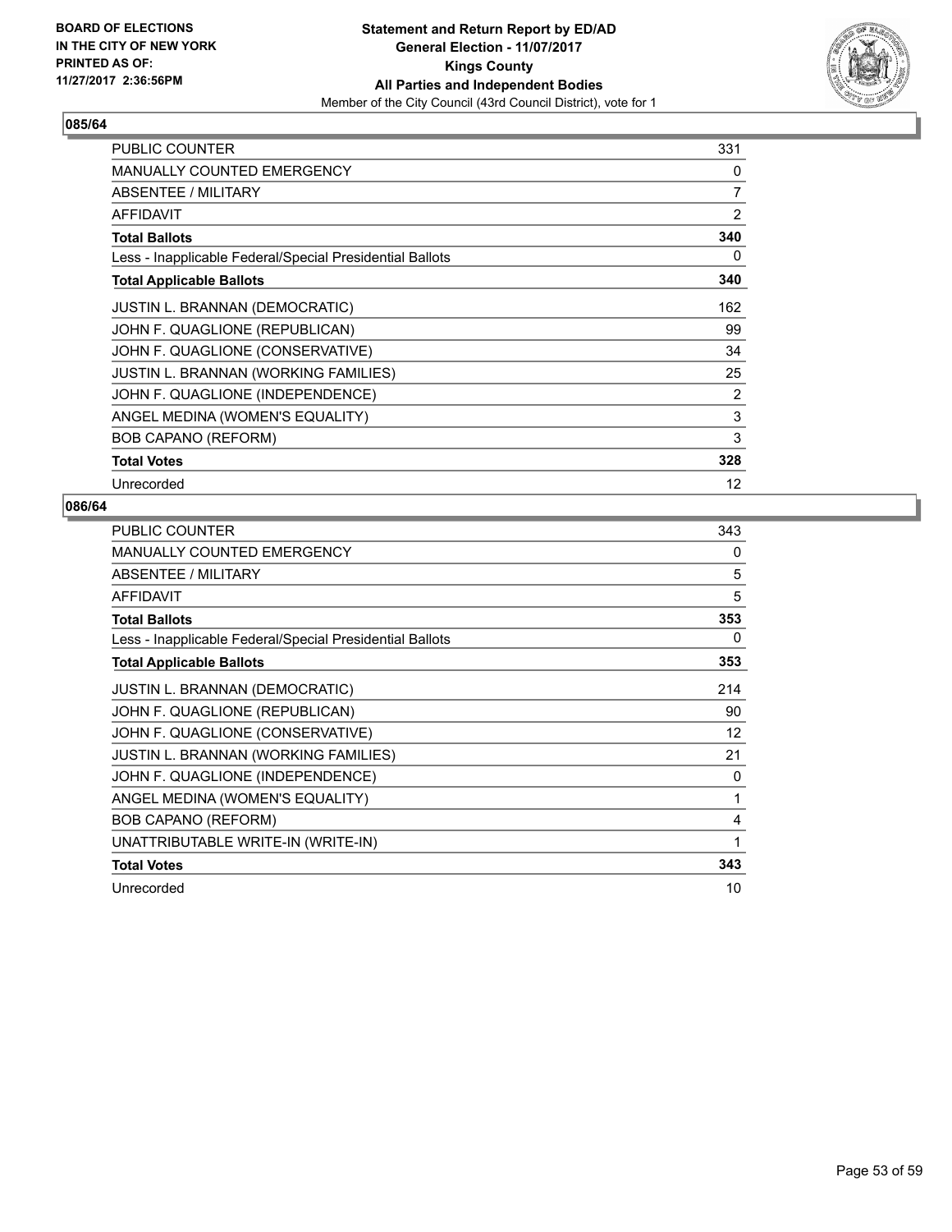**BOARD OF ELECTIONS IN THE CITY OF NEW YORK PRINTED AS OF: 11/27/2017 2:36:56PM**

**Statement and Return Report by ED/AD General Election - 11/07/2017 Kings County All Parties and Independent Bodies**

Member of the City Council (43rd Council District), vote for 1

## 085/64

| | |
|---|---|
| PUBLIC COUNTER | 331 |
| MANUALLY COUNTED EMERGENCY | 0 |
| ABSENTEE / MILITARY | 7 |
| AFFIDAVIT | 2 |
| **Total Ballots** | **340** |
| Less - Inapplicable Federal/Special Presidential Ballots | 0 |
| **Total Applicable Ballots** | **340** |
| JUSTIN L. BRANNAN (DEMOCRATIC) | 162 |
| JOHN F. QUAGLIONE (REPUBLICAN) | 99 |
| JOHN F. QUAGLIONE (CONSERVATIVE) | 34 |
| JUSTIN L. BRANNAN (WORKING FAMILIES) | 25 |
| JOHN F. QUAGLIONE (INDEPENDENCE) | 2 |
| ANGEL MEDINA (WOMEN'S EQUALITY) | 3 |
| BOB CAPANO (REFORM) | 3 |
| **Total Votes** | **328** |
| Unrecorded | 12 |

## 086/64

| | |
|---|---|
| PUBLIC COUNTER | 343 |
| MANUALLY COUNTED EMERGENCY | 0 |
| ABSENTEE / MILITARY | 5 |
| AFFIDAVIT | 5 |
| **Total Ballots** | **353** |
| Less - Inapplicable Federal/Special Presidential Ballots | 0 |
| **Total Applicable Ballots** | **353** |
| JUSTIN L. BRANNAN (DEMOCRATIC) | 214 |
| JOHN F. QUAGLIONE (REPUBLICAN) | 90 |
| JOHN F. QUAGLIONE (CONSERVATIVE) | 12 |
| JUSTIN L. BRANNAN (WORKING FAMILIES) | 21 |
| JOHN F. QUAGLIONE (INDEPENDENCE) | 0 |
| ANGEL MEDINA (WOMEN'S EQUALITY) | 1 |
| BOB CAPANO (REFORM) | 4 |
| UNATTRIBUTABLE WRITE-IN (WRITE-IN) | 1 |
| **Total Votes** | **343** |
| Unrecorded | 10 |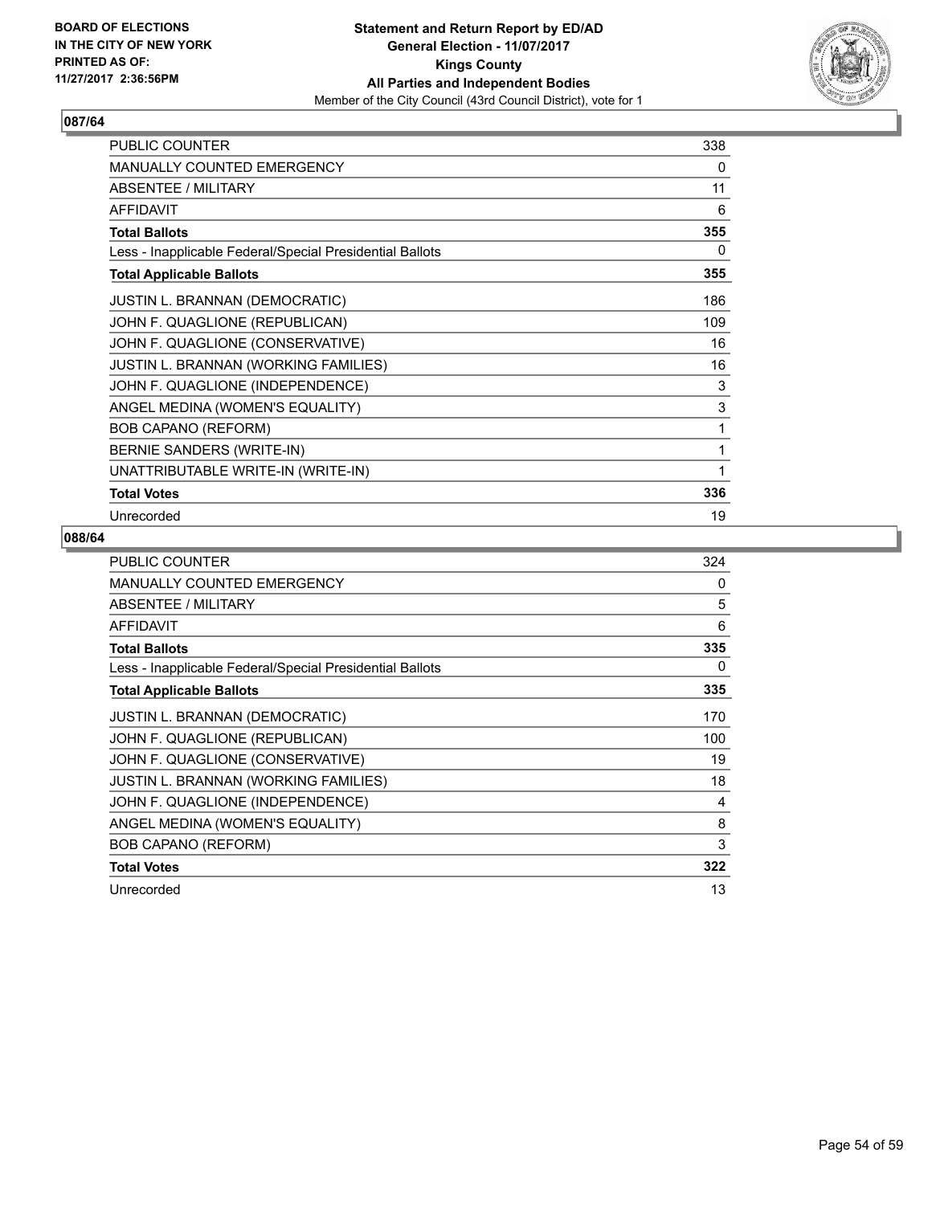BOARD OF ELECTIONS
IN THE CITY OF NEW YORK
PRINTED AS OF:
11/27/2017 2:36:56PM

**Statement and Return Report by ED/AD**
**General Election - 11/07/2017**
**Kings County**
**All Parties and Independent Bodies**
Member of the City Council (43rd Council District), vote for 1

### 087/64

| | |
|---|---|
| PUBLIC COUNTER | 338 |
| MANUALLY COUNTED EMERGENCY | 0 |
| ABSENTEE / MILITARY | 11 |
| AFFIDAVIT | 6 |
| **Total Ballots** | **355** |
| Less - Inapplicable Federal/Special Presidential Ballots | 0 |
| **Total Applicable Ballots** | **355** |
| JUSTIN L. BRANNAN (DEMOCRATIC) | 186 |
| JOHN F. QUAGLIONE (REPUBLICAN) | 109 |
| JOHN F. QUAGLIONE (CONSERVATIVE) | 16 |
| JUSTIN L. BRANNAN (WORKING FAMILIES) | 16 |
| JOHN F. QUAGLIONE (INDEPENDENCE) | 3 |
| ANGEL MEDINA (WOMEN'S EQUALITY) | 3 |
| BOB CAPANO (REFORM) | 1 |
| BERNIE SANDERS (WRITE-IN) | 1 |
| UNATTRIBUTABLE WRITE-IN (WRITE-IN) | 1 |
| **Total Votes** | **336** |
| Unrecorded | 19 |

### 088/64

| | |
|---|---|
| PUBLIC COUNTER | 324 |
| MANUALLY COUNTED EMERGENCY | 0 |
| ABSENTEE / MILITARY | 5 |
| AFFIDAVIT | 6 |
| **Total Ballots** | **335** |
| Less - Inapplicable Federal/Special Presidential Ballots | 0 |
| **Total Applicable Ballots** | **335** |
| JUSTIN L. BRANNAN (DEMOCRATIC) | 170 |
| JOHN F. QUAGLIONE (REPUBLICAN) | 100 |
| JOHN F. QUAGLIONE (CONSERVATIVE) | 19 |
| JUSTIN L. BRANNAN (WORKING FAMILIES) | 18 |
| JOHN F. QUAGLIONE (INDEPENDENCE) | 4 |
| ANGEL MEDINA (WOMEN'S EQUALITY) | 8 |
| BOB CAPANO (REFORM) | 3 |
| **Total Votes** | **322** |
| Unrecorded | 13 |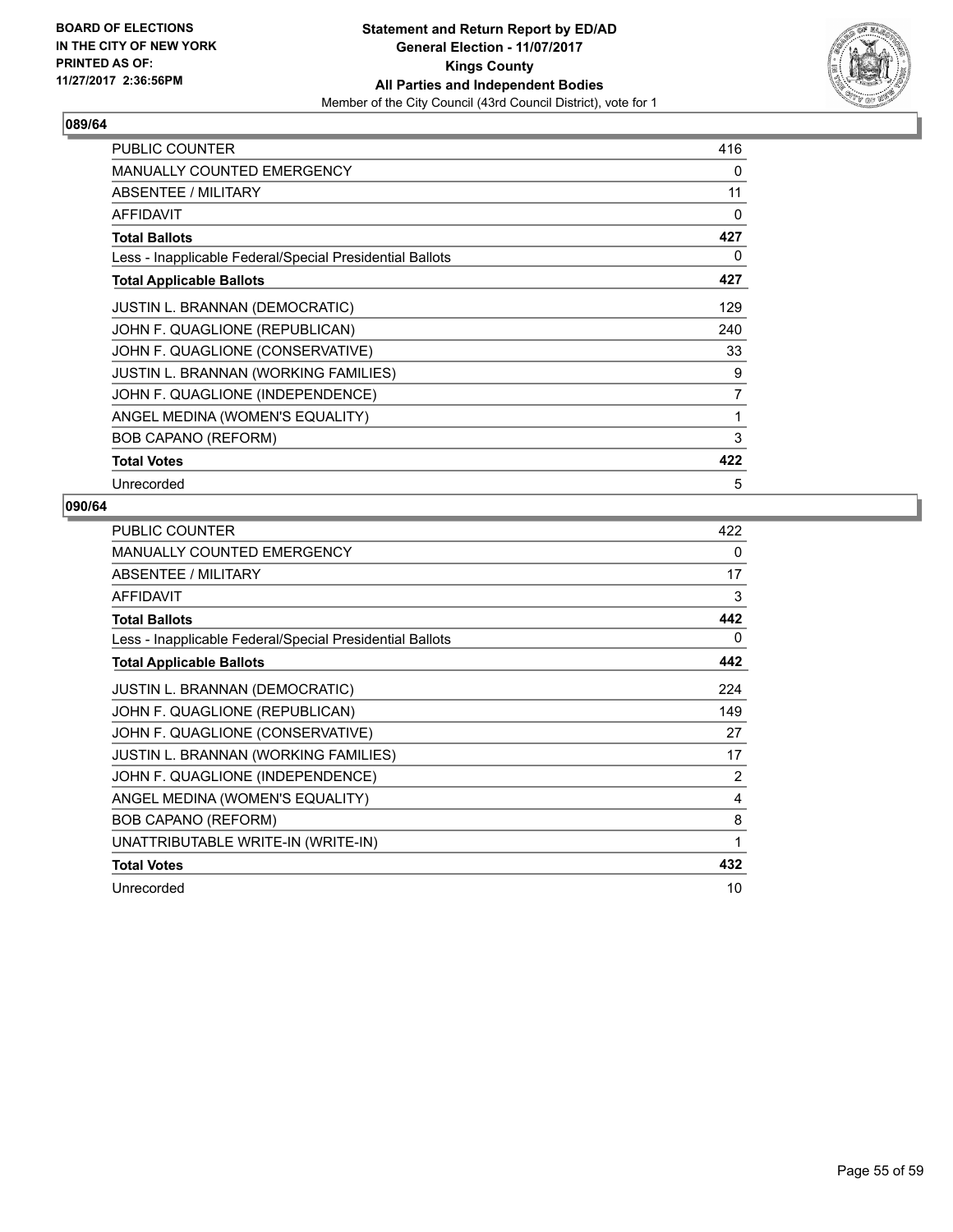BOARD OF ELECTIONS
IN THE CITY OF NEW YORK
PRINTED AS OF:
11/27/2017 2:36:56PM

**Statement and Return Report by ED/AD**
**General Election - 11/07/2017**
**Kings County**
**All Parties and Independent Bodies**
Member of the City Council (43rd Council District), vote for 1

### 089/64

| | |
|---|---|
| PUBLIC COUNTER | 416 |
| MANUALLY COUNTED EMERGENCY | 0 |
| ABSENTEE / MILITARY | 11 |
| AFFIDAVIT | 0 |
| **Total Ballots** | **427** |
| Less - Inapplicable Federal/Special Presidential Ballots | 0 |
| **Total Applicable Ballots** | **427** |
| JUSTIN L. BRANNAN (DEMOCRATIC) | 129 |
| JOHN F. QUAGLIONE (REPUBLICAN) | 240 |
| JOHN F. QUAGLIONE (CONSERVATIVE) | 33 |
| JUSTIN L. BRANNAN (WORKING FAMILIES) | 9 |
| JOHN F. QUAGLIONE (INDEPENDENCE) | 7 |
| ANGEL MEDINA (WOMEN'S EQUALITY) | 1 |
| BOB CAPANO (REFORM) | 3 |
| **Total Votes** | **422** |
| Unrecorded | 5 |

### 090/64

| | |
|---|---|
| PUBLIC COUNTER | 422 |
| MANUALLY COUNTED EMERGENCY | 0 |
| ABSENTEE / MILITARY | 17 |
| AFFIDAVIT | 3 |
| **Total Ballots** | **442** |
| Less - Inapplicable Federal/Special Presidential Ballots | 0 |
| **Total Applicable Ballots** | **442** |
| JUSTIN L. BRANNAN (DEMOCRATIC) | 224 |
| JOHN F. QUAGLIONE (REPUBLICAN) | 149 |
| JOHN F. QUAGLIONE (CONSERVATIVE) | 27 |
| JUSTIN L. BRANNAN (WORKING FAMILIES) | 17 |
| JOHN F. QUAGLIONE (INDEPENDENCE) | 2 |
| ANGEL MEDINA (WOMEN'S EQUALITY) | 4 |
| BOB CAPANO (REFORM) | 8 |
| UNATTRIBUTABLE WRITE-IN (WRITE-IN) | 1 |
| **Total Votes** | **432** |
| Unrecorded | 10 |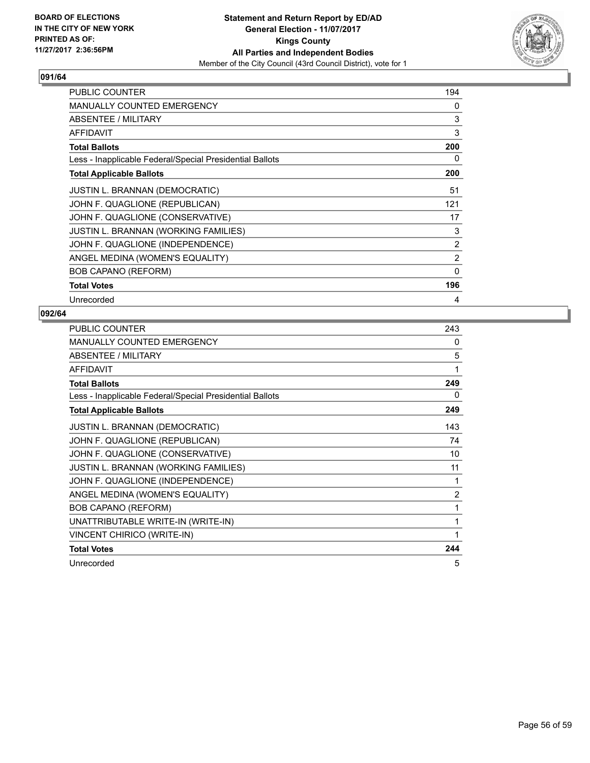**BOARD OF ELECTIONS IN THE CITY OF NEW YORK PRINTED AS OF: 11/27/2017 2:36:56PM**

**Statement and Return Report by ED/AD General Election - 11/07/2017 Kings County All Parties and Independent Bodies**

Member of the City Council (43rd Council District), vote for 1

## 091/64

| | |
|---|---|
| PUBLIC COUNTER | 194 |
| MANUALLY COUNTED EMERGENCY | 0 |
| ABSENTEE / MILITARY | 3 |
| AFFIDAVIT | 3 |
| **Total Ballots** | **200** |
| Less - Inapplicable Federal/Special Presidential Ballots | 0 |
| **Total Applicable Ballots** | **200** |
| JUSTIN L. BRANNAN (DEMOCRATIC) | 51 |
| JOHN F. QUAGLIONE (REPUBLICAN) | 121 |
| JOHN F. QUAGLIONE (CONSERVATIVE) | 17 |
| JUSTIN L. BRANNAN (WORKING FAMILIES) | 3 |
| JOHN F. QUAGLIONE (INDEPENDENCE) | 2 |
| ANGEL MEDINA (WOMEN'S EQUALITY) | 2 |
| BOB CAPANO (REFORM) | 0 |
| **Total Votes** | **196** |
| Unrecorded | 4 |

## 092/64

| | |
|---|---|
| PUBLIC COUNTER | 243 |
| MANUALLY COUNTED EMERGENCY | 0 |
| ABSENTEE / MILITARY | 5 |
| AFFIDAVIT | 1 |
| **Total Ballots** | **249** |
| Less - Inapplicable Federal/Special Presidential Ballots | 0 |
| **Total Applicable Ballots** | **249** |
| JUSTIN L. BRANNAN (DEMOCRATIC) | 143 |
| JOHN F. QUAGLIONE (REPUBLICAN) | 74 |
| JOHN F. QUAGLIONE (CONSERVATIVE) | 10 |
| JUSTIN L. BRANNAN (WORKING FAMILIES) | 11 |
| JOHN F. QUAGLIONE (INDEPENDENCE) | 1 |
| ANGEL MEDINA (WOMEN'S EQUALITY) | 2 |
| BOB CAPANO (REFORM) | 1 |
| UNATTRIBUTABLE WRITE-IN (WRITE-IN) | 1 |
| VINCENT CHIRICO (WRITE-IN) | 1 |
| **Total Votes** | **244** |
| Unrecorded | 5 |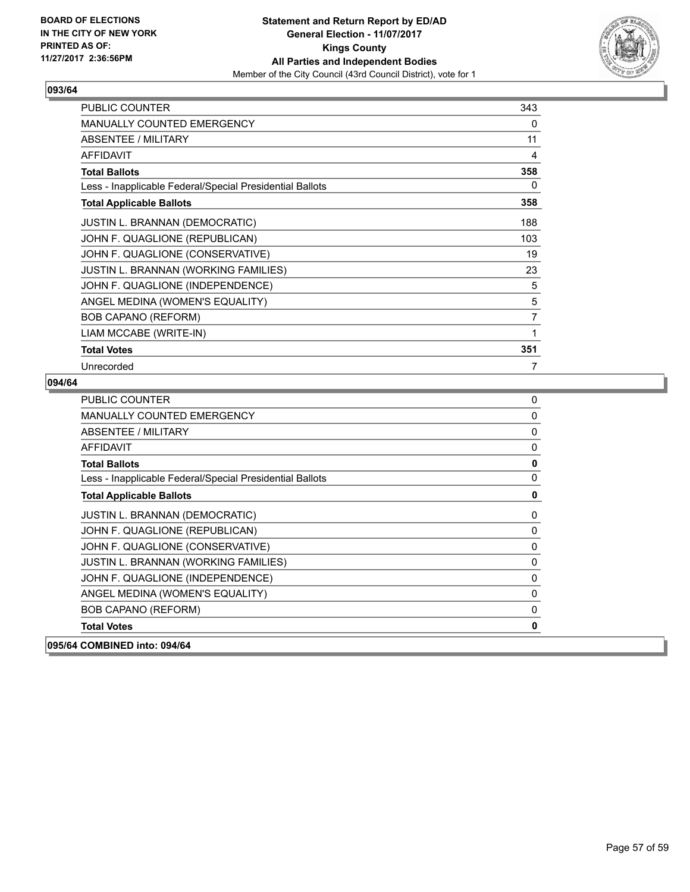BOARD OF ELECTIONS
IN THE CITY OF NEW YORK
PRINTED AS OF:
11/27/2017 2:36:56PM

**Statement and Return Report by ED/AD**
**General Election - 11/07/2017**
**Kings County**
**All Parties and Independent Bodies**
Member of the City Council (43rd Council District), vote for 1

## 093/64

| | |
|---|---|
| PUBLIC COUNTER | 343 |
| MANUALLY COUNTED EMERGENCY | 0 |
| ABSENTEE / MILITARY | 11 |
| AFFIDAVIT | 4 |
| **Total Ballots** | **358** |
| Less - Inapplicable Federal/Special Presidential Ballots | 0 |
| **Total Applicable Ballots** | **358** |
| JUSTIN L. BRANNAN (DEMOCRATIC) | 188 |
| JOHN F. QUAGLIONE (REPUBLICAN) | 103 |
| JOHN F. QUAGLIONE (CONSERVATIVE) | 19 |
| JUSTIN L. BRANNAN (WORKING FAMILIES) | 23 |
| JOHN F. QUAGLIONE (INDEPENDENCE) | 5 |
| ANGEL MEDINA (WOMEN'S EQUALITY) | 5 |
| BOB CAPANO (REFORM) | 7 |
| LIAM MCCABE (WRITE-IN) | 1 |
| **Total Votes** | **351** |
| Unrecorded | 7 |

## 094/64

| | |
|---|---|
| PUBLIC COUNTER | 0 |
| MANUALLY COUNTED EMERGENCY | 0 |
| ABSENTEE / MILITARY | 0 |
| AFFIDAVIT | 0 |
| **Total Ballots** | **0** |
| Less - Inapplicable Federal/Special Presidential Ballots | 0 |
| **Total Applicable Ballots** | **0** |
| JUSTIN L. BRANNAN (DEMOCRATIC) | 0 |
| JOHN F. QUAGLIONE (REPUBLICAN) | 0 |
| JOHN F. QUAGLIONE (CONSERVATIVE) | 0 |
| JUSTIN L. BRANNAN (WORKING FAMILIES) | 0 |
| JOHN F. QUAGLIONE (INDEPENDENCE) | 0 |
| ANGEL MEDINA (WOMEN'S EQUALITY) | 0 |
| BOB CAPANO (REFORM) | 0 |
| **Total Votes** | **0** |

## 095/64 COMBINED into: 094/64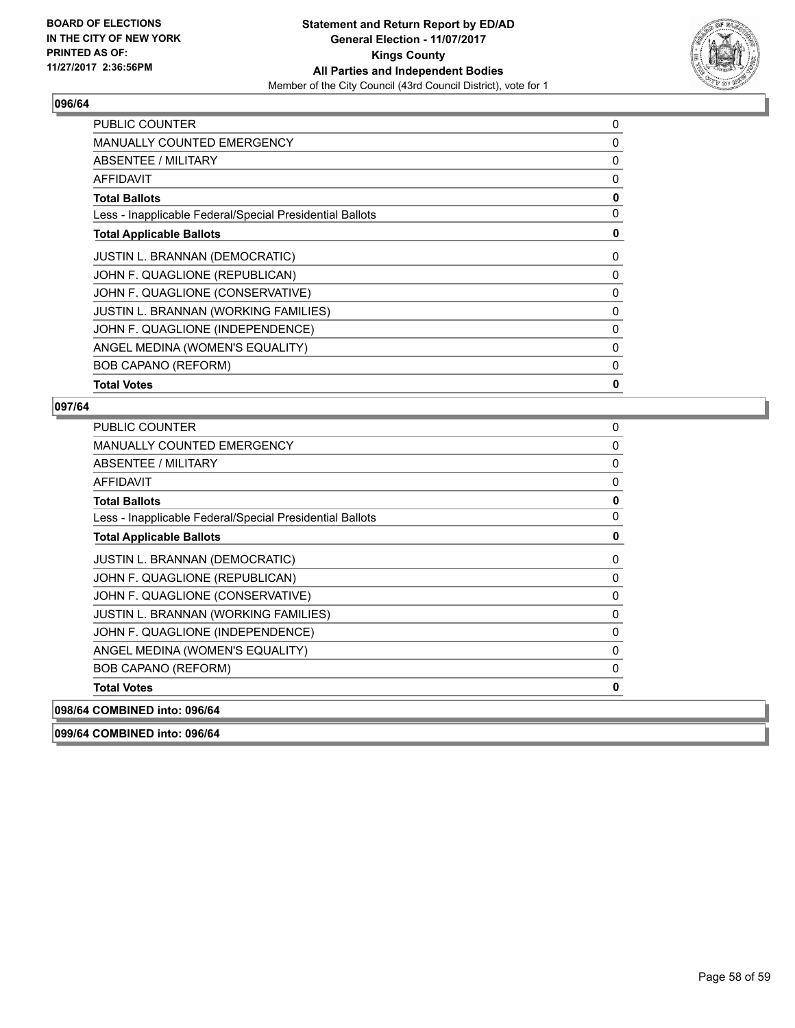**BOARD OF ELECTIONS IN THE CITY OF NEW YORK PRINTED AS OF: 11/27/2017 2:36:56PM**

**Statement and Return Report by ED/AD General Election - 11/07/2017 Kings County All Parties and Independent Bodies**
Member of the City Council (43rd Council District), vote for 1

## 096/64

| | |
|---|---|
| PUBLIC COUNTER | 0 |
| MANUALLY COUNTED EMERGENCY | 0 |
| ABSENTEE / MILITARY | 0 |
| AFFIDAVIT | 0 |
| **Total Ballots** | **0** |
| Less - Inapplicable Federal/Special Presidential Ballots | 0 |
| **Total Applicable Ballots** | **0** |
| JUSTIN L. BRANNAN (DEMOCRATIC) | 0 |
| JOHN F. QUAGLIONE (REPUBLICAN) | 0 |
| JOHN F. QUAGLIONE (CONSERVATIVE) | 0 |
| JUSTIN L. BRANNAN (WORKING FAMILIES) | 0 |
| JOHN F. QUAGLIONE (INDEPENDENCE) | 0 |
| ANGEL MEDINA (WOMEN'S EQUALITY) | 0 |
| BOB CAPANO (REFORM) | 0 |
| **Total Votes** | **0** |

## 097/64

| | |
|---|---|
| PUBLIC COUNTER | 0 |
| MANUALLY COUNTED EMERGENCY | 0 |
| ABSENTEE / MILITARY | 0 |
| AFFIDAVIT | 0 |
| **Total Ballots** | **0** |
| Less - Inapplicable Federal/Special Presidential Ballots | 0 |
| **Total Applicable Ballots** | **0** |
| JUSTIN L. BRANNAN (DEMOCRATIC) | 0 |
| JOHN F. QUAGLIONE (REPUBLICAN) | 0 |
| JOHN F. QUAGLIONE (CONSERVATIVE) | 0 |
| JUSTIN L. BRANNAN (WORKING FAMILIES) | 0 |
| JOHN F. QUAGLIONE (INDEPENDENCE) | 0 |
| ANGEL MEDINA (WOMEN'S EQUALITY) | 0 |
| BOB CAPANO (REFORM) | 0 |
| **Total Votes** | **0** |

**098/64 COMBINED into: 096/64**

**099/64 COMBINED into: 096/64**